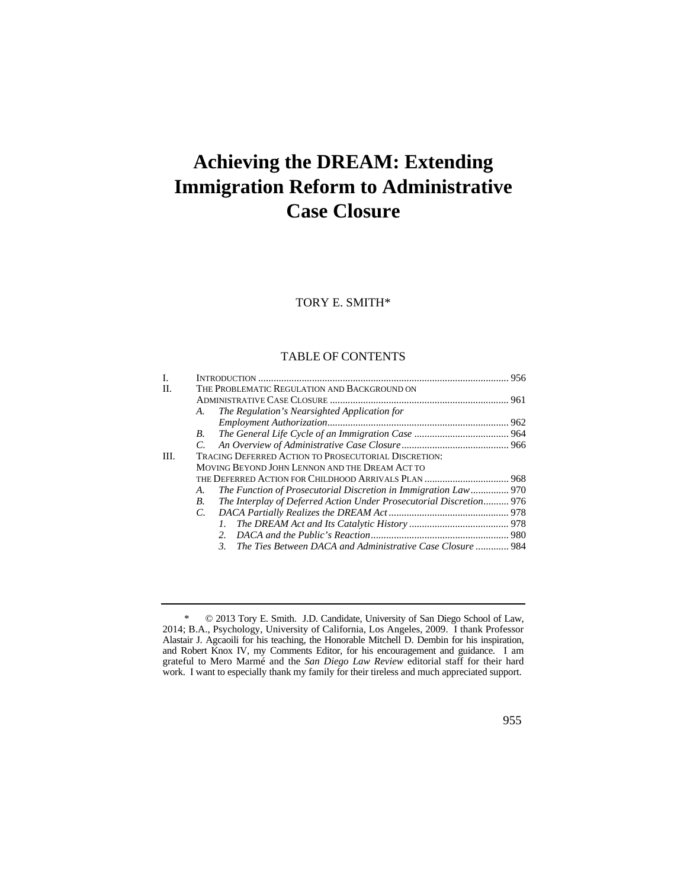# Achieving the DREAM: Extending Immigration Reform to Administrative Case Closure

TORY E. SMITH*

TABLE OF CONTENTS

I. INTRODUCTION .................................................................................................. 956
II. THE PROBLEMATIC REGULATION AND BACKGROUND ON ADMINISTRATIVE CASE CLOSURE ..................................................................... 961
  A. *The Regulation's Nearsighted Application for Employment Authorization*...................................................................... 962
  B. *The General Life Cycle of an Immigration Case* ..................................... 964
  C. *An Overview of Administrative Case Closure*.......................................... 966
III. TRACING DEFERRED ACTION TO PROSECUTORIAL DISCRETION: MOVING BEYOND JOHN LENNON AND THE DREAM ACT TO THE DEFERRED ACTION FOR CHILDHOOD ARRIVALS PLAN ................................. 968
  A. *The Function of Prosecutorial Discretion in Immigration Law*............... 970
  B. *The Interplay of Deferred Action Under Prosecutorial Discretion*.......... 976
  C. *DACA Partially Realizes the DREAM Act* ............................................... 978
    1. *The DREAM Act and Its Catalytic History* ....................................... 978
    2. *DACA and the Public's Reaction*...................................................... 980
    3. *The Ties Between DACA and Administrative Case Closure* ............. 984

---

\* © 2013 Tory E. Smith. J.D. Candidate, University of San Diego School of Law, 2014; B.A., Psychology, University of California, Los Angeles, 2009. I thank Professor Alastair J. Agcaoili for his teaching, the Honorable Mitchell D. Dembin for his inspiration, and Robert Knox IV, my Comments Editor, for his encouragement and guidance. I am grateful to Mero Marmé and the *San Diego Law Review* editorial staff for their hard work. I want to especially thank my family for their tireless and much appreciated support.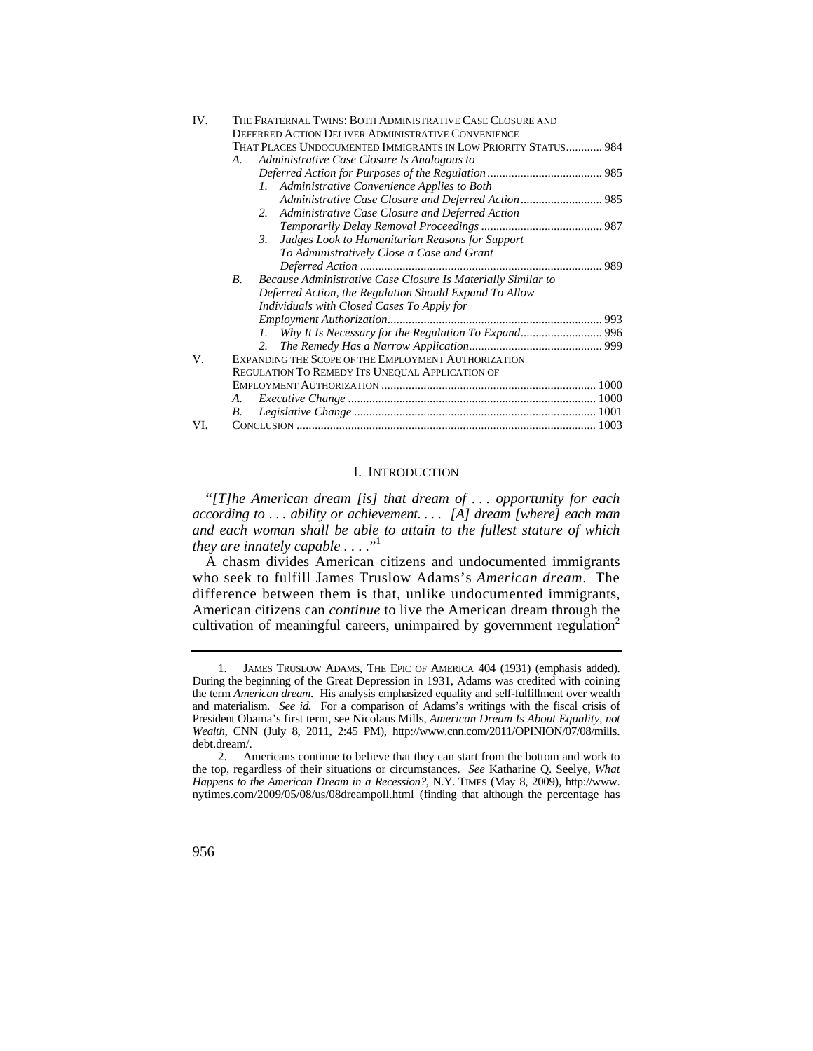IV. THE FRATERNAL TWINS: BOTH ADMINISTRATIVE CASE CLOSURE AND DEFERRED ACTION DELIVER ADMINISTRATIVE CONVENIENCE THAT PLACES UNDOCUMENTED IMMIGRANTS IN LOW PRIORITY STATUS ............ 984
- A. *Administrative Case Closure Is Analogous to Deferred Action for Purposes of the Regulation* ...................................... 985
  - 1. *Administrative Convenience Applies to Both Administrative Case Closure and Deferred Action* ........................... 985
  - 2. *Administrative Case Closure and Deferred Action Temporarily Delay Removal Proceedings* ........................................ 987
  - 3. *Judges Look to Humanitarian Reasons for Support To Administratively Close a Case and Grant Deferred Action* ................................................................................ 989
- B. *Because Administrative Case Closure Is Materially Similar to Deferred Action, the Regulation Should Expand To Allow Individuals with Closed Cases To Apply for Employment Authorization* ....................................................................... 993
  - 1. *Why It Is Necessary for the Regulation To Expand* ........................... 996
  - 2. *The Remedy Has a Narrow Application* ............................................ 999

V. EXPANDING THE SCOPE OF THE EMPLOYMENT AUTHORIZATION REGULATION TO REMEDY ITS UNEQUAL APPLICATION OF EMPLOYMENT AUTHORIZATION ...................................................................... 1000
- A. *Executive Change* ................................................................................. 1000
- B. *Legislative Change* ............................................................................... 1001

VI. CONCLUSION .................................................................................................. 1003

## I. INTRODUCTION

"*[T]he American dream [is] that dream of . . . opportunity for each according to . . . ability or achievement. . . . [A] dream [where] each man and each woman shall be able to attain to the fullest stature of which they are innately capable . . . .*"[1]

A chasm divides American citizens and undocumented immigrants who seek to fulfill James Truslow Adams's *American dream*. The difference between them is that, unlike undocumented immigrants, American citizens can *continue* to live the American dream through the cultivation of meaningful careers, unimpaired by government regulation[2]

---

1. JAMES TRUSLOW ADAMS, THE EPIC OF AMERICA 404 (1931) (emphasis added). During the beginning of the Great Depression in 1931, Adams was credited with coining the term *American dream*. His analysis emphasized equality and self-fulfillment over wealth and materialism. *See id.* For a comparison of Adams's writings with the fiscal crisis of President Obama's first term, see Nicolaus Mills, *American Dream Is About Equality, not Wealth*, CNN (July 8, 2011, 2:45 PM), http://www.cnn.com/2011/OPINION/07/08/mills.debt.dream/.

2. Americans continue to believe that they can start from the bottom and work to the top, regardless of their situations or circumstances. *See* Katharine Q. Seelye, *What Happens to the American Dream in a Recession?*, N.Y. TIMES (May 8, 2009), http://www.nytimes.com/2009/05/08/us/08dreampoll.html (finding that although the percentage has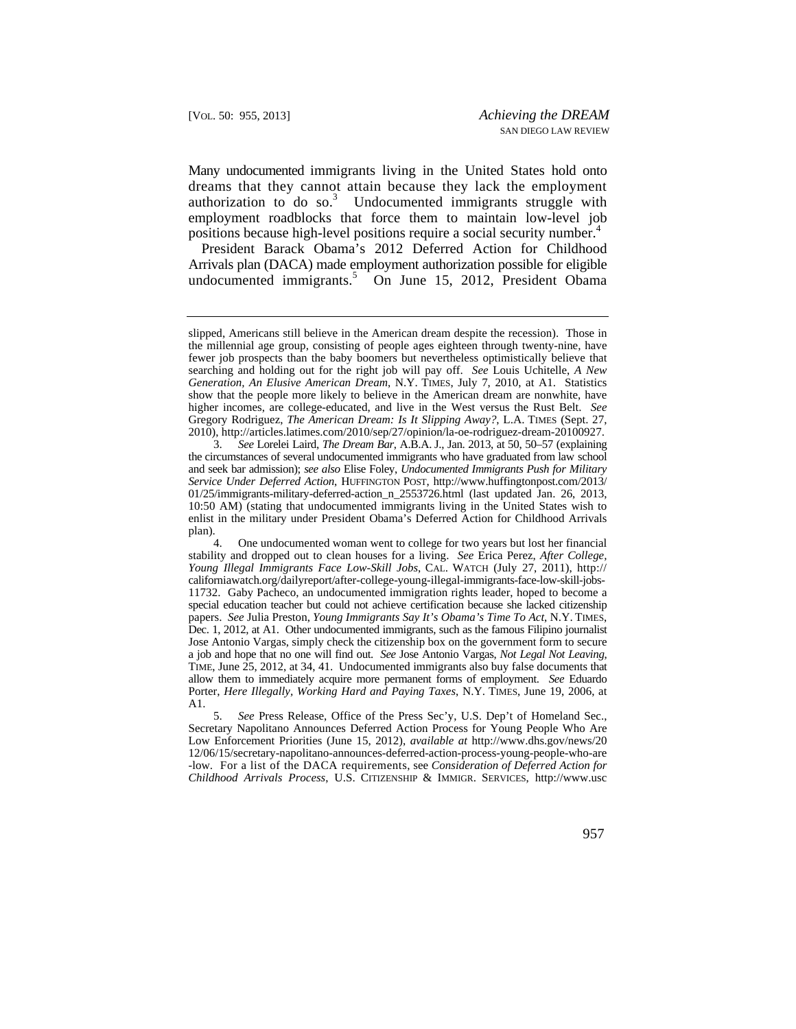Many undocumented immigrants living in the United States hold onto dreams that they cannot attain because they lack the employment authorization to do so.[3] Undocumented immigrants struggle with employment roadblocks that force them to maintain low-level job positions because high-level positions require a social security number.[4]

President Barack Obama's 2012 Deferred Action for Childhood Arrivals plan (DACA) made employment authorization possible for eligible undocumented immigrants.[5] On June 15, 2012, President Obama

---

slipped, Americans still believe in the American dream despite the recession). Those in the millennial age group, consisting of people ages eighteen through twenty-nine, have fewer job prospects than the baby boomers but nevertheless optimistically believe that searching and holding out for the right job will pay off. *See* Louis Uchitelle, *A New Generation, An Elusive American Dream*, N.Y. TIMES, July 7, 2010, at A1. Statistics show that the people more likely to believe in the American dream are nonwhite, have higher incomes, are college-educated, and live in the West versus the Rust Belt. *See* Gregory Rodriguez, *The American Dream: Is It Slipping Away?*, L.A. TIMES (Sept. 27, 2010), http://articles.latimes.com/2010/sep/27/opinion/la-oe-rodriguez-dream-20100927.

3. *See* Lorelei Laird, *The Dream Bar*, A.B.A. J., Jan. 2013, at 50, 50–57 (explaining the circumstances of several undocumented immigrants who have graduated from law school and seek bar admission); *see also* Elise Foley, *Undocumented Immigrants Push for Military Service Under Deferred Action*, HUFFINGTON POST, http://www.huffingtonpost.com/2013/01/25/immigrants-military-deferred-action_n_2553726.html (last updated Jan. 26, 2013, 10:50 AM) (stating that undocumented immigrants living in the United States wish to enlist in the military under President Obama's Deferred Action for Childhood Arrivals plan).

4. One undocumented woman went to college for two years but lost her financial stability and dropped out to clean houses for a living. *See* Erica Perez, *After College, Young Illegal Immigrants Face Low-Skill Jobs*, CAL. WATCH (July 27, 2011), http://californiawatch.org/dailyreport/after-college-young-illegal-immigrants-face-low-skill-jobs-11732. Gaby Pacheco, an undocumented immigration rights leader, hoped to become a special education teacher but could not achieve certification because she lacked citizenship papers. *See* Julia Preston, *Young Immigrants Say It's Obama's Time To Act*, N.Y. TIMES, Dec. 1, 2012, at A1. Other undocumented immigrants, such as the famous Filipino journalist Jose Antonio Vargas, simply check the citizenship box on the government form to secure a job and hope that no one will find out. *See* Jose Antonio Vargas, *Not Legal Not Leaving*, TIME, June 25, 2012, at 34, 41. Undocumented immigrants also buy false documents that allow them to immediately acquire more permanent forms of employment. *See* Eduardo Porter, *Here Illegally, Working Hard and Paying Taxes*, N.Y. TIMES, June 19, 2006, at A1.

5. *See* Press Release, Office of the Press Sec'y, U.S. Dep't of Homeland Sec., Secretary Napolitano Announces Deferred Action Process for Young People Who Are Low Enforcement Priorities (June 15, 2012), *available at* http://www.dhs.gov/news/2012/06/15/secretary-napolitano-announces-deferred-action-process-young-people-who-are-low. For a list of the DACA requirements, see *Consideration of Deferred Action for Childhood Arrivals Process*, U.S. CITIZENSHIP & IMMIGR. SERVICES, http://www.usc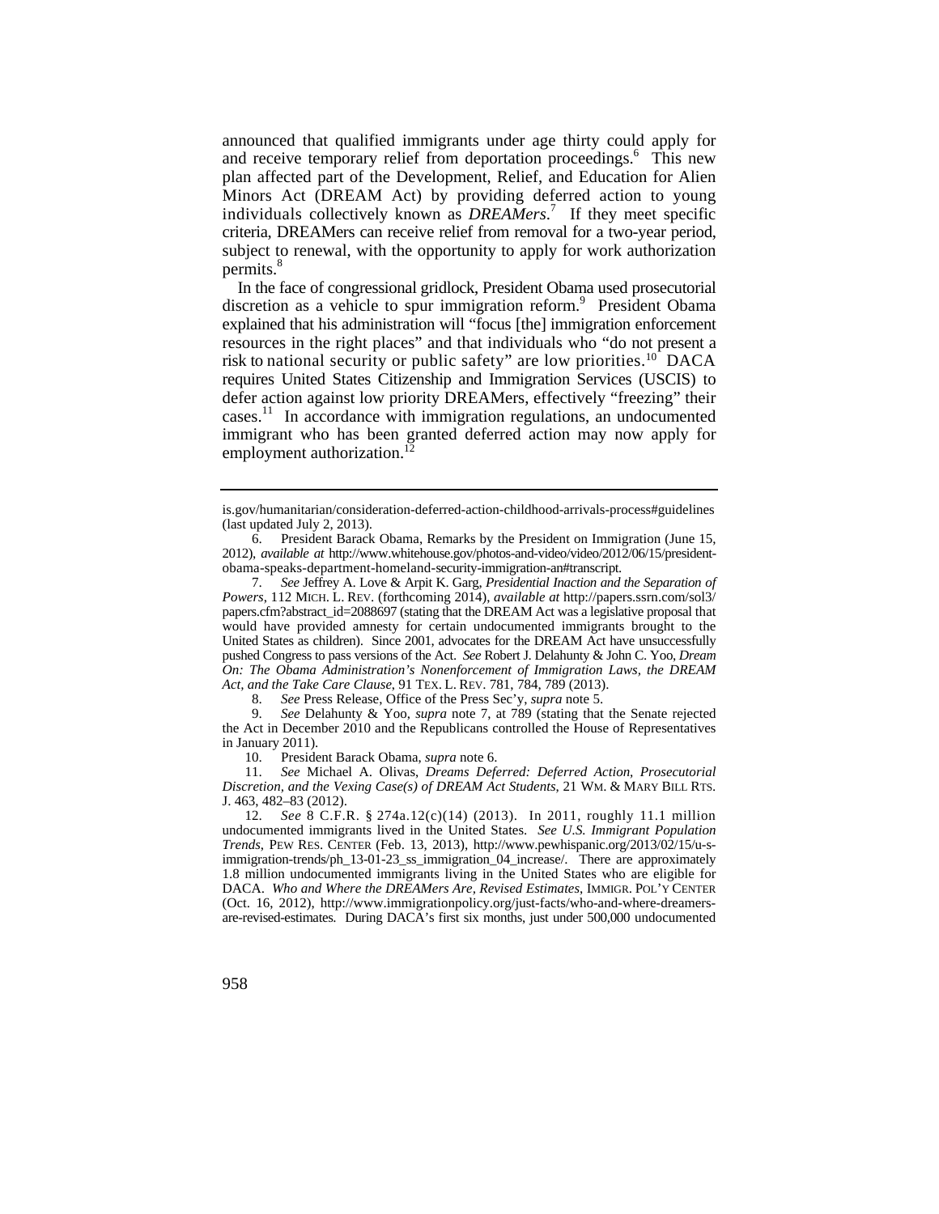announced that qualified immigrants under age thirty could apply for and receive temporary relief from deportation proceedings.[6] This new plan affected part of the Development, Relief, and Education for Alien Minors Act (DREAM Act) by providing deferred action to young individuals collectively known as *DREAMers*.[7] If they meet specific criteria, DREAMers can receive relief from removal for a two-year period, subject to renewal, with the opportunity to apply for work authorization permits.[8]

In the face of congressional gridlock, President Obama used prosecutorial discretion as a vehicle to spur immigration reform.[9] President Obama explained that his administration will "focus [the] immigration enforcement resources in the right places" and that individuals who "do not present a risk to national security or public safety" are low priorities.[10] DACA requires United States Citizenship and Immigration Services (USCIS) to defer action against low priority DREAMers, effectively "freezing" their cases.[11] In accordance with immigration regulations, an undocumented immigrant who has been granted deferred action may now apply for employment authorization.[12]

---

is.gov/humanitarian/consideration-deferred-action-childhood-arrivals-process#guidelines (last updated July 2, 2013).

6. President Barack Obama, Remarks by the President on Immigration (June 15, 2012), *available at* http://www.whitehouse.gov/photos-and-video/video/2012/06/15/president-obama-speaks-department-homeland-security-immigration-an#transcript.

7. *See* Jeffrey A. Love & Arpit K. Garg, *Presidential Inaction and the Separation of Powers*, 112 MICH. L. REV. (forthcoming 2014), *available at* http://papers.ssrn.com/sol3/papers.cfm?abstract_id=2088697 (stating that the DREAM Act was a legislative proposal that would have provided amnesty for certain undocumented immigrants brought to the United States as children). Since 2001, advocates for the DREAM Act have unsuccessfully pushed Congress to pass versions of the Act. *See* Robert J. Delahunty & John C. Yoo, *Dream On: The Obama Administration's Nonenforcement of Immigration Laws, the DREAM Act, and the Take Care Clause*, 91 TEX. L. REV. 781, 784, 789 (2013).

8. *See* Press Release, Office of the Press Sec'y, *supra* note 5.

9. *See* Delahunty & Yoo, *supra* note 7, at 789 (stating that the Senate rejected the Act in December 2010 and the Republicans controlled the House of Representatives in January 2011).

10. President Barack Obama, *supra* note 6.

11. *See* Michael A. Olivas, *Dreams Deferred: Deferred Action, Prosecutorial Discretion, and the Vexing Case(s) of DREAM Act Students*, 21 WM. & MARY BILL RTS. J. 463, 482–83 (2012).

12. *See* 8 C.F.R. § 274a.12(c)(14) (2013). In 2011, roughly 11.1 million undocumented immigrants lived in the United States. *See U.S. Immigrant Population Trends*, PEW RES. CENTER (Feb. 13, 2013), http://www.pewhispanic.org/2013/02/15/u-s-immigration-trends/ph_13-01-23_ss_immigration_04_increase/. There are approximately 1.8 million undocumented immigrants living in the United States who are eligible for DACA. *Who and Where the DREAMers Are, Revised Estimates*, IMMIGR. POL'Y CENTER (Oct. 16, 2012), http://www.immigrationpolicy.org/just-facts/who-and-where-dreamers-are-revised-estimates. During DACA's first six months, just under 500,000 undocumented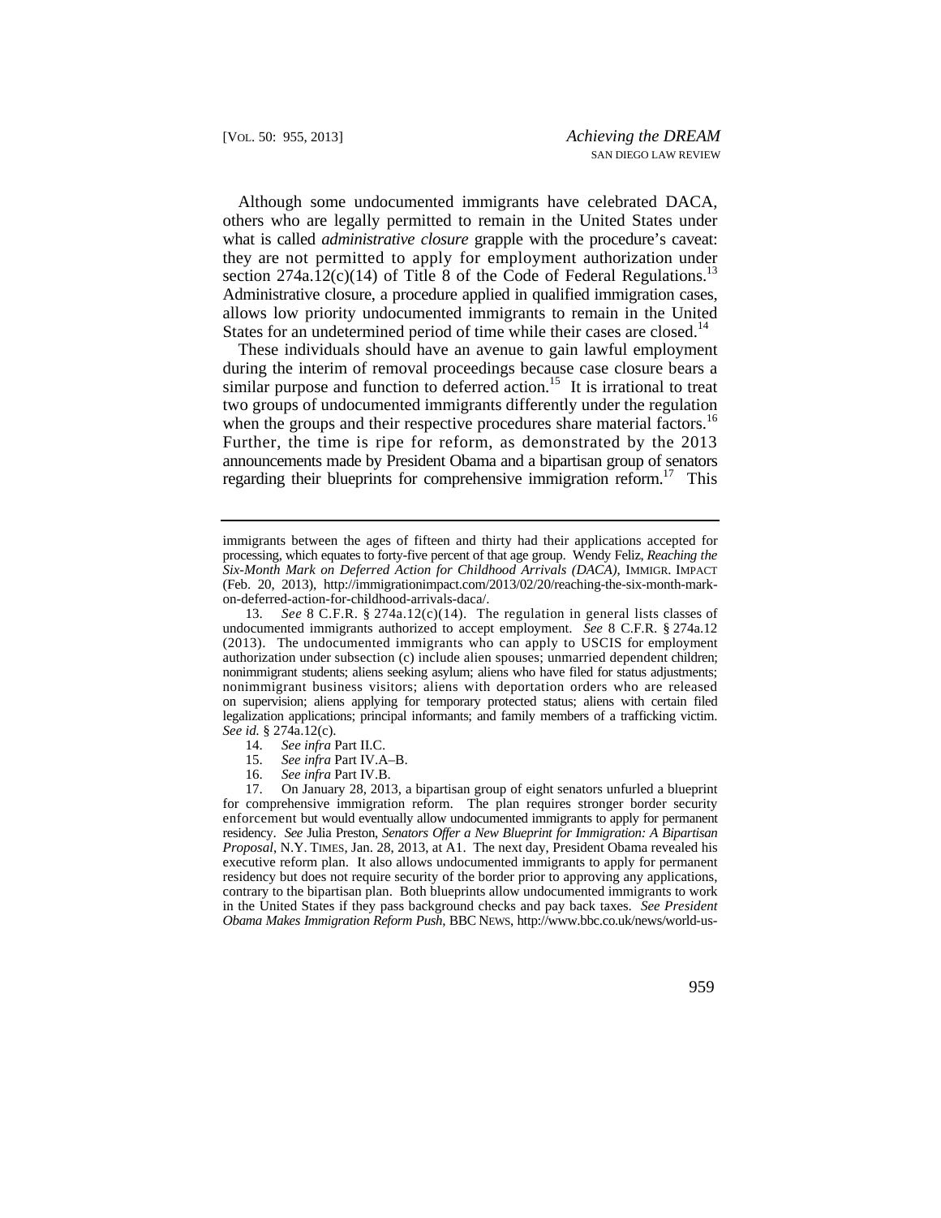Although some undocumented immigrants have celebrated DACA, others who are legally permitted to remain in the United States under what is called *administrative closure* grapple with the procedure's caveat: they are not permitted to apply for employment authorization under section 274a.12(c)(14) of Title 8 of the Code of Federal Regulations.[13] Administrative closure, a procedure applied in qualified immigration cases, allows low priority undocumented immigrants to remain in the United States for an undetermined period of time while their cases are closed.[14]

These individuals should have an avenue to gain lawful employment during the interim of removal proceedings because case closure bears a similar purpose and function to deferred action.[15] It is irrational to treat two groups of undocumented immigrants differently under the regulation when the groups and their respective procedures share material factors.[16] Further, the time is ripe for reform, as demonstrated by the 2013 announcements made by President Obama and a bipartisan group of senators regarding their blueprints for comprehensive immigration reform.[17] This

---

immigrants between the ages of fifteen and thirty had their applications accepted for processing, which equates to forty-five percent of that age group. Wendy Feliz, *Reaching the Six-Month Mark on Deferred Action for Childhood Arrivals (DACA)*, IMMIGR. IMPACT (Feb. 20, 2013), http://immigrationimpact.com/2013/02/20/reaching-the-six-month-mark-on-deferred-action-for-childhood-arrivals-daca/.

13. *See* 8 C.F.R. § 274a.12(c)(14). The regulation in general lists classes of undocumented immigrants authorized to accept employment. *See* 8 C.F.R. § 274a.12 (2013). The undocumented immigrants who can apply to USCIS for employment authorization under subsection (c) include alien spouses; unmarried dependent children; nonimmigrant students; aliens seeking asylum; aliens who have filed for status adjustments; nonimmigrant business visitors; aliens with deportation orders who are released on supervision; aliens applying for temporary protected status; aliens with certain filed legalization applications; principal informants; and family members of a trafficking victim. *See id.* § 274a.12(c).

14. *See infra* Part II.C.

15. *See infra* Part IV.A–B.

16. *See infra* Part IV.B.

17. On January 28, 2013, a bipartisan group of eight senators unfurled a blueprint for comprehensive immigration reform. The plan requires stronger border security enforcement but would eventually allow undocumented immigrants to apply for permanent residency. *See* Julia Preston, *Senators Offer a New Blueprint for Immigration: A Bipartisan Proposal*, N.Y. TIMES, Jan. 28, 2013, at A1. The next day, President Obama revealed his executive reform plan. It also allows undocumented immigrants to apply for permanent residency but does not require security of the border prior to approving any applications, contrary to the bipartisan plan. Both blueprints allow undocumented immigrants to work in the United States if they pass background checks and pay back taxes. *See President Obama Makes Immigration Reform Push*, BBC NEWS, http://www.bbc.co.uk/news/world-us-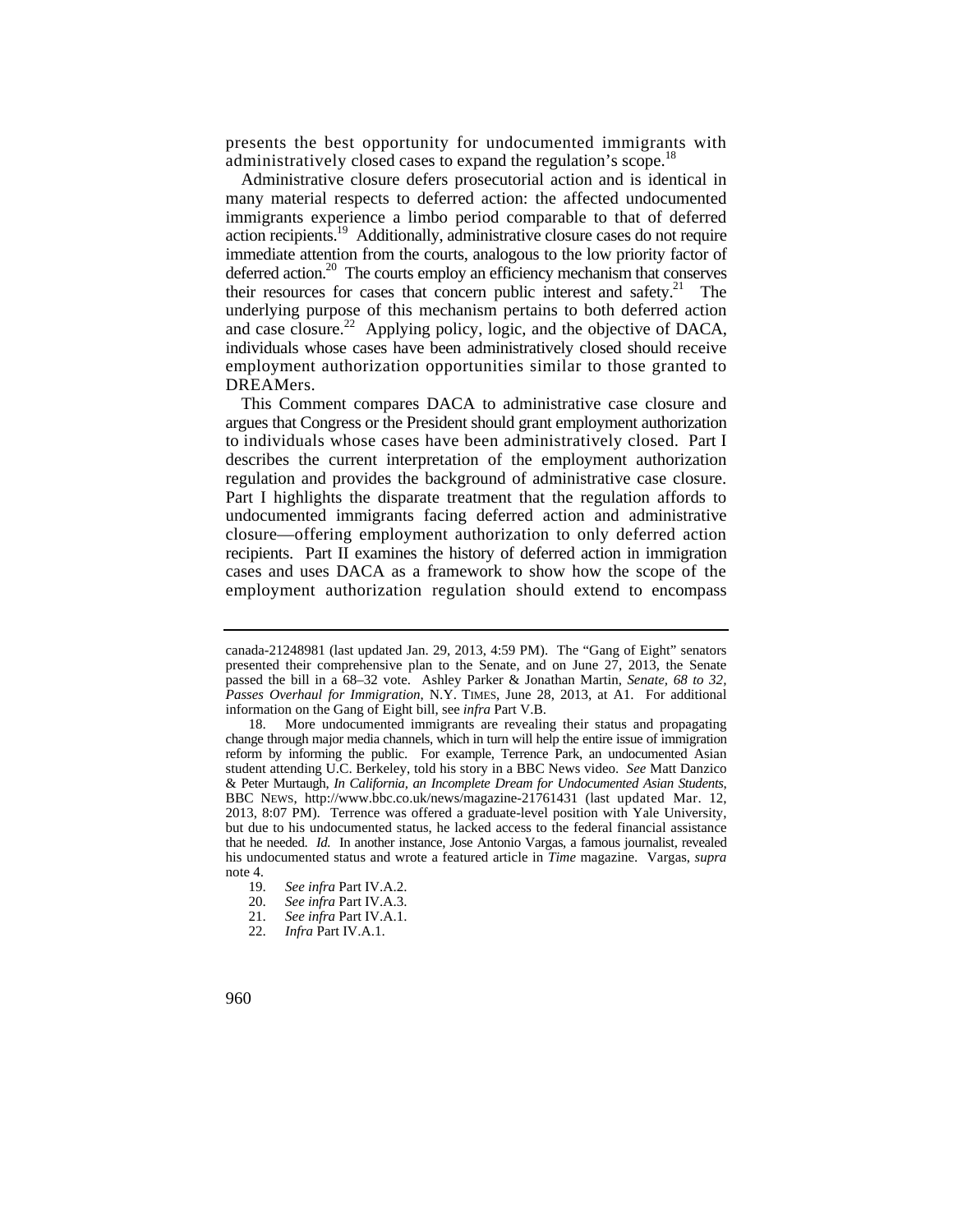presents the best opportunity for undocumented immigrants with administratively closed cases to expand the regulation's scope.[18]

Administrative closure defers prosecutorial action and is identical in many material respects to deferred action: the affected undocumented immigrants experience a limbo period comparable to that of deferred action recipients.[19] Additionally, administrative closure cases do not require immediate attention from the courts, analogous to the low priority factor of deferred action.[20] The courts employ an efficiency mechanism that conserves their resources for cases that concern public interest and safety.[21] The underlying purpose of this mechanism pertains to both deferred action and case closure.[22] Applying policy, logic, and the objective of DACA, individuals whose cases have been administratively closed should receive employment authorization opportunities similar to those granted to DREAMers.

This Comment compares DACA to administrative case closure and argues that Congress or the President should grant employment authorization to individuals whose cases have been administratively closed. Part I describes the current interpretation of the employment authorization regulation and provides the background of administrative case closure. Part I highlights the disparate treatment that the regulation affords to undocumented immigrants facing deferred action and administrative closure—offering employment authorization to only deferred action recipients. Part II examines the history of deferred action in immigration cases and uses DACA as a framework to show how the scope of the employment authorization regulation should extend to encompass

---

canada-21248981 (last updated Jan. 29, 2013, 4:59 PM). The "Gang of Eight" senators presented their comprehensive plan to the Senate, and on June 27, 2013, the Senate passed the bill in a 68–32 vote. Ashley Parker & Jonathan Martin, *Senate, 68 to 32, Passes Overhaul for Immigration*, N.Y. TIMES, June 28, 2013, at A1. For additional information on the Gang of Eight bill, see *infra* Part V.B.

18. More undocumented immigrants are revealing their status and propagating change through major media channels, which in turn will help the entire issue of immigration reform by informing the public. For example, Terrence Park, an undocumented Asian student attending U.C. Berkeley, told his story in a BBC News video. *See* Matt Danzico & Peter Murtaugh, *In California, an Incomplete Dream for Undocumented Asian Students*, BBC NEWS, http://www.bbc.co.uk/news/magazine-21761431 (last updated Mar. 12, 2013, 8:07 PM). Terrence was offered a graduate-level position with Yale University, but due to his undocumented status, he lacked access to the federal financial assistance that he needed. *Id.* In another instance, Jose Antonio Vargas, a famous journalist, revealed his undocumented status and wrote a featured article in *Time* magazine. Vargas, *supra* note 4.

19. *See infra* Part IV.A.2.

20. *See infra* Part IV.A.3.

21. *See infra* Part IV.A.1.

22. *Infra* Part IV.A.1.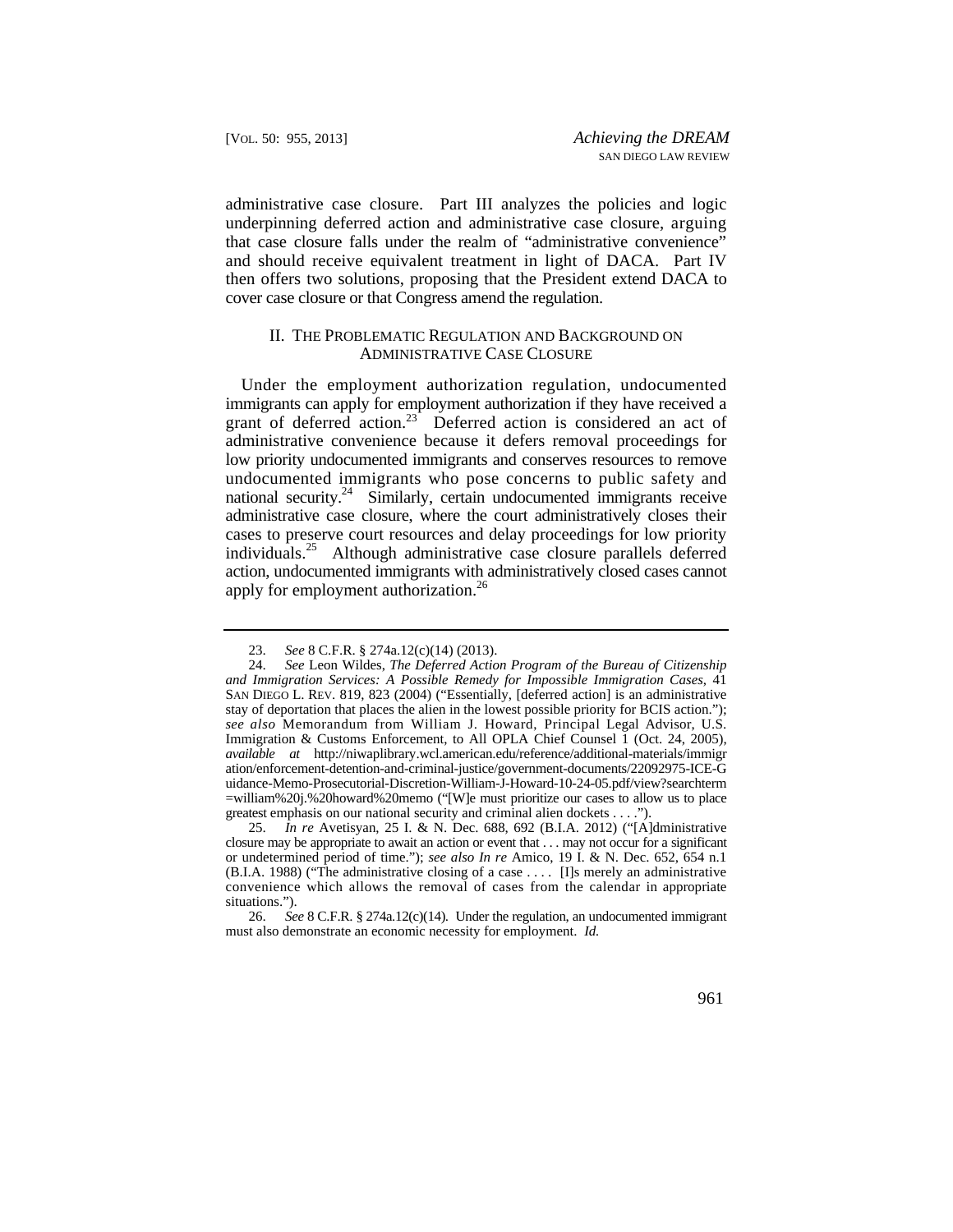administrative case closure. Part III analyzes the policies and logic underpinning deferred action and administrative case closure, arguing that case closure falls under the realm of "administrative convenience" and should receive equivalent treatment in light of DACA. Part IV then offers two solutions, proposing that the President extend DACA to cover case closure or that Congress amend the regulation.

## II. The Problematic Regulation and Background on Administrative Case Closure

Under the employment authorization regulation, undocumented immigrants can apply for employment authorization if they have received a grant of deferred action.[23] Deferred action is considered an act of administrative convenience because it defers removal proceedings for low priority undocumented immigrants and conserves resources to remove undocumented immigrants who pose concerns to public safety and national security.[24] Similarly, certain undocumented immigrants receive administrative case closure, where the court administratively closes their cases to preserve court resources and delay proceedings for low priority individuals.[25] Although administrative case closure parallels deferred action, undocumented immigrants with administratively closed cases cannot apply for employment authorization.[26]

---

23. *See* 8 C.F.R. § 274a.12(c)(14) (2013).

24. *See* Leon Wildes, *The Deferred Action Program of the Bureau of Citizenship and Immigration Services: A Possible Remedy for Impossible Immigration Cases*, 41 San Diego L. Rev. 819, 823 (2004) ("Essentially, [deferred action] is an administrative stay of deportation that places the alien in the lowest possible priority for BCIS action."); *see also* Memorandum from William J. Howard, Principal Legal Advisor, U.S. Immigration & Customs Enforcement, to All OPLA Chief Counsel 1 (Oct. 24, 2005), *available at* http://niwaplibrary.wcl.american.edu/reference/additional-materials/immigration/enforcement-detention-and-criminal-justice/government-documents/22092975-ICE-Guidance-Memo-Prosecutorial-Discretion-William-J-Howard-10-24-05.pdf/view?searchterm=william%20j.%20howard%20memo ("[W]e must prioritize our cases to allow us to place greatest emphasis on our national security and criminal alien dockets . . . .").

25. *In re* Avetisyan, 25 I. & N. Dec. 688, 692 (B.I.A. 2012) ("[A]dministrative closure may be appropriate to await an action or event that . . . may not occur for a significant or undetermined period of time."); *see also In re* Amico, 19 I. & N. Dec. 652, 654 n.1 (B.I.A. 1988) ("The administrative closing of a case . . . . [I]s merely an administrative convenience which allows the removal of cases from the calendar in appropriate situations.").

26. *See* 8 C.F.R. § 274a.12(c)(14). Under the regulation, an undocumented immigrant must also demonstrate an economic necessity for employment. *Id.*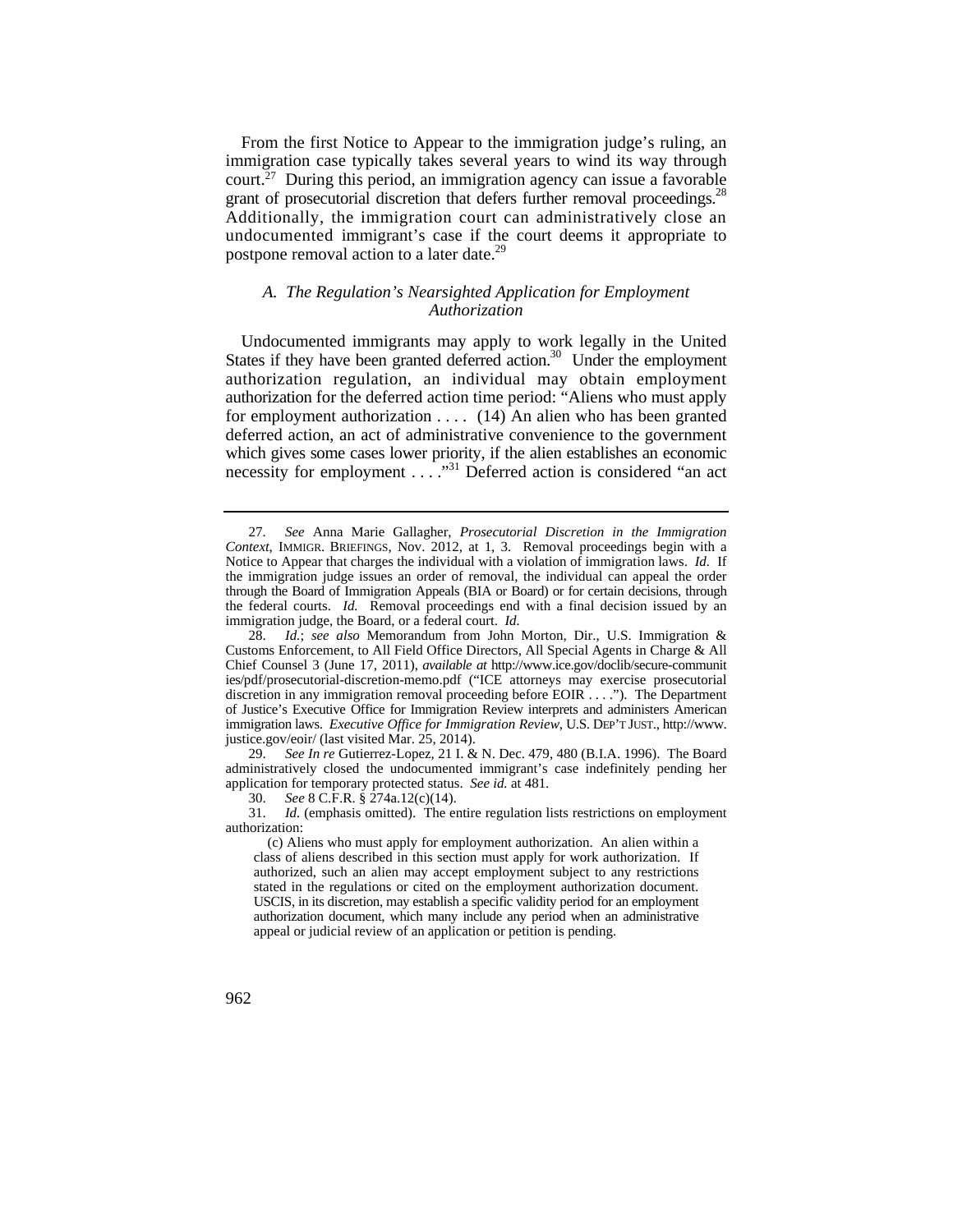From the first Notice to Appear to the immigration judge's ruling, an immigration case typically takes several years to wind its way through court.[27] During this period, an immigration agency can issue a favorable grant of prosecutorial discretion that defers further removal proceedings.[28] Additionally, the immigration court can administratively close an undocumented immigrant's case if the court deems it appropriate to postpone removal action to a later date.[29]

### *A. The Regulation's Nearsighted Application for Employment Authorization*

Undocumented immigrants may apply to work legally in the United States if they have been granted deferred action.[30] Under the employment authorization regulation, an individual may obtain employment authorization for the deferred action time period: "Aliens who must apply for employment authorization . . . . (14) An alien who has been granted deferred action, an act of administrative convenience to the government which gives some cases lower priority, if the alien establishes an economic necessity for employment . . . ."[31] Deferred action is considered "an act

---

27. *See* Anna Marie Gallagher, *Prosecutorial Discretion in the Immigration Context*, IMMIGR. BRIEFINGS, Nov. 2012, at 1, 3. Removal proceedings begin with a Notice to Appear that charges the individual with a violation of immigration laws. *Id.* If the immigration judge issues an order of removal, the individual can appeal the order through the Board of Immigration Appeals (BIA or Board) or for certain decisions, through the federal courts. *Id.* Removal proceedings end with a final decision issued by an immigration judge, the Board, or a federal court. *Id.*

28. *Id.*; *see also* Memorandum from John Morton, Dir., U.S. Immigration & Customs Enforcement, to All Field Office Directors, All Special Agents in Charge & All Chief Counsel 3 (June 17, 2011), *available at* http://www.ice.gov/doclib/secure-communities/pdf/prosecutorial-discretion-memo.pdf ("ICE attorneys may exercise prosecutorial discretion in any immigration removal proceeding before EOIR . . . ."). The Department of Justice's Executive Office for Immigration Review interprets and administers American immigration laws. *Executive Office for Immigration Review*, U.S. DEP'T JUST., http://www.justice.gov/eoir/ (last visited Mar. 25, 2014).

29. *See In re* Gutierrez-Lopez, 21 I. & N. Dec. 479, 480 (B.I.A. 1996). The Board administratively closed the undocumented immigrant's case indefinitely pending her application for temporary protected status. *See id.* at 481.

30. *See* 8 C.F.R. § 274a.12(c)(14).

31. *Id.* (emphasis omitted). The entire regulation lists restrictions on employment authorization:

> (c) Aliens who must apply for employment authorization. An alien within a class of aliens described in this section must apply for work authorization. If authorized, such an alien may accept employment subject to any restrictions stated in the regulations or cited on the employment authorization document. USCIS, in its discretion, may establish a specific validity period for an employment authorization document, which many include any period when an administrative appeal or judicial review of an application or petition is pending.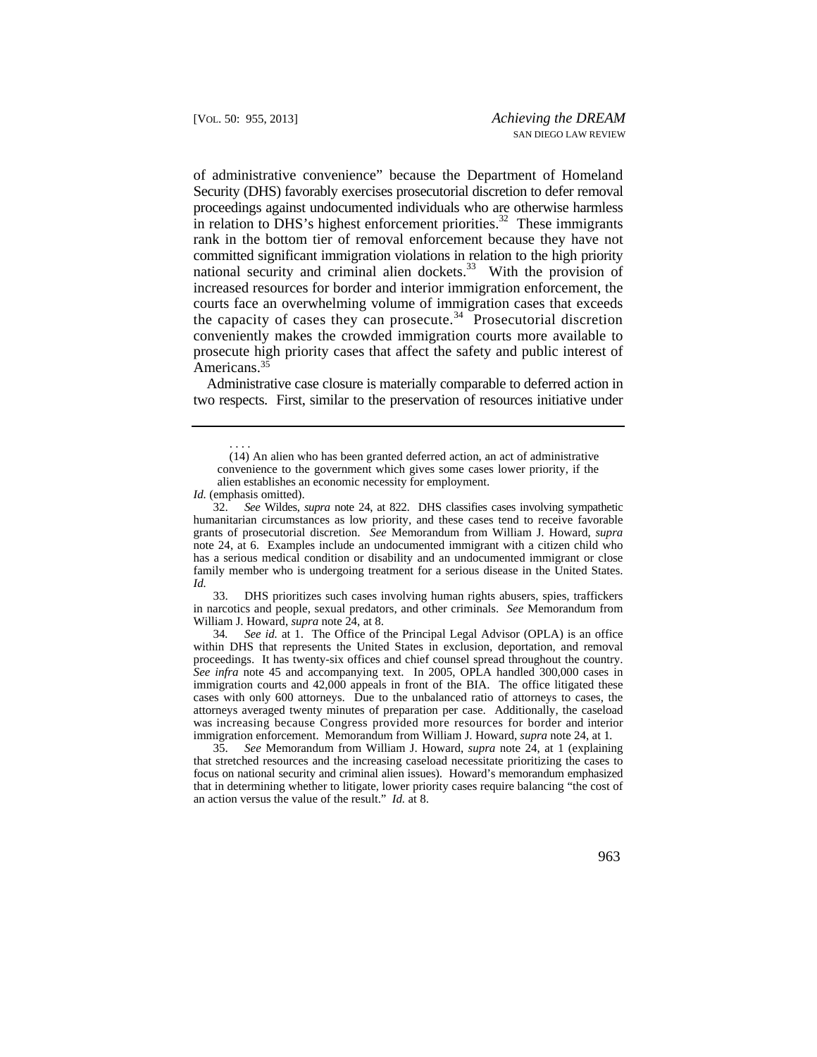of administrative convenience" because the Department of Homeland Security (DHS) favorably exercises prosecutorial discretion to defer removal proceedings against undocumented individuals who are otherwise harmless in relation to DHS's highest enforcement priorities.[32] These immigrants rank in the bottom tier of removal enforcement because they have not committed significant immigration violations in relation to the high priority national security and criminal alien dockets.[33] With the provision of increased resources for border and interior immigration enforcement, the courts face an overwhelming volume of immigration cases that exceeds the capacity of cases they can prosecute.[34] Prosecutorial discretion conveniently makes the crowded immigration courts more available to prosecute high priority cases that affect the safety and public interest of Americans.[35]

Administrative case closure is materially comparable to deferred action in two respects. First, similar to the preservation of resources initiative under

---

. . . .

(14) An alien who has been granted deferred action, an act of administrative convenience to the government which gives some cases lower priority, if the alien establishes an economic necessity for employment.

*Id.* (emphasis omitted).

32. *See* Wildes, *supra* note 24, at 822. DHS classifies cases involving sympathetic humanitarian circumstances as low priority, and these cases tend to receive favorable grants of prosecutorial discretion. *See* Memorandum from William J. Howard, *supra* note 24, at 6. Examples include an undocumented immigrant with a citizen child who has a serious medical condition or disability and an undocumented immigrant or close family member who is undergoing treatment for a serious disease in the United States. *Id.*

33. DHS prioritizes such cases involving human rights abusers, spies, traffickers in narcotics and people, sexual predators, and other criminals. *See* Memorandum from William J. Howard, *supra* note 24, at 8.

34. *See id.* at 1. The Office of the Principal Legal Advisor (OPLA) is an office within DHS that represents the United States in exclusion, deportation, and removal proceedings. It has twenty-six offices and chief counsel spread throughout the country. *See infra* note 45 and accompanying text. In 2005, OPLA handled 300,000 cases in immigration courts and 42,000 appeals in front of the BIA. The office litigated these cases with only 600 attorneys. Due to the unbalanced ratio of attorneys to cases, the attorneys averaged twenty minutes of preparation per case. Additionally, the caseload was increasing because Congress provided more resources for border and interior immigration enforcement. Memorandum from William J. Howard, *supra* note 24, at 1.

35. *See* Memorandum from William J. Howard, *supra* note 24, at 1 (explaining that stretched resources and the increasing caseload necessitate prioritizing the cases to focus on national security and criminal alien issues). Howard's memorandum emphasized that in determining whether to litigate, lower priority cases require balancing "the cost of an action versus the value of the result." *Id.* at 8.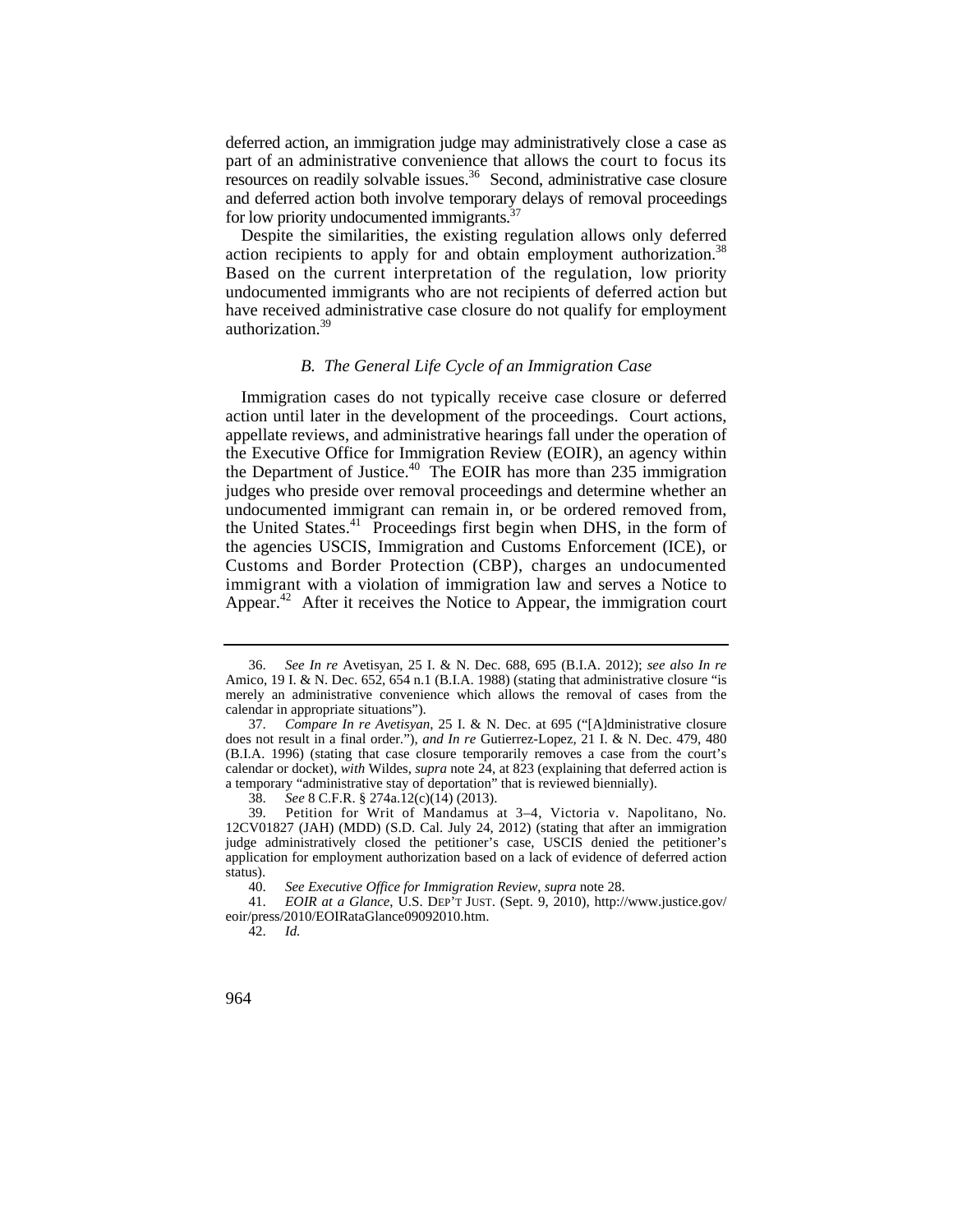deferred action, an immigration judge may administratively close a case as part of an administrative convenience that allows the court to focus its resources on readily solvable issues.[36] Second, administrative case closure and deferred action both involve temporary delays of removal proceedings for low priority undocumented immigrants.[37]

Despite the similarities, the existing regulation allows only deferred action recipients to apply for and obtain employment authorization.[38] Based on the current interpretation of the regulation, low priority undocumented immigrants who are not recipients of deferred action but have received administrative case closure do not qualify for employment authorization.[39]

### *B. The General Life Cycle of an Immigration Case*

Immigration cases do not typically receive case closure or deferred action until later in the development of the proceedings. Court actions, appellate reviews, and administrative hearings fall under the operation of the Executive Office for Immigration Review (EOIR), an agency within the Department of Justice.[40] The EOIR has more than 235 immigration judges who preside over removal proceedings and determine whether an undocumented immigrant can remain in, or be ordered removed from, the United States.[41] Proceedings first begin when DHS, in the form of the agencies USCIS, Immigration and Customs Enforcement (ICE), or Customs and Border Protection (CBP), charges an undocumented immigrant with a violation of immigration law and serves a Notice to Appear.[42] After it receives the Notice to Appear, the immigration court

---

36. *See In re* Avetisyan, 25 I. & N. Dec. 688, 695 (B.I.A. 2012); *see also In re* Amico, 19 I. & N. Dec. 652, 654 n.1 (B.I.A. 1988) (stating that administrative closure "is merely an administrative convenience which allows the removal of cases from the calendar in appropriate situations").

37. *Compare In re Avetisyan*, 25 I. & N. Dec. at 695 ("[A]dministrative closure does not result in a final order."), *and In re* Gutierrez-Lopez, 21 I. & N. Dec. 479, 480 (B.I.A. 1996) (stating that case closure temporarily removes a case from the court's calendar or docket), *with* Wildes, *supra* note 24, at 823 (explaining that deferred action is a temporary "administrative stay of deportation" that is reviewed biennially).

38. *See* 8 C.F.R. § 274a.12(c)(14) (2013).

39. Petition for Writ of Mandamus at 3–4, Victoria v. Napolitano, No. 12CV01827 (JAH) (MDD) (S.D. Cal. July 24, 2012) (stating that after an immigration judge administratively closed the petitioner's case, USCIS denied the petitioner's application for employment authorization based on a lack of evidence of deferred action status).

40. *See Executive Office for Immigration Review*, *supra* note 28.

41. *EOIR at a Glance*, U.S. DEP'T JUST. (Sept. 9, 2010), http://www.justice.gov/eoir/press/2010/EOIRataGlance09092010.htm.

42. *Id.*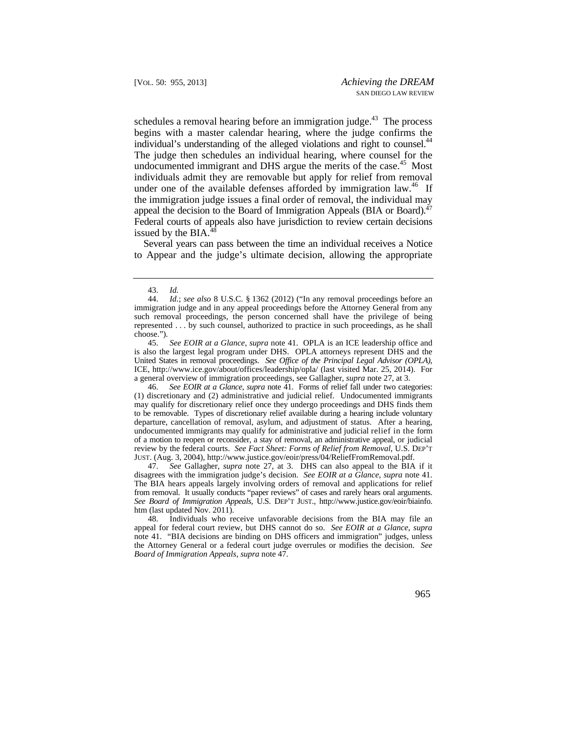schedules a removal hearing before an immigration judge.[43] The process begins with a master calendar hearing, where the judge confirms the individual's understanding of the alleged violations and right to counsel.[44] The judge then schedules an individual hearing, where counsel for the undocumented immigrant and DHS argue the merits of the case.[45] Most individuals admit they are removable but apply for relief from removal under one of the available defenses afforded by immigration law.[46] If the immigration judge issues a final order of removal, the individual may appeal the decision to the Board of Immigration Appeals (BIA or Board).[47] Federal courts of appeals also have jurisdiction to review certain decisions issued by the BIA.[48]

Several years can pass between the time an individual receives a Notice to Appear and the judge's ultimate decision, allowing the appropriate

---

43. *Id.*

44. *Id.*; *see also* 8 U.S.C. § 1362 (2012) ("In any removal proceedings before an immigration judge and in any appeal proceedings before the Attorney General from any such removal proceedings, the person concerned shall have the privilege of being represented . . . by such counsel, authorized to practice in such proceedings, as he shall choose.").

45. *See EOIR at a Glance*, *supra* note 41. OPLA is an ICE leadership office and is also the largest legal program under DHS. OPLA attorneys represent DHS and the United States in removal proceedings. *See Office of the Principal Legal Advisor (OPLA)*, ICE, http://www.ice.gov/about/offices/leadership/opla/ (last visited Mar. 25, 2014). For a general overview of immigration proceedings, see Gallagher, *supra* note 27, at 3.

46. *See EOIR at a Glance*, *supra* note 41. Forms of relief fall under two categories: (1) discretionary and (2) administrative and judicial relief. Undocumented immigrants may qualify for discretionary relief once they undergo proceedings and DHS finds them to be removable. Types of discretionary relief available during a hearing include voluntary departure, cancellation of removal, asylum, and adjustment of status. After a hearing, undocumented immigrants may qualify for administrative and judicial relief in the form of a motion to reopen or reconsider, a stay of removal, an administrative appeal, or judicial review by the federal courts. *See Fact Sheet: Forms of Relief from Removal*, U.S. DEP'T JUST. (Aug. 3, 2004), http://www.justice.gov/eoir/press/04/ReliefFromRemoval.pdf.

47. *See* Gallagher, *supra* note 27, at 3. DHS can also appeal to the BIA if it disagrees with the immigration judge's decision. *See EOIR at a Glance*, *supra* note 41. The BIA hears appeals largely involving orders of removal and applications for relief from removal. It usually conducts "paper reviews" of cases and rarely hears oral arguments. *See Board of Immigration Appeals*, U.S. DEP'T JUST., http://www.justice.gov/eoir/biainfo.htm (last updated Nov. 2011).

48. Individuals who receive unfavorable decisions from the BIA may file an appeal for federal court review, but DHS cannot do so. *See EOIR at a Glance*, *supra* note 41. "BIA decisions are binding on DHS officers and immigration" judges, unless the Attorney General or a federal court judge overrules or modifies the decision. *See Board of Immigration Appeals*, *supra* note 47.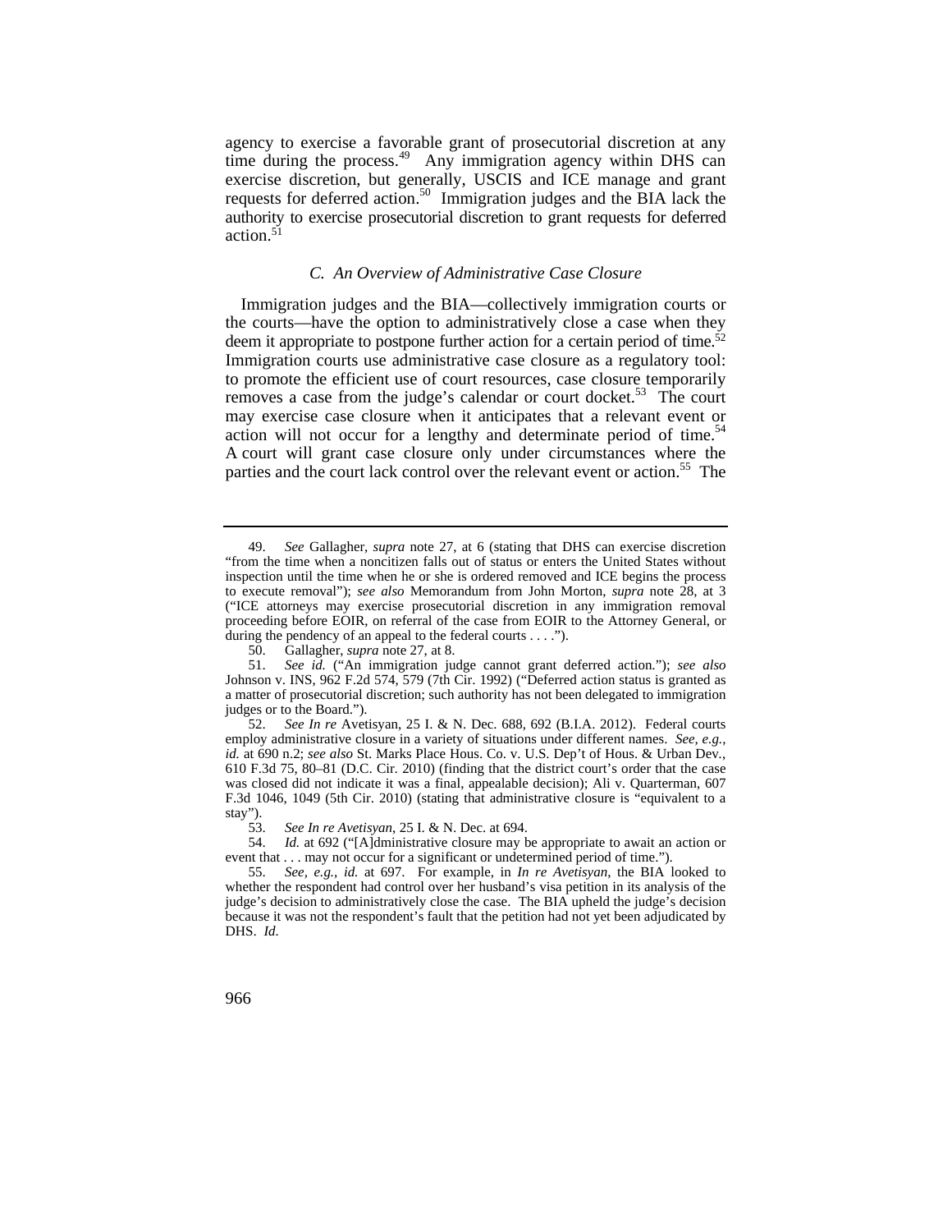agency to exercise a favorable grant of prosecutorial discretion at any time during the process.[49] Any immigration agency within DHS can exercise discretion, but generally, USCIS and ICE manage and grant requests for deferred action.[50] Immigration judges and the BIA lack the authority to exercise prosecutorial discretion to grant requests for deferred action.[51]

### *C. An Overview of Administrative Case Closure*

Immigration judges and the BIA—collectively immigration courts or the courts—have the option to administratively close a case when they deem it appropriate to postpone further action for a certain period of time.[52] Immigration courts use administrative case closure as a regulatory tool: to promote the efficient use of court resources, case closure temporarily removes a case from the judge's calendar or court docket.[53] The court may exercise case closure when it anticipates that a relevant event or action will not occur for a lengthy and determinate period of time.[54] A court will grant case closure only under circumstances where the parties and the court lack control over the relevant event or action.[55] The

---

49. *See* Gallagher, *supra* note 27, at 6 (stating that DHS can exercise discretion "from the time when a noncitizen falls out of status or enters the United States without inspection until the time when he or she is ordered removed and ICE begins the process to execute removal"); *see also* Memorandum from John Morton, *supra* note 28, at 3 ("ICE attorneys may exercise prosecutorial discretion in any immigration removal proceeding before EOIR, on referral of the case from EOIR to the Attorney General, or during the pendency of an appeal to the federal courts . . . .").

50. Gallagher, *supra* note 27, at 8.

51. *See id.* ("An immigration judge cannot grant deferred action."); *see also* Johnson v. INS, 962 F.2d 574, 579 (7th Cir. 1992) ("Deferred action status is granted as a matter of prosecutorial discretion; such authority has not been delegated to immigration judges or to the Board.").

52. *See In re* Avetisyan, 25 I. & N. Dec. 688, 692 (B.I.A. 2012). Federal courts employ administrative closure in a variety of situations under different names. *See, e.g.*, *id.* at 690 n.2; *see also* St. Marks Place Hous. Co. v. U.S. Dep't of Hous. & Urban Dev., 610 F.3d 75, 80–81 (D.C. Cir. 2010) (finding that the district court's order that the case was closed did not indicate it was a final, appealable decision); Ali v. Quarterman, 607 F.3d 1046, 1049 (5th Cir. 2010) (stating that administrative closure is "equivalent to a stay").

53. *See In re Avetisyan*, 25 I. & N. Dec. at 694.

54. *Id.* at 692 ("[A]dministrative closure may be appropriate to await an action or event that . . . may not occur for a significant or undetermined period of time.").

55. *See, e.g.*, *id.* at 697. For example, in *In re Avetisyan*, the BIA looked to whether the respondent had control over her husband's visa petition in its analysis of the judge's decision to administratively close the case. The BIA upheld the judge's decision because it was not the respondent's fault that the petition had not yet been adjudicated by DHS. *Id.*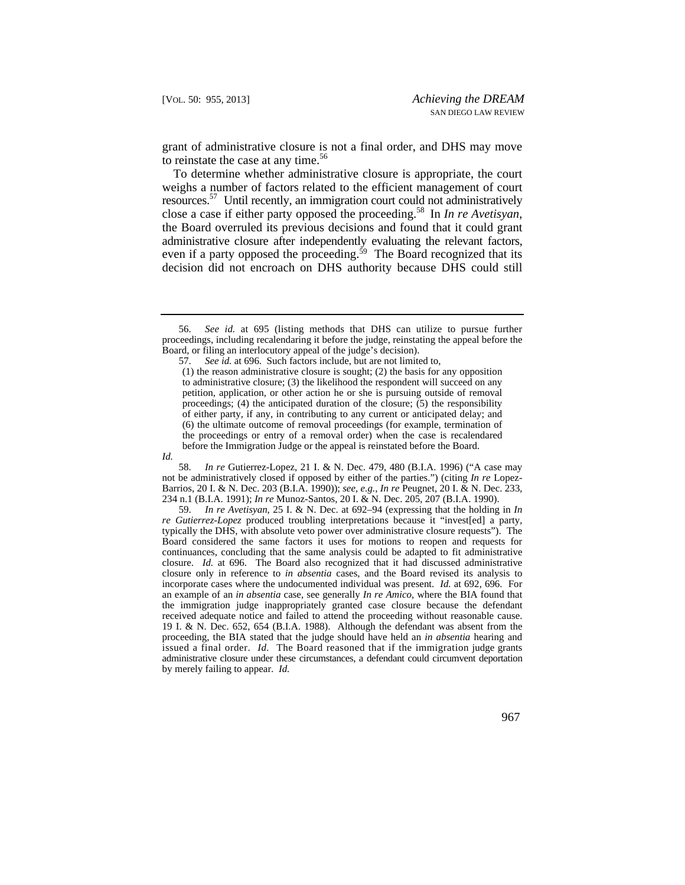grant of administrative closure is not a final order, and DHS may move to reinstate the case at any time.[56]

To determine whether administrative closure is appropriate, the court weighs a number of factors related to the efficient management of court resources.[57] Until recently, an immigration court could not administratively close a case if either party opposed the proceeding.[58] In *In re Avetisyan*, the Board overruled its previous decisions and found that it could grant administrative closure after independently evaluating the relevant factors, even if a party opposed the proceeding.[59] The Board recognized that its decision did not encroach on DHS authority because DHS could still

---

56. *See id.* at 695 (listing methods that DHS can utilize to pursue further proceedings, including recalendaring it before the judge, reinstating the appeal before the Board, or filing an interlocutory appeal of the judge's decision).

57. *See id.* at 696. Such factors include, but are not limited to,

> (1) the reason administrative closure is sought; (2) the basis for any opposition to administrative closure; (3) the likelihood the respondent will succeed on any petition, application, or other action he or she is pursuing outside of removal proceedings; (4) the anticipated duration of the closure; (5) the responsibility of either party, if any, in contributing to any current or anticipated delay; and (6) the ultimate outcome of removal proceedings (for example, termination of the proceedings or entry of a removal order) when the case is recalendared before the Immigration Judge or the appeal is reinstated before the Board.

*Id.*

58. *In re* Gutierrez-Lopez, 21 I. & N. Dec. 479, 480 (B.I.A. 1996) ("A case may not be administratively closed if opposed by either of the parties.") (citing *In re* Lopez-Barrios, 20 I. & N. Dec. 203 (B.I.A. 1990)); *see, e.g.*, *In re* Peugnet, 20 I. & N. Dec. 233, 234 n.1 (B.I.A. 1991); *In re* Munoz-Santos, 20 I. & N. Dec. 205, 207 (B.I.A. 1990).

59. *In re Avetisyan*, 25 I. & N. Dec. at 692–94 (expressing that the holding in *In re Gutierrez-Lopez* produced troubling interpretations because it "invest[ed] a party, typically the DHS, with absolute veto power over administrative closure requests"). The Board considered the same factors it uses for motions to reopen and requests for continuances, concluding that the same analysis could be adapted to fit administrative closure. *Id.* at 696. The Board also recognized that it had discussed administrative closure only in reference to *in absentia* cases, and the Board revised its analysis to incorporate cases where the undocumented individual was present. *Id.* at 692, 696. For an example of an *in absentia* case, see generally *In re Amico*, where the BIA found that the immigration judge inappropriately granted case closure because the defendant received adequate notice and failed to attend the proceeding without reasonable cause. 19 I. & N. Dec. 652, 654 (B.I.A. 1988). Although the defendant was absent from the proceeding, the BIA stated that the judge should have held an *in absentia* hearing and issued a final order. *Id.* The Board reasoned that if the immigration judge grants administrative closure under these circumstances, a defendant could circumvent deportation by merely failing to appear. *Id.*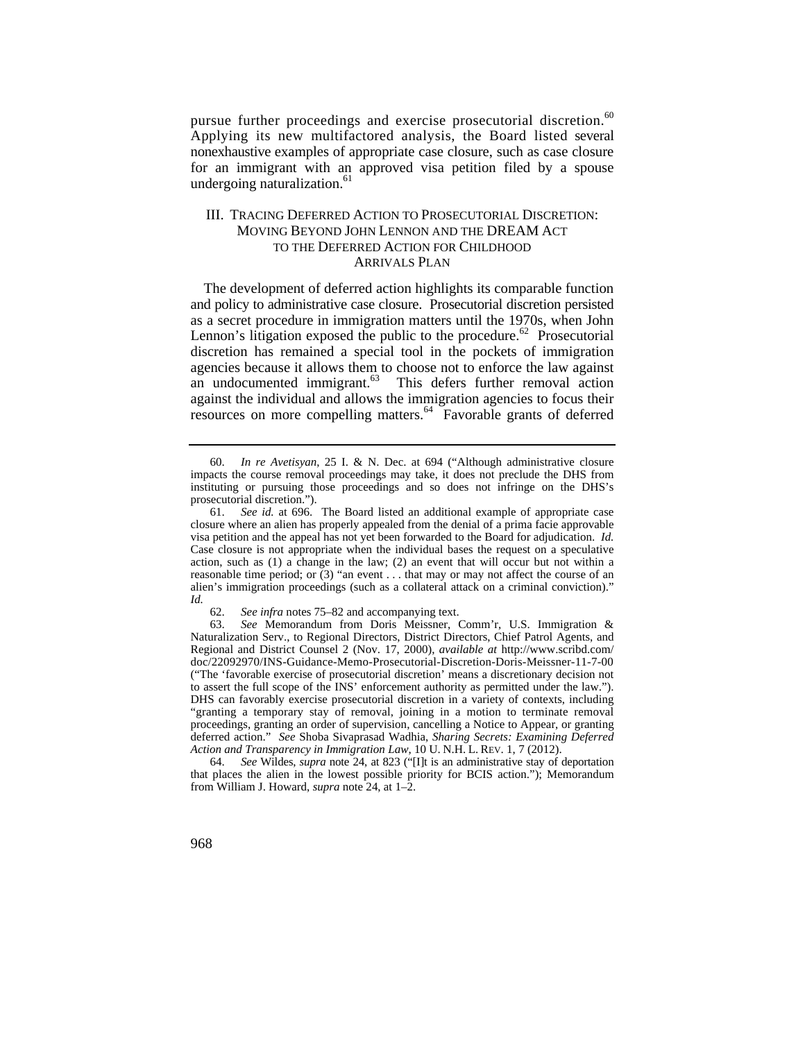pursue further proceedings and exercise prosecutorial discretion.[60] Applying its new multifactored analysis, the Board listed several nonexhaustive examples of appropriate case closure, such as case closure for an immigrant with an approved visa petition filed by a spouse undergoing naturalization.[61]

## III. TRACING DEFERRED ACTION TO PROSECUTORIAL DISCRETION: MOVING BEYOND JOHN LENNON AND THE DREAM ACT TO THE DEFERRED ACTION FOR CHILDHOOD ARRIVALS PLAN

The development of deferred action highlights its comparable function and policy to administrative case closure. Prosecutorial discretion persisted as a secret procedure in immigration matters until the 1970s, when John Lennon's litigation exposed the public to the procedure.[62] Prosecutorial discretion has remained a special tool in the pockets of immigration agencies because it allows them to choose not to enforce the law against an undocumented immigrant.[63] This defers further removal action against the individual and allows the immigration agencies to focus their resources on more compelling matters.[64] Favorable grants of deferred

---

60. *In re Avetisyan*, 25 I. & N. Dec. at 694 ("Although administrative closure impacts the course removal proceedings may take, it does not preclude the DHS from instituting or pursuing those proceedings and so does not infringe on the DHS's prosecutorial discretion.").

61. *See id.* at 696. The Board listed an additional example of appropriate case closure where an alien has properly appealed from the denial of a prima facie approvable visa petition and the appeal has not yet been forwarded to the Board for adjudication. *Id.* Case closure is not appropriate when the individual bases the request on a speculative action, such as (1) a change in the law; (2) an event that will occur but not within a reasonable time period; or (3) "an event . . . that may or may not affect the course of an alien's immigration proceedings (such as a collateral attack on a criminal conviction)." *Id.*

62. *See infra* notes 75–82 and accompanying text.

63. *See* Memorandum from Doris Meissner, Comm'r, U.S. Immigration & Naturalization Serv., to Regional Directors, District Directors, Chief Patrol Agents, and Regional and District Counsel 2 (Nov. 17, 2000), *available at* http://www.scribd.com/doc/22092970/INS-Guidance-Memo-Prosecutorial-Discretion-Doris-Meissner-11-7-00 ("The 'favorable exercise of prosecutorial discretion' means a discretionary decision not to assert the full scope of the INS' enforcement authority as permitted under the law."). DHS can favorably exercise prosecutorial discretion in a variety of contexts, including "granting a temporary stay of removal, joining in a motion to terminate removal proceedings, granting an order of supervision, cancelling a Notice to Appear, or granting deferred action." *See* Shoba Sivaprasad Wadhia, *Sharing Secrets: Examining Deferred Action and Transparency in Immigration Law*, 10 U. N.H. L. REV. 1, 7 (2012).

64. *See* Wildes, *supra* note 24, at 823 ("[I]t is an administrative stay of deportation that places the alien in the lowest possible priority for BCIS action."); Memorandum from William J. Howard, *supra* note 24, at 1–2.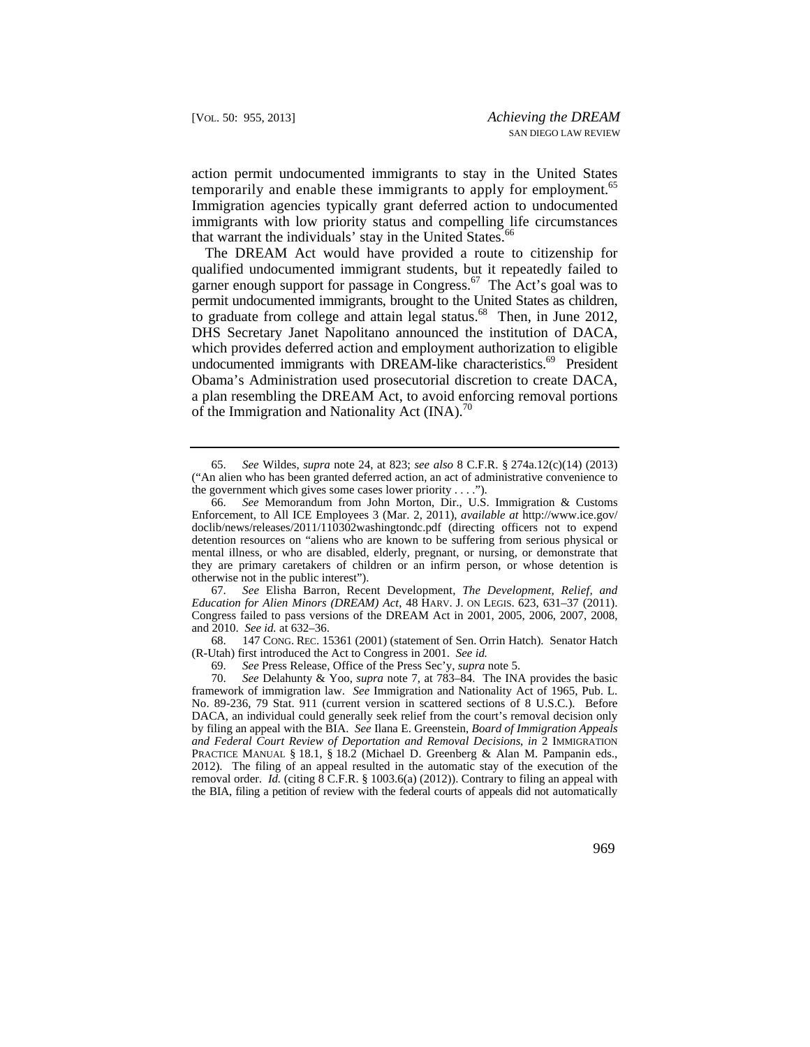action permit undocumented immigrants to stay in the United States temporarily and enable these immigrants to apply for employment.[65] Immigration agencies typically grant deferred action to undocumented immigrants with low priority status and compelling life circumstances that warrant the individuals' stay in the United States.[66]

The DREAM Act would have provided a route to citizenship for qualified undocumented immigrant students, but it repeatedly failed to garner enough support for passage in Congress.[67] The Act's goal was to permit undocumented immigrants, brought to the United States as children, to graduate from college and attain legal status.[68] Then, in June 2012, DHS Secretary Janet Napolitano announced the institution of DACA, which provides deferred action and employment authorization to eligible undocumented immigrants with DREAM-like characteristics.[69] President Obama's Administration used prosecutorial discretion to create DACA, a plan resembling the DREAM Act, to avoid enforcing removal portions of the Immigration and Nationality Act (INA).[70]

---

65. *See* Wildes, *supra* note 24, at 823; *see also* 8 C.F.R. § 274a.12(c)(14) (2013) ("An alien who has been granted deferred action, an act of administrative convenience to the government which gives some cases lower priority . . . .").

66. *See* Memorandum from John Morton, Dir., U.S. Immigration & Customs Enforcement, to All ICE Employees 3 (Mar. 2, 2011), *available at* http://www.ice.gov/doclib/news/releases/2011/110302washingtondc.pdf (directing officers not to expend detention resources on "aliens who are known to be suffering from serious physical or mental illness, or who are disabled, elderly, pregnant, or nursing, or demonstrate that they are primary caretakers of children or an infirm person, or whose detention is otherwise not in the public interest").

67. *See* Elisha Barron, Recent Development, *The Development, Relief, and Education for Alien Minors (DREAM) Act*, 48 HARV. J. ON LEGIS. 623, 631–37 (2011). Congress failed to pass versions of the DREAM Act in 2001, 2005, 2006, 2007, 2008, and 2010. *See id.* at 632–36.

68. 147 CONG. REC. 15361 (2001) (statement of Sen. Orrin Hatch). Senator Hatch (R-Utah) first introduced the Act to Congress in 2001. *See id.*

69. *See* Press Release, Office of the Press Sec'y, *supra* note 5.

70. *See* Delahunty & Yoo, *supra* note 7, at 783–84. The INA provides the basic framework of immigration law. *See* Immigration and Nationality Act of 1965, Pub. L. No. 89-236, 79 Stat. 911 (current version in scattered sections of 8 U.S.C.). Before DACA, an individual could generally seek relief from the court's removal decision only by filing an appeal with the BIA. *See* Ilana E. Greenstein, *Board of Immigration Appeals and Federal Court Review of Deportation and Removal Decisions*, *in* 2 IMMIGRATION PRACTICE MANUAL § 18.1, § 18.2 (Michael D. Greenberg & Alan M. Pampanin eds., 2012). The filing of an appeal resulted in the automatic stay of the execution of the removal order. *Id.* (citing 8 C.F.R. § 1003.6(a) (2012)). Contrary to filing an appeal with the BIA, filing a petition of review with the federal courts of appeals did not automatically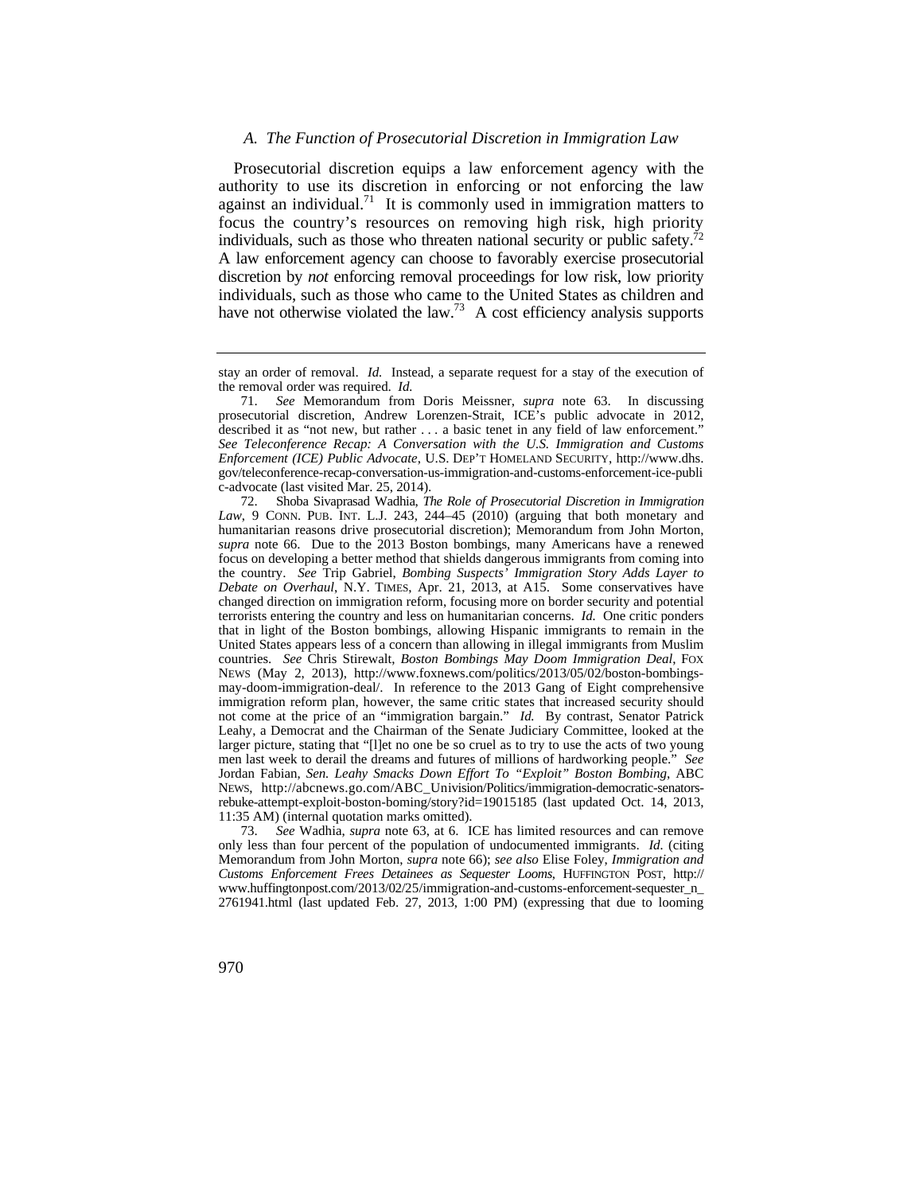### *A. The Function of Prosecutorial Discretion in Immigration Law*

Prosecutorial discretion equips a law enforcement agency with the authority to use its discretion in enforcing or not enforcing the law against an individual.[71] It is commonly used in immigration matters to focus the country's resources on removing high risk, high priority individuals, such as those who threaten national security or public safety.[72] A law enforcement agency can choose to favorably exercise prosecutorial discretion by *not* enforcing removal proceedings for low risk, low priority individuals, such as those who came to the United States as children and have not otherwise violated the law.[73] A cost efficiency analysis supports

---

stay an order of removal. *Id.* Instead, a separate request for a stay of the execution of the removal order was required. *Id.*

71. *See* Memorandum from Doris Meissner, *supra* note 63. In discussing prosecutorial discretion, Andrew Lorenzen-Strait, ICE's public advocate in 2012, described it as "not new, but rather . . . a basic tenet in any field of law enforcement." *See Teleconference Recap: A Conversation with the U.S. Immigration and Customs Enforcement (ICE) Public Advocate*, U.S. DEP'T HOMELAND SECURITY, http://www.dhs.gov/teleconference-recap-conversation-us-immigration-and-customs-enforcement-ice-public-advocate (last visited Mar. 25, 2014).

72. Shoba Sivaprasad Wadhia, *The Role of Prosecutorial Discretion in Immigration Law*, 9 CONN. PUB. INT. L.J. 243, 244–45 (2010) (arguing that both monetary and humanitarian reasons drive prosecutorial discretion); Memorandum from John Morton, *supra* note 66. Due to the 2013 Boston bombings, many Americans have a renewed focus on developing a better method that shields dangerous immigrants from coming into the country. *See* Trip Gabriel, *Bombing Suspects' Immigration Story Adds Layer to Debate on Overhaul*, N.Y. TIMES, Apr. 21, 2013, at A15. Some conservatives have changed direction on immigration reform, focusing more on border security and potential terrorists entering the country and less on humanitarian concerns. *Id.* One critic ponders that in light of the Boston bombings, allowing Hispanic immigrants to remain in the United States appears less of a concern than allowing in illegal immigrants from Muslim countries. *See* Chris Stirewalt, *Boston Bombings May Doom Immigration Deal*, FOX NEWS (May 2, 2013), http://www.foxnews.com/politics/2013/05/02/boston-bombings-may-doom-immigration-deal/. In reference to the 2013 Gang of Eight comprehensive immigration reform plan, however, the same critic states that increased security should not come at the price of an "immigration bargain." *Id.* By contrast, Senator Patrick Leahy, a Democrat and the Chairman of the Senate Judiciary Committee, looked at the larger picture, stating that "[l]et no one be so cruel as to try to use the acts of two young men last week to derail the dreams and futures of millions of hardworking people." *See* Jordan Fabian, *Sen. Leahy Smacks Down Effort To "Exploit" Boston Bombing*, ABC NEWS, http://abcnews.go.com/ABC_Univision/Politics/immigration-democratic-senators-rebuke-attempt-exploit-boston-boming/story?id=19015185 (last updated Oct. 14, 2013, 11:35 AM) (internal quotation marks omitted).

73. *See* Wadhia, *supra* note 63, at 6. ICE has limited resources and can remove only less than four percent of the population of undocumented immigrants. *Id.* (citing Memorandum from John Morton, *supra* note 66); *see also* Elise Foley, *Immigration and Customs Enforcement Frees Detainees as Sequester Looms*, HUFFINGTON POST, http://www.huffingtonpost.com/2013/02/25/immigration-and-customs-enforcement-sequester_n_2761941.html (last updated Feb. 27, 2013, 1:00 PM) (expressing that due to looming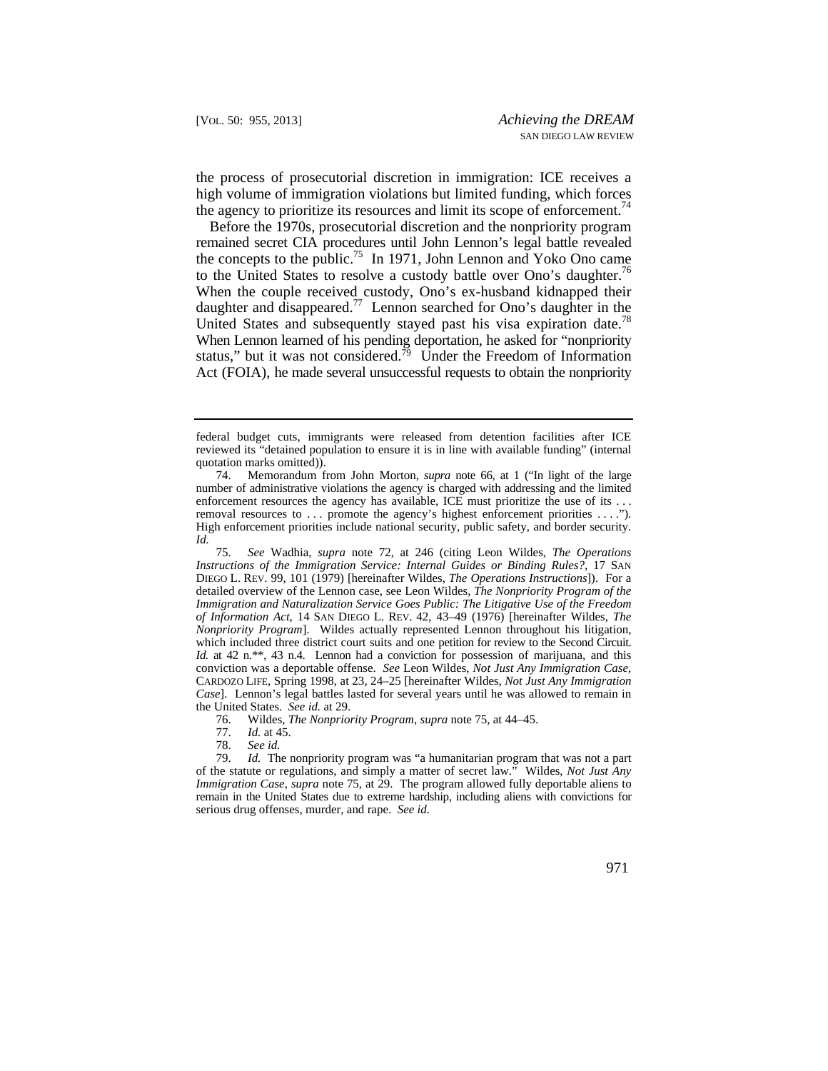the process of prosecutorial discretion in immigration: ICE receives a high volume of immigration violations but limited funding, which forces the agency to prioritize its resources and limit its scope of enforcement.[74]

Before the 1970s, prosecutorial discretion and the nonpriority program remained secret CIA procedures until John Lennon's legal battle revealed the concepts to the public.[75] In 1971, John Lennon and Yoko Ono came to the United States to resolve a custody battle over Ono's daughter.[76] When the couple received custody, Ono's ex-husband kidnapped their daughter and disappeared.[77] Lennon searched for Ono's daughter in the United States and subsequently stayed past his visa expiration date.[78] When Lennon learned of his pending deportation, he asked for "nonpriority status," but it was not considered.[79] Under the Freedom of Information Act (FOIA), he made several unsuccessful requests to obtain the nonpriority

---

federal budget cuts, immigrants were released from detention facilities after ICE reviewed its "detained population to ensure it is in line with available funding" (internal quotation marks omitted)).

74. Memorandum from John Morton, *supra* note 66, at 1 ("In light of the large number of administrative violations the agency is charged with addressing and the limited enforcement resources the agency has available, ICE must prioritize the use of its . . . removal resources to . . . promote the agency's highest enforcement priorities . . . ."). High enforcement priorities include national security, public safety, and border security. *Id.*

75. *See* Wadhia, *supra* note 72, at 246 (citing Leon Wildes, *The Operations Instructions of the Immigration Service: Internal Guides or Binding Rules?*, 17 SAN DIEGO L. REV. 99, 101 (1979) [hereinafter Wildes, *The Operations Instructions*]). For a detailed overview of the Lennon case, see Leon Wildes, *The Nonpriority Program of the Immigration and Naturalization Service Goes Public: The Litigative Use of the Freedom of Information Act*, 14 SAN DIEGO L. REV. 42, 43–49 (1976) [hereinafter Wildes, *The Nonpriority Program*]. Wildes actually represented Lennon throughout his litigation, which included three district court suits and one petition for review to the Second Circuit. *Id.* at 42 n.**, 43 n.4. Lennon had a conviction for possession of marijuana, and this conviction was a deportable offense. *See* Leon Wildes, *Not Just Any Immigration Case*, CARDOZO LIFE, Spring 1998, at 23, 24–25 [hereinafter Wildes, *Not Just Any Immigration Case*]. Lennon's legal battles lasted for several years until he was allowed to remain in the United States. *See id.* at 29.

76. Wildes, *The Nonpriority Program*, *supra* note 75, at 44–45.

77. *Id.* at 45.

78. *See id.*

79. *Id.* The nonpriority program was "a humanitarian program that was not a part of the statute or regulations, and simply a matter of secret law." Wildes, *Not Just Any Immigration Case*, *supra* note 75, at 29. The program allowed fully deportable aliens to remain in the United States due to extreme hardship, including aliens with convictions for serious drug offenses, murder, and rape. *See id.*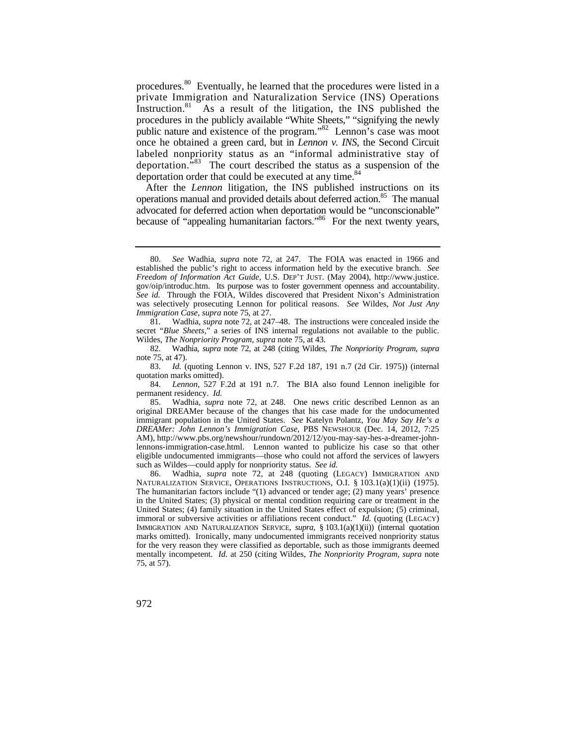procedures.[80] Eventually, he learned that the procedures were listed in a private Immigration and Naturalization Service (INS) Operations Instruction.[81] As a result of the litigation, the INS published the procedures in the publicly available "White Sheets," "signifying the newly public nature and existence of the program."[82] Lennon's case was moot once he obtained a green card, but in *Lennon v. INS*, the Second Circuit labeled nonpriority status as an "informal administrative stay of deportation."[83] The court described the status as a suspension of the deportation order that could be executed at any time.[84]

After the *Lennon* litigation, the INS published instructions on its operations manual and provided details about deferred action.[85] The manual advocated for deferred action when deportation would be "unconscionable" because of "appealing humanitarian factors."[86] For the next twenty years,

---

80. *See* Wadhia, *supra* note 72, at 247. The FOIA was enacted in 1966 and established the public's right to access information held by the executive branch. *See Freedom of Information Act Guide*, U.S. DEP'T JUST. (May 2004), http://www.justice.gov/oip/introduc.htm. Its purpose was to foster government openness and accountability. *See id.* Through the FOIA, Wildes discovered that President Nixon's Administration was selectively prosecuting Lennon for political reasons. *See* Wildes, *Not Just Any Immigration Case*, *supra* note 75, at 27.

81. Wadhia, *supra* note 72, at 247–48. The instructions were concealed inside the secret "*Blue Sheets*," a series of INS internal regulations not available to the public. Wildes, *The Nonpriority Program*, *supra* note 75, at 43.

82. Wadhia, *supra* note 72, at 248 (citing Wildes, *The Nonpriority Program*, *supra* note 75, at 47).

83. *Id.* (quoting Lennon v. INS, 527 F.2d 187, 191 n.7 (2d Cir. 1975)) (internal quotation marks omitted).

84. *Lennon*, 527 F.2d at 191 n.7. The BIA also found Lennon ineligible for permanent residency. *Id.*

85. Wadhia, *supra* note 72, at 248. One news critic described Lennon as an original DREAMer because of the changes that his case made for the undocumented immigrant population in the United States. *See* Katelyn Polantz, *You May Say He's a DREAMer: John Lennon's Immigration Case*, PBS NEWSHOUR (Dec. 14, 2012, 7:25 AM), http://www.pbs.org/newshour/rundown/2012/12/you-may-say-hes-a-dreamer-john-lennons-immigration-case.html. Lennon wanted to publicize his case so that other eligible undocumented immigrants—those who could not afford the services of lawyers such as Wildes—could apply for nonpriority status. *See id.*

86. Wadhia, *supra* note 72, at 248 (quoting (LEGACY) IMMIGRATION AND NATURALIZATION SERVICE, OPERATIONS INSTRUCTIONS, O.I. § 103.1(a)(1)(ii) (1975). The humanitarian factors include "(1) advanced or tender age; (2) many years' presence in the United States; (3) physical or mental condition requiring care or treatment in the United States; (4) family situation in the United States effect of expulsion; (5) criminal, immoral or subversive activities or affiliations recent conduct." *Id.* (quoting (LEGACY) IMMIGRATION AND NATURALIZATION SERVICE, *supra*, § 103.1(a)(1)(ii)) (internal quotation marks omitted). Ironically, many undocumented immigrants received nonpriority status for the very reason they were classified as deportable, such as those immigrants deemed mentally incompetent. *Id.* at 250 (citing Wildes, *The Nonpriority Program*, *supra* note 75, at 57).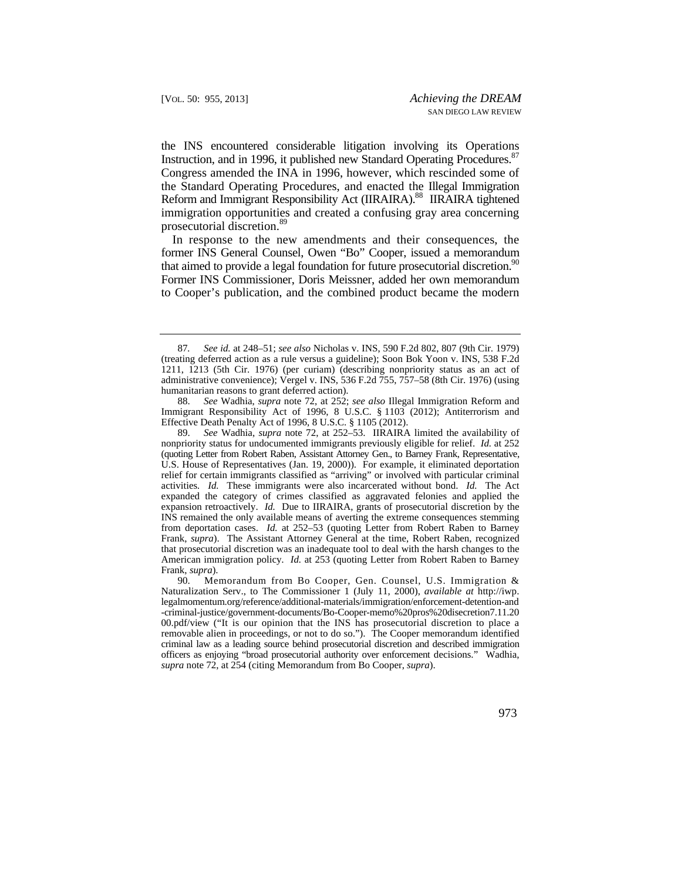the INS encountered considerable litigation involving its Operations Instruction, and in 1996, it published new Standard Operating Procedures.[87] Congress amended the INA in 1996, however, which rescinded some of the Standard Operating Procedures, and enacted the Illegal Immigration Reform and Immigrant Responsibility Act (IIRAIRA).[88] IIRAIRA tightened immigration opportunities and created a confusing gray area concerning prosecutorial discretion.[89]

In response to the new amendments and their consequences, the former INS General Counsel, Owen "Bo" Cooper, issued a memorandum that aimed to provide a legal foundation for future prosecutorial discretion.[90] Former INS Commissioner, Doris Meissner, added her own memorandum to Cooper's publication, and the combined product became the modern

---

87. *See id.* at 248–51; *see also* Nicholas v. INS, 590 F.2d 802, 807 (9th Cir. 1979) (treating deferred action as a rule versus a guideline); Soon Bok Yoon v. INS, 538 F.2d 1211, 1213 (5th Cir. 1976) (per curiam) (describing nonpriority status as an act of administrative convenience); Vergel v. INS, 536 F.2d 755, 757–58 (8th Cir. 1976) (using humanitarian reasons to grant deferred action).

88. *See* Wadhia, *supra* note 72, at 252; *see also* Illegal Immigration Reform and Immigrant Responsibility Act of 1996, 8 U.S.C. § 1103 (2012); Antiterrorism and Effective Death Penalty Act of 1996, 8 U.S.C. § 1105 (2012).

89. *See* Wadhia, *supra* note 72, at 252–53. IIRAIRA limited the availability of nonpriority status for undocumented immigrants previously eligible for relief. *Id.* at 252 (quoting Letter from Robert Raben, Assistant Attorney Gen., to Barney Frank, Representative, U.S. House of Representatives (Jan. 19, 2000)). For example, it eliminated deportation relief for certain immigrants classified as "arriving" or involved with particular criminal activities. *Id.* These immigrants were also incarcerated without bond. *Id.* The Act expanded the category of crimes classified as aggravated felonies and applied the expansion retroactively. *Id.* Due to IIRAIRA, grants of prosecutorial discretion by the INS remained the only available means of averting the extreme consequences stemming from deportation cases. *Id.* at 252–53 (quoting Letter from Robert Raben to Barney Frank, *supra*). The Assistant Attorney General at the time, Robert Raben, recognized that prosecutorial discretion was an inadequate tool to deal with the harsh changes to the American immigration policy. *Id.* at 253 (quoting Letter from Robert Raben to Barney Frank, *supra*).

90. Memorandum from Bo Cooper, Gen. Counsel, U.S. Immigration & Naturalization Serv., to The Commissioner 1 (July 11, 2000), *available at* http://iwp.legalmomentum.org/reference/additional-materials/immigration/enforcement-detention-and-criminal-justice/government-documents/Bo-Cooper-memo%20pros%20disecretion7.11.2000.pdf/view ("It is our opinion that the INS has prosecutorial discretion to place a removable alien in proceedings, or not to do so."). The Cooper memorandum identified criminal law as a leading source behind prosecutorial discretion and described immigration officers as enjoying "broad prosecutorial authority over enforcement decisions." Wadhia, *supra* note 72, at 254 (citing Memorandum from Bo Cooper, *supra*).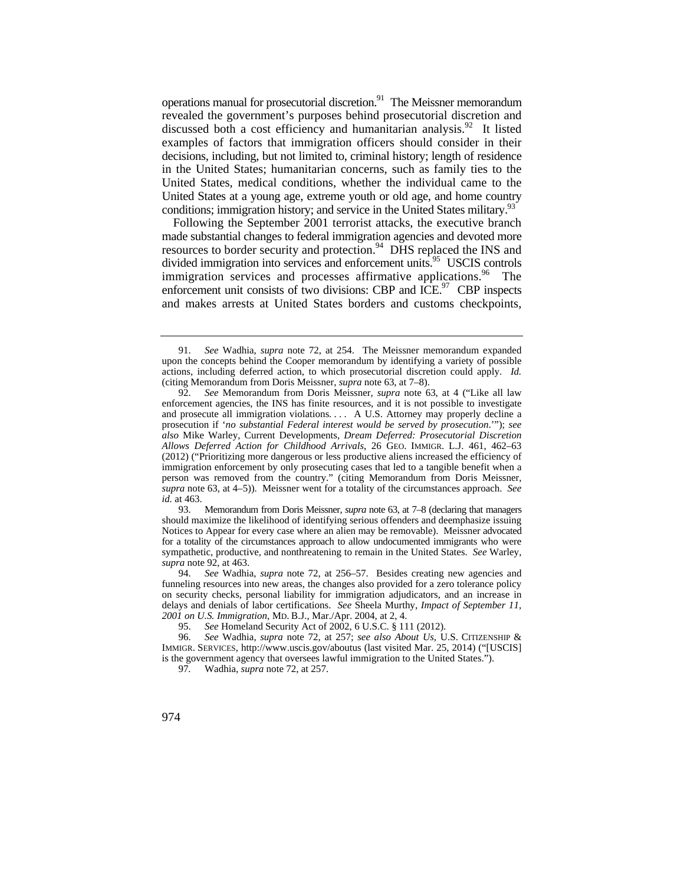operations manual for prosecutorial discretion.[91] The Meissner memorandum revealed the government's purposes behind prosecutorial discretion and discussed both a cost efficiency and humanitarian analysis.[92] It listed examples of factors that immigration officers should consider in their decisions, including, but not limited to, criminal history; length of residence in the United States; humanitarian concerns, such as family ties to the United States, medical conditions, whether the individual came to the United States at a young age, extreme youth or old age, and home country conditions; immigration history; and service in the United States military.[93]

Following the September 2001 terrorist attacks, the executive branch made substantial changes to federal immigration agencies and devoted more resources to border security and protection.[94] DHS replaced the INS and divided immigration into services and enforcement units.[95] USCIS controls immigration services and processes affirmative applications.[96] The enforcement unit consists of two divisions: CBP and ICE.[97] CBP inspects and makes arrests at United States borders and customs checkpoints,

---

91. *See* Wadhia, *supra* note 72, at 254. The Meissner memorandum expanded upon the concepts behind the Cooper memorandum by identifying a variety of possible actions, including deferred action, to which prosecutorial discretion could apply. *Id.* (citing Memorandum from Doris Meissner, *supra* note 63, at 7–8).

92. *See* Memorandum from Doris Meissner, *supra* note 63, at 4 ("Like all law enforcement agencies, the INS has finite resources, and it is not possible to investigate and prosecute all immigration violations. . . . A U.S. Attorney may properly decline a prosecution if '*no substantial Federal interest would be served by prosecution*.'"); *see also* Mike Warley, Current Developments, *Dream Deferred: Prosecutorial Discretion Allows Deferred Action for Childhood Arrivals*, 26 GEO. IMMIGR. L.J. 461, 462–63 (2012) ("Prioritizing more dangerous or less productive aliens increased the efficiency of immigration enforcement by only prosecuting cases that led to a tangible benefit when a person was removed from the country." (citing Memorandum from Doris Meissner, *supra* note 63, at 4–5)). Meissner went for a totality of the circumstances approach. *See id.* at 463.

93. Memorandum from Doris Meissner, *supra* note 63, at 7–8 (declaring that managers should maximize the likelihood of identifying serious offenders and deemphasize issuing Notices to Appear for every case where an alien may be removable). Meissner advocated for a totality of the circumstances approach to allow undocumented immigrants who were sympathetic, productive, and nonthreatening to remain in the United States. *See* Warley, *supra* note 92, at 463.

94. *See* Wadhia, *supra* note 72, at 256–57. Besides creating new agencies and funneling resources into new areas, the changes also provided for a zero tolerance policy on security checks, personal liability for immigration adjudicators, and an increase in delays and denials of labor certifications. *See* Sheela Murthy, *Impact of September 11, 2001 on U.S. Immigration*, MD. B.J., Mar./Apr. 2004, at 2, 4.

95. *See* Homeland Security Act of 2002, 6 U.S.C. § 111 (2012).

96. *See* Wadhia, *supra* note 72, at 257; *see also About Us*, U.S. CITIZENSHIP & IMMIGR. SERVICES, http://www.uscis.gov/aboutus (last visited Mar. 25, 2014) ("[USCIS] is the government agency that oversees lawful immigration to the United States.").

97. Wadhia, *supra* note 72, at 257.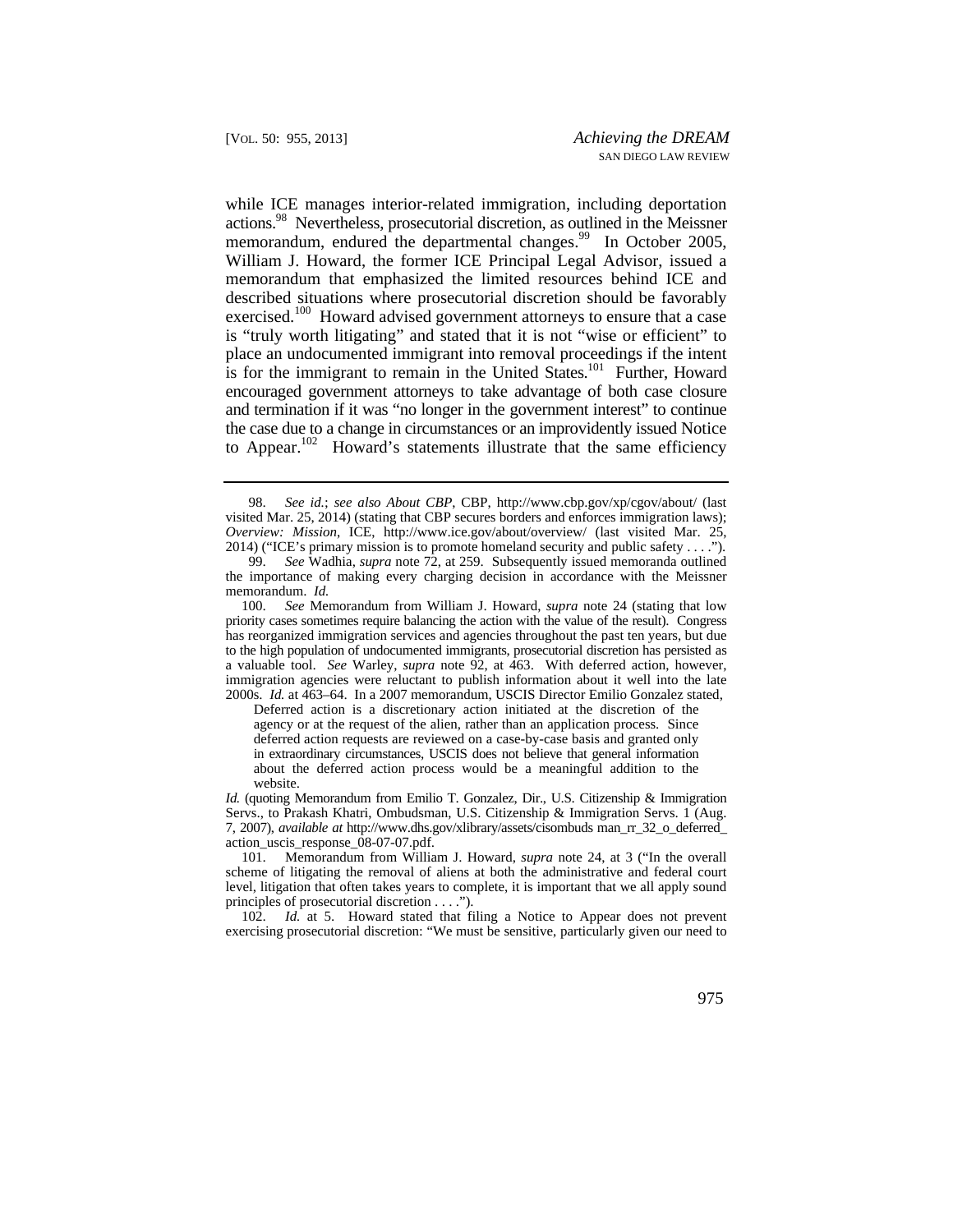while ICE manages interior-related immigration, including deportation actions.[98] Nevertheless, prosecutorial discretion, as outlined in the Meissner memorandum, endured the departmental changes.[99] In October 2005, William J. Howard, the former ICE Principal Legal Advisor, issued a memorandum that emphasized the limited resources behind ICE and described situations where prosecutorial discretion should be favorably exercised.[100] Howard advised government attorneys to ensure that a case is "truly worth litigating" and stated that it is not "wise or efficient" to place an undocumented immigrant into removal proceedings if the intent is for the immigrant to remain in the United States.[101] Further, Howard encouraged government attorneys to take advantage of both case closure and termination if it was "no longer in the government interest" to continue the case due to a change in circumstances or an improvidently issued Notice to Appear.[102] Howard's statements illustrate that the same efficiency

---

98. *See id.*; *see also About CBP*, CBP, http://www.cbp.gov/xp/cgov/about/ (last visited Mar. 25, 2014) (stating that CBP secures borders and enforces immigration laws); *Overview: Mission*, ICE, http://www.ice.gov/about/overview/ (last visited Mar. 25, 2014) ("ICE's primary mission is to promote homeland security and public safety . . . .").

99. *See* Wadhia, *supra* note 72, at 259. Subsequently issued memoranda outlined the importance of making every charging decision in accordance with the Meissner memorandum. *Id.*

100. *See* Memorandum from William J. Howard, *supra* note 24 (stating that low priority cases sometimes require balancing the action with the value of the result). Congress has reorganized immigration services and agencies throughout the past ten years, but due to the high population of undocumented immigrants, prosecutorial discretion has persisted as a valuable tool. *See* Warley, *supra* note 92, at 463. With deferred action, however, immigration agencies were reluctant to publish information about it well into the late 2000s. *Id.* at 463–64. In a 2007 memorandum, USCIS Director Emilio Gonzalez stated,

> Deferred action is a discretionary action initiated at the discretion of the agency or at the request of the alien, rather than an application process. Since deferred action requests are reviewed on a case-by-case basis and granted only in extraordinary circumstances, USCIS does not believe that general information about the deferred action process would be a meaningful addition to the website.

*Id.* (quoting Memorandum from Emilio T. Gonzalez, Dir., U.S. Citizenship & Immigration Servs., to Prakash Khatri, Ombudsman, U.S. Citizenship & Immigration Servs. 1 (Aug. 7, 2007), *available at* http://www.dhs.gov/xlibrary/assets/cisombuds man_rr_32_o_deferred_action_uscis_response_08-07-07.pdf.

101. Memorandum from William J. Howard, *supra* note 24, at 3 ("In the overall scheme of litigating the removal of aliens at both the administrative and federal court level, litigation that often takes years to complete, it is important that we all apply sound principles of prosecutorial discretion . . . .").

102. *Id.* at 5. Howard stated that filing a Notice to Appear does not prevent exercising prosecutorial discretion: "We must be sensitive, particularly given our need to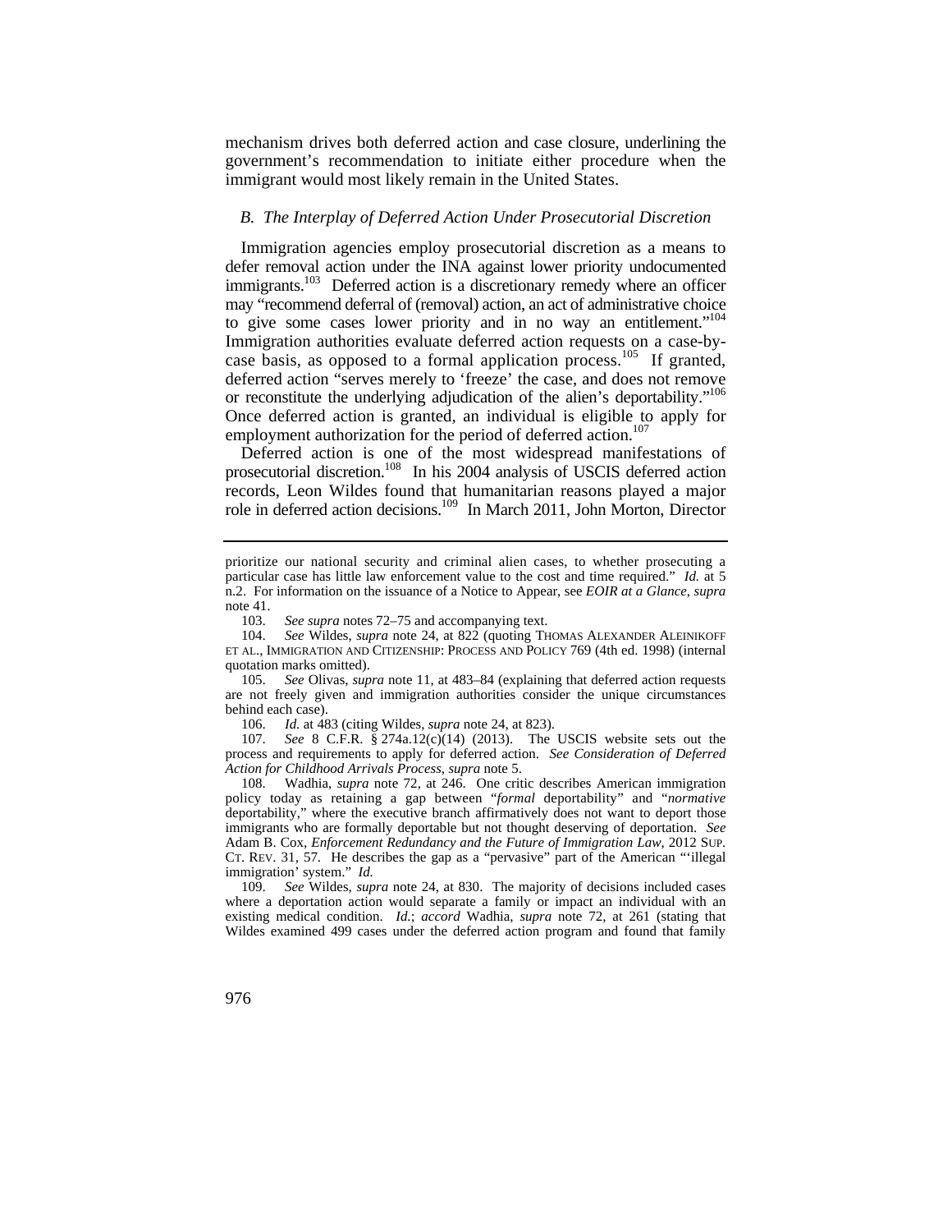mechanism drives both deferred action and case closure, underlining the government's recommendation to initiate either procedure when the immigrant would most likely remain in the United States.

### *B. The Interplay of Deferred Action Under Prosecutorial Discretion*

Immigration agencies employ prosecutorial discretion as a means to defer removal action under the INA against lower priority undocumented immigrants.[103] Deferred action is a discretionary remedy where an officer may "recommend deferral of (removal) action, an act of administrative choice to give some cases lower priority and in no way an entitlement."[104] Immigration authorities evaluate deferred action requests on a case-by-case basis, as opposed to a formal application process.[105] If granted, deferred action "serves merely to 'freeze' the case, and does not remove or reconstitute the underlying adjudication of the alien's deportability."[106] Once deferred action is granted, an individual is eligible to apply for employment authorization for the period of deferred action.[107]

Deferred action is one of the most widespread manifestations of prosecutorial discretion.[108] In his 2004 analysis of USCIS deferred action records, Leon Wildes found that humanitarian reasons played a major role in deferred action decisions.[109] In March 2011, John Morton, Director

---

prioritize our national security and criminal alien cases, to whether prosecuting a particular case has little law enforcement value to the cost and time required." *Id.* at 5 n.2. For information on the issuance of a Notice to Appear, see *EOIR at a Glance*, *supra* note 41.

103. *See supra* notes 72–75 and accompanying text.

104. *See* Wildes, *supra* note 24, at 822 (quoting THOMAS ALEXANDER ALEINIKOFF ET AL., IMMIGRATION AND CITIZENSHIP: PROCESS AND POLICY 769 (4th ed. 1998) (internal quotation marks omitted).

105. *See* Olivas, *supra* note 11, at 483–84 (explaining that deferred action requests are not freely given and immigration authorities consider the unique circumstances behind each case).

106. *Id.* at 483 (citing Wildes, *supra* note 24, at 823).

107. *See* 8 C.F.R. § 274a.12(c)(14) (2013). The USCIS website sets out the process and requirements to apply for deferred action. *See Consideration of Deferred Action for Childhood Arrivals Process*, *supra* note 5.

108. Wadhia, *supra* note 72, at 246. One critic describes American immigration policy today as retaining a gap between "*formal* deportability" and "*normative* deportability," where the executive branch affirmatively does not want to deport those immigrants who are formally deportable but not thought deserving of deportation. *See* Adam B. Cox, *Enforcement Redundancy and the Future of Immigration Law*, 2012 SUP. CT. REV. 31, 57. He describes the gap as a "pervasive" part of the American "'illegal immigration' system." *Id.*

109. *See* Wildes, *supra* note 24, at 830. The majority of decisions included cases where a deportation action would separate a family or impact an individual with an existing medical condition. *Id.*; *accord* Wadhia, *supra* note 72, at 261 (stating that Wildes examined 499 cases under the deferred action program and found that family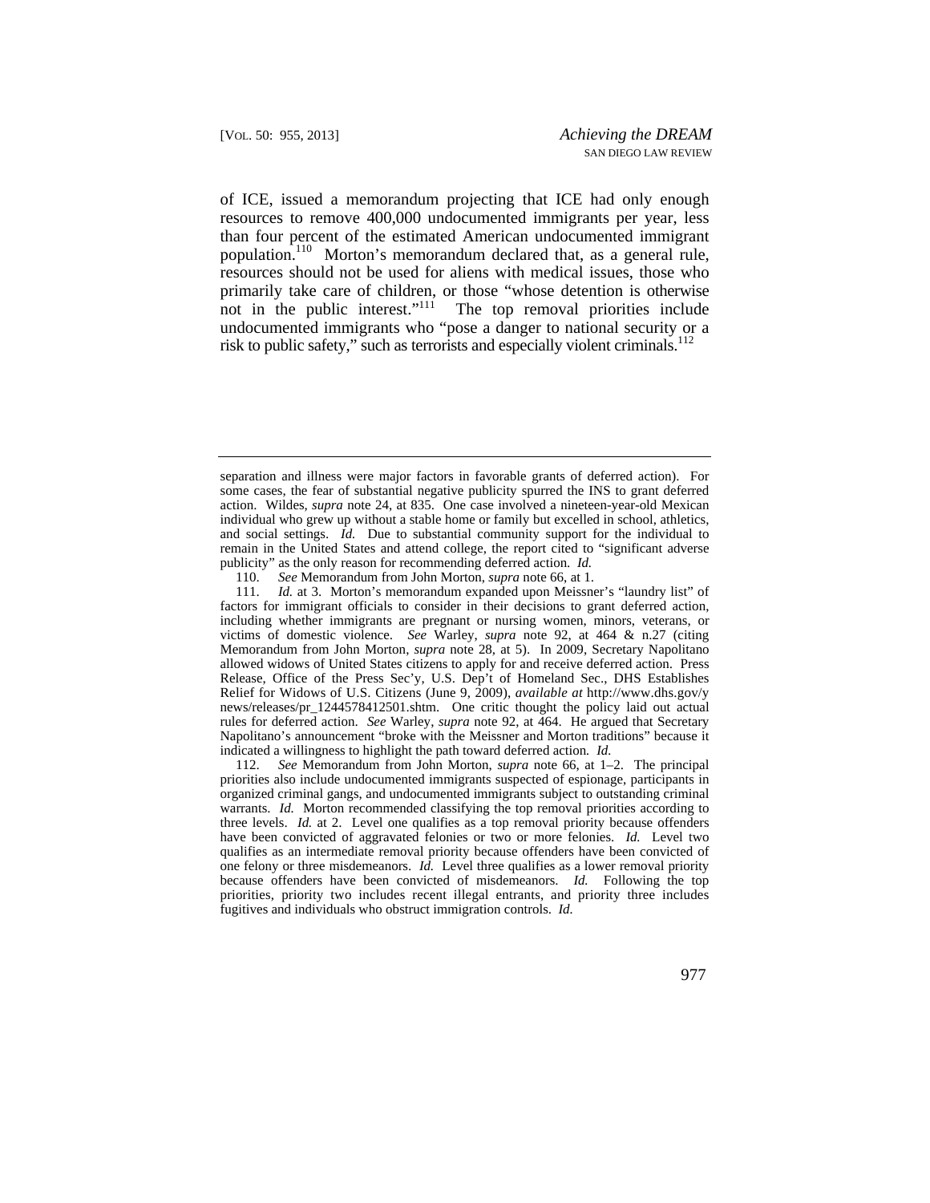of ICE, issued a memorandum projecting that ICE had only enough resources to remove 400,000 undocumented immigrants per year, less than four percent of the estimated American undocumented immigrant population.[110] Morton's memorandum declared that, as a general rule, resources should not be used for aliens with medical issues, those who primarily take care of children, or those "whose detention is otherwise not in the public interest."[111] The top removal priorities include undocumented immigrants who "pose a danger to national security or a risk to public safety," such as terrorists and especially violent criminals.[112]

---

separation and illness were major factors in favorable grants of deferred action). For some cases, the fear of substantial negative publicity spurred the INS to grant deferred action. Wildes, *supra* note 24, at 835. One case involved a nineteen-year-old Mexican individual who grew up without a stable home or family but excelled in school, athletics, and social settings. *Id.* Due to substantial community support for the individual to remain in the United States and attend college, the report cited to "significant adverse publicity" as the only reason for recommending deferred action. *Id.*

110. *See* Memorandum from John Morton, *supra* note 66, at 1.

111. *Id.* at 3. Morton's memorandum expanded upon Meissner's "laundry list" of factors for immigrant officials to consider in their decisions to grant deferred action, including whether immigrants are pregnant or nursing women, minors, veterans, or victims of domestic violence. *See* Warley, *supra* note 92, at 464 & n.27 (citing Memorandum from John Morton, *supra* note 28, at 5). In 2009, Secretary Napolitano allowed widows of United States citizens to apply for and receive deferred action. Press Release, Office of the Press Sec'y, U.S. Dep't of Homeland Sec., DHS Establishes Relief for Widows of U.S. Citizens (June 9, 2009), *available at* http://www.dhs.gov/y news/releases/pr_1244578412501.shtm. One critic thought the policy laid out actual rules for deferred action. *See* Warley, *supra* note 92, at 464. He argued that Secretary Napolitano's announcement "broke with the Meissner and Morton traditions" because it indicated a willingness to highlight the path toward deferred action. *Id.*

112. *See* Memorandum from John Morton, *supra* note 66, at 1–2. The principal priorities also include undocumented immigrants suspected of espionage, participants in organized criminal gangs, and undocumented immigrants subject to outstanding criminal warrants. *Id.* Morton recommended classifying the top removal priorities according to three levels. *Id.* at 2. Level one qualifies as a top removal priority because offenders have been convicted of aggravated felonies or two or more felonies. *Id.* Level two qualifies as an intermediate removal priority because offenders have been convicted of one felony or three misdemeanors. *Id.* Level three qualifies as a lower removal priority because offenders have been convicted of misdemeanors. *Id.* Following the top priorities, priority two includes recent illegal entrants, and priority three includes fugitives and individuals who obstruct immigration controls. *Id.*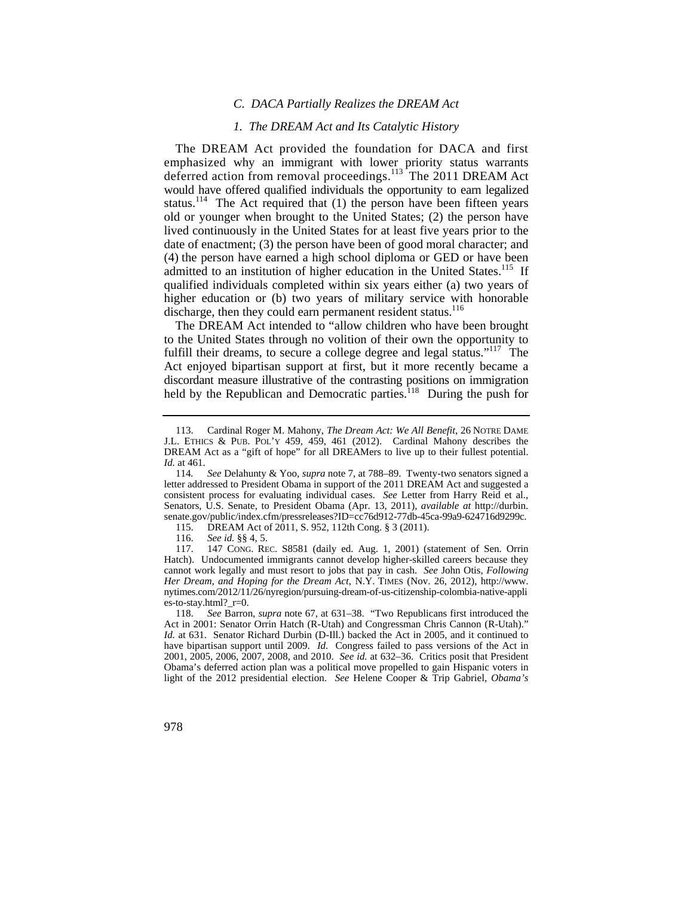### *C. DACA Partially Realizes the DREAM Act*

#### *1. The DREAM Act and Its Catalytic History*

The DREAM Act provided the foundation for DACA and first emphasized why an immigrant with lower priority status warrants deferred action from removal proceedings.[113] The 2011 DREAM Act would have offered qualified individuals the opportunity to earn legalized status.[114] The Act required that (1) the person have been fifteen years old or younger when brought to the United States; (2) the person have lived continuously in the United States for at least five years prior to the date of enactment; (3) the person have been of good moral character; and (4) the person have earned a high school diploma or GED or have been admitted to an institution of higher education in the United States.[115] If qualified individuals completed within six years either (a) two years of higher education or (b) two years of military service with honorable discharge, then they could earn permanent resident status.[116]

The DREAM Act intended to "allow children who have been brought to the United States through no volition of their own the opportunity to fulfill their dreams, to secure a college degree and legal status."[117] The Act enjoyed bipartisan support at first, but it more recently became a discordant measure illustrative of the contrasting positions on immigration held by the Republican and Democratic parties.[118] During the push for

---

113. Cardinal Roger M. Mahony, *The Dream Act: We All Benefit*, 26 NOTRE DAME J.L. ETHICS & PUB. POL'Y 459, 459, 461 (2012). Cardinal Mahony describes the DREAM Act as a "gift of hope" for all DREAMers to live up to their fullest potential. *Id.* at 461.

114. *See* Delahunty & Yoo, *supra* note 7, at 788–89. Twenty-two senators signed a letter addressed to President Obama in support of the 2011 DREAM Act and suggested a consistent process for evaluating individual cases. *See* Letter from Harry Reid et al., Senators, U.S. Senate, to President Obama (Apr. 13, 2011), *available at* http://durbin.senate.gov/public/index.cfm/pressreleases?ID=cc76d912-77db-45ca-99a9-624716d9299c.

115. DREAM Act of 2011, S. 952, 112th Cong. § 3 (2011).

116. *See id.* §§ 4, 5.

117. 147 CONG. REC. S8581 (daily ed. Aug. 1, 2001) (statement of Sen. Orrin Hatch). Undocumented immigrants cannot develop higher-skilled careers because they cannot work legally and must resort to jobs that pay in cash. *See* John Otis, *Following Her Dream, and Hoping for the Dream Act*, N.Y. TIMES (Nov. 26, 2012), http://www.nytimes.com/2012/11/26/nyregion/pursuing-dream-of-us-citizenship-colombia-native-applies-to-stay.html?_r=0.

118. *See* Barron, *supra* note 67, at 631–38. "Two Republicans first introduced the Act in 2001: Senator Orrin Hatch (R-Utah) and Congressman Chris Cannon (R-Utah)." *Id.* at 631. Senator Richard Durbin (D-Ill.) backed the Act in 2005, and it continued to have bipartisan support until 2009. *Id.* Congress failed to pass versions of the Act in 2001, 2005, 2006, 2007, 2008, and 2010. *See id.* at 632–36. Critics posit that President Obama's deferred action plan was a political move propelled to gain Hispanic voters in light of the 2012 presidential election. *See* Helene Cooper & Trip Gabriel, *Obama's*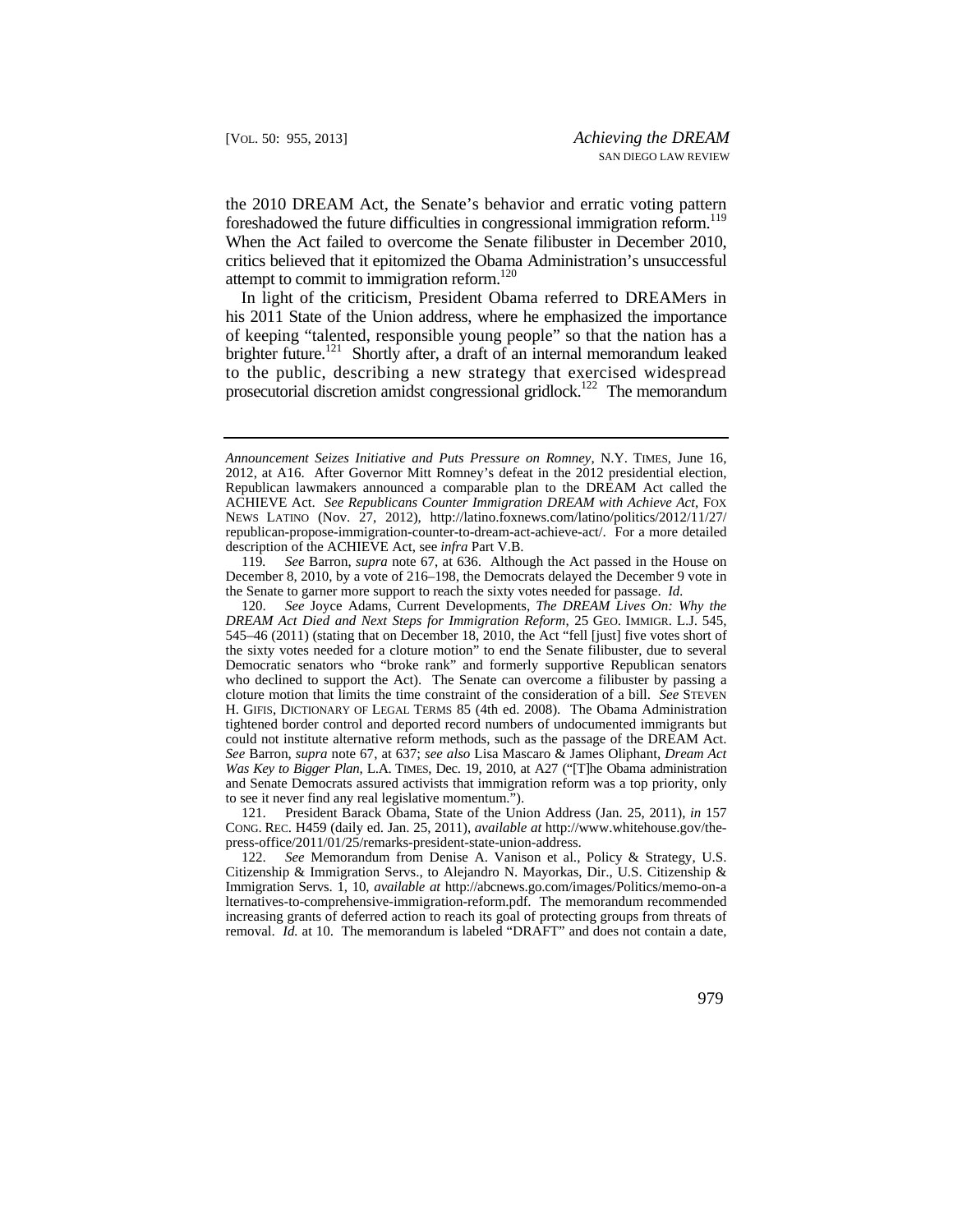the 2010 DREAM Act, the Senate's behavior and erratic voting pattern foreshadowed the future difficulties in congressional immigration reform.[119] When the Act failed to overcome the Senate filibuster in December 2010, critics believed that it epitomized the Obama Administration's unsuccessful attempt to commit to immigration reform.[120]

In light of the criticism, President Obama referred to DREAMers in his 2011 State of the Union address, where he emphasized the importance of keeping "talented, responsible young people" so that the nation has a brighter future.[121] Shortly after, a draft of an internal memorandum leaked to the public, describing a new strategy that exercised widespread prosecutorial discretion amidst congressional gridlock.[122] The memorandum

---

*Announcement Seizes Initiative and Puts Pressure on Romney*, N.Y. TIMES, June 16, 2012, at A16. After Governor Mitt Romney's defeat in the 2012 presidential election, Republican lawmakers announced a comparable plan to the DREAM Act called the ACHIEVE Act. *See Republicans Counter Immigration DREAM with Achieve Act*, FOX NEWS LATINO (Nov. 27, 2012), http://latino.foxnews.com/latino/politics/2012/11/27/republican-propose-immigration-counter-to-dream-act-achieve-act/. For a more detailed description of the ACHIEVE Act, see *infra* Part V.B.

119. *See* Barron, *supra* note 67, at 636. Although the Act passed in the House on December 8, 2010, by a vote of 216–198, the Democrats delayed the December 9 vote in the Senate to garner more support to reach the sixty votes needed for passage. *Id.*

120. *See* Joyce Adams, Current Developments, *The DREAM Lives On: Why the DREAM Act Died and Next Steps for Immigration Reform*, 25 GEO. IMMIGR. L.J. 545, 545–46 (2011) (stating that on December 18, 2010, the Act "fell [just] five votes short of the sixty votes needed for a cloture motion" to end the Senate filibuster, due to several Democratic senators who "broke rank" and formerly supportive Republican senators who declined to support the Act). The Senate can overcome a filibuster by passing a cloture motion that limits the time constraint of the consideration of a bill. *See* STEVEN H. GIFIS, DICTIONARY OF LEGAL TERMS 85 (4th ed. 2008). The Obama Administration tightened border control and deported record numbers of undocumented immigrants but could not institute alternative reform methods, such as the passage of the DREAM Act. *See* Barron, *supra* note 67, at 637; *see also* Lisa Mascaro & James Oliphant, *Dream Act Was Key to Bigger Plan*, L.A. TIMES, Dec. 19, 2010, at A27 ("[T]he Obama administration and Senate Democrats assured activists that immigration reform was a top priority, only to see it never find any real legislative momentum.").

121. President Barack Obama, State of the Union Address (Jan. 25, 2011), *in* 157 CONG. REC. H459 (daily ed. Jan. 25, 2011), *available at* http://www.whitehouse.gov/the-press-office/2011/01/25/remarks-president-state-union-address.

122. *See* Memorandum from Denise A. Vanison et al., Policy & Strategy, U.S. Citizenship & Immigration Servs., to Alejandro N. Mayorkas, Dir., U.S. Citizenship & Immigration Servs. 1, 10, *available at* http://abcnews.go.com/images/Politics/memo-on-alternatives-to-comprehensive-immigration-reform.pdf. The memorandum recommended increasing grants of deferred action to reach its goal of protecting groups from threats of removal. *Id.* at 10. The memorandum is labeled "DRAFT" and does not contain a date,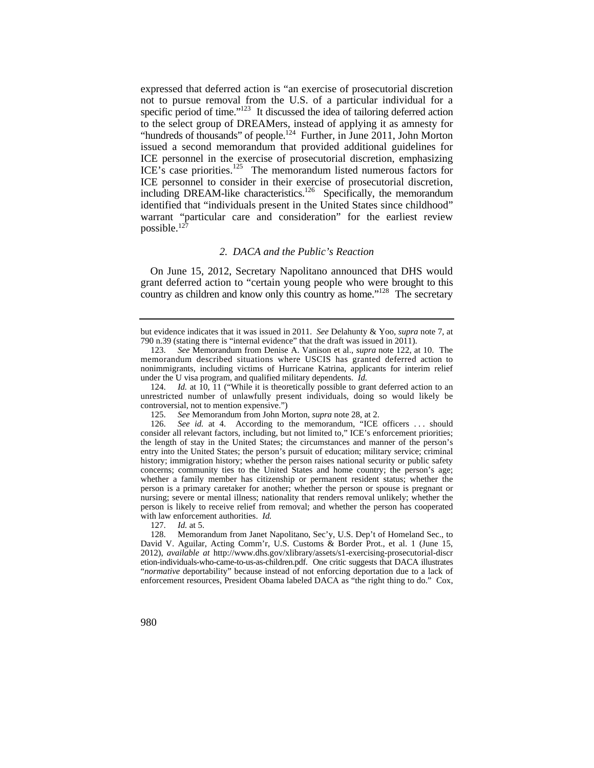expressed that deferred action is "an exercise of prosecutorial discretion not to pursue removal from the U.S. of a particular individual for a specific period of time."[123] It discussed the idea of tailoring deferred action to the select group of DREAMers, instead of applying it as amnesty for "hundreds of thousands" of people.[124] Further, in June 2011, John Morton issued a second memorandum that provided additional guidelines for ICE personnel in the exercise of prosecutorial discretion, emphasizing ICE's case priorities.[125] The memorandum listed numerous factors for ICE personnel to consider in their exercise of prosecutorial discretion, including DREAM-like characteristics.[126] Specifically, the memorandum identified that "individuals present in the United States since childhood" warrant "particular care and consideration" for the earliest review possible.[127]

#### *2. DACA and the Public's Reaction*

On June 15, 2012, Secretary Napolitano announced that DHS would grant deferred action to "certain young people who were brought to this country as children and know only this country as home."[128] The secretary

---

but evidence indicates that it was issued in 2011. *See* Delahunty & Yoo, *supra* note 7, at 790 n.39 (stating there is "internal evidence" that the draft was issued in 2011).

123. *See* Memorandum from Denise A. Vanison et al., *supra* note 122, at 10. The memorandum described situations where USCIS has granted deferred action to nonimmigrants, including victims of Hurricane Katrina, applicants for interim relief under the U visa program, and qualified military dependents. *Id.*

124. *Id.* at 10, 11 ("While it is theoretically possible to grant deferred action to an unrestricted number of unlawfully present individuals, doing so would likely be controversial, not to mention expensive.")

125. *See* Memorandum from John Morton, *supra* note 28, at 2.

126. *See id.* at 4. According to the memorandum, "ICE officers . . . should consider all relevant factors, including, but not limited to," ICE's enforcement priorities; the length of stay in the United States; the circumstances and manner of the person's entry into the United States; the person's pursuit of education; military service; criminal history; immigration history; whether the person raises national security or public safety concerns; community ties to the United States and home country; the person's age; whether a family member has citizenship or permanent resident status; whether the person is a primary caretaker for another; whether the person or spouse is pregnant or nursing; severe or mental illness; nationality that renders removal unlikely; whether the person is likely to receive relief from removal; and whether the person has cooperated with law enforcement authorities. *Id.*

127. *Id.* at 5.

128. Memorandum from Janet Napolitano, Sec'y, U.S. Dep't of Homeland Sec., to David V. Aguilar, Acting Comm'r, U.S. Customs & Border Prot., et al. 1 (June 15, 2012), *available at* http://www.dhs.gov/xlibrary/assets/s1-exercising-prosecutorial-discretion-individuals-who-came-to-us-as-children.pdf. One critic suggests that DACA illustrates "*normative* deportability" because instead of not enforcing deportation due to a lack of enforcement resources, President Obama labeled DACA as "the right thing to do." Cox,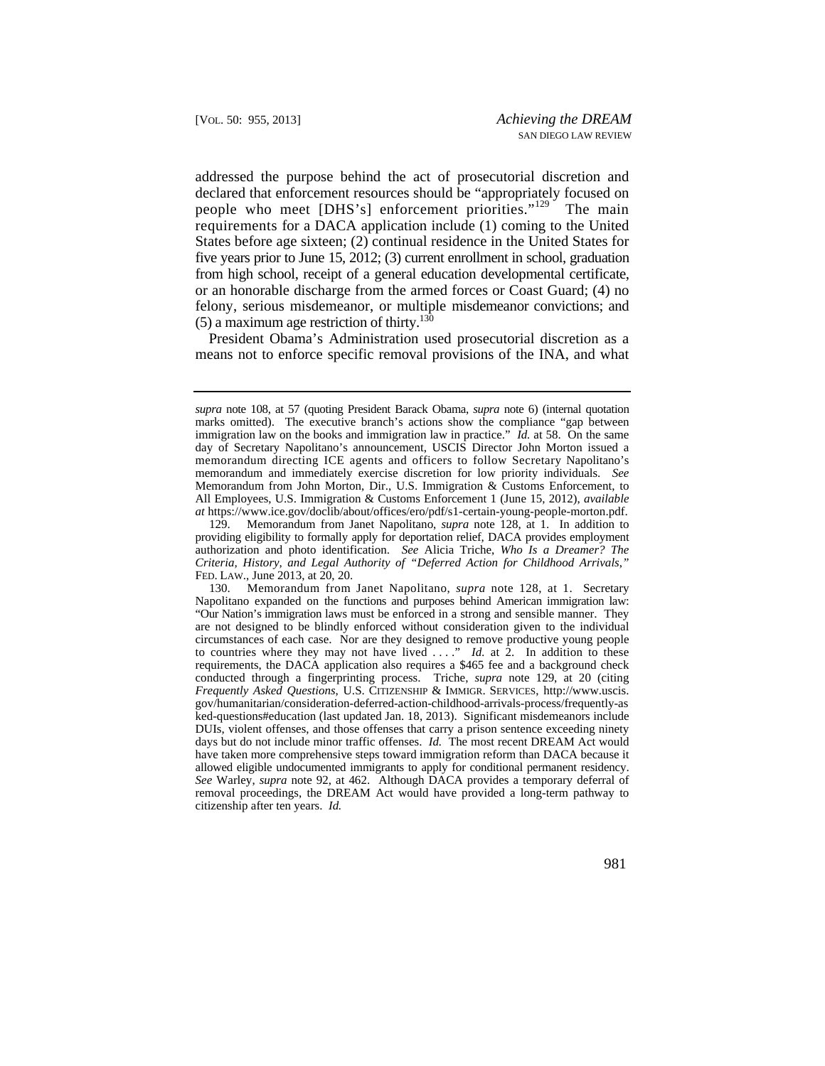addressed the purpose behind the act of prosecutorial discretion and declared that enforcement resources should be "appropriately focused on people who meet [DHS's] enforcement priorities."[129] The main requirements for a DACA application include (1) coming to the United States before age sixteen; (2) continual residence in the United States for five years prior to June 15, 2012; (3) current enrollment in school, graduation from high school, receipt of a general education developmental certificate, or an honorable discharge from the armed forces or Coast Guard; (4) no felony, serious misdemeanor, or multiple misdemeanor convictions; and (5) a maximum age restriction of thirty.[130]

President Obama's Administration used prosecutorial discretion as a means not to enforce specific removal provisions of the INA, and what

---

*supra* note 108, at 57 (quoting President Barack Obama, *supra* note 6) (internal quotation marks omitted). The executive branch's actions show the compliance "gap between immigration law on the books and immigration law in practice." *Id.* at 58. On the same day of Secretary Napolitano's announcement, USCIS Director John Morton issued a memorandum directing ICE agents and officers to follow Secretary Napolitano's memorandum and immediately exercise discretion for low priority individuals. *See* Memorandum from John Morton, Dir., U.S. Immigration & Customs Enforcement, to All Employees, U.S. Immigration & Customs Enforcement 1 (June 15, 2012), *available at* https://www.ice.gov/doclib/about/offices/ero/pdf/s1-certain-young-people-morton.pdf.

129. Memorandum from Janet Napolitano, *supra* note 128, at 1. In addition to providing eligibility to formally apply for deportation relief, DACA provides employment authorization and photo identification. *See* Alicia Triche, *Who Is a Dreamer? The Criteria, History, and Legal Authority of "Deferred Action for Childhood Arrivals*,*"* FED. LAW., June 2013, at 20, 20.

130. Memorandum from Janet Napolitano, *supra* note 128, at 1. Secretary Napolitano expanded on the functions and purposes behind American immigration law: "Our Nation's immigration laws must be enforced in a strong and sensible manner. They are not designed to be blindly enforced without consideration given to the individual circumstances of each case. Nor are they designed to remove productive young people to countries where they may not have lived . . . ." *Id.* at 2. In addition to these requirements, the DACA application also requires a $465 fee and a background check conducted through a fingerprinting process. Triche, *supra* note 129, at 20 (citing *Frequently Asked Questions*, U.S. CITIZENSHIP & IMMIGR. SERVICES, http://www.uscis.gov/humanitarian/consideration-deferred-action-childhood-arrivals-process/frequently-asked-questions#education (last updated Jan. 18, 2013). Significant misdemeanors include DUIs, violent offenses, and those offenses that carry a prison sentence exceeding ninety days but do not include minor traffic offenses. *Id.* The most recent DREAM Act would have taken more comprehensive steps toward immigration reform than DACA because it allowed eligible undocumented immigrants to apply for conditional permanent residency. *See* Warley, *supra* note 92, at 462. Although DACA provides a temporary deferral of removal proceedings, the DREAM Act would have provided a long-term pathway to citizenship after ten years. *Id.*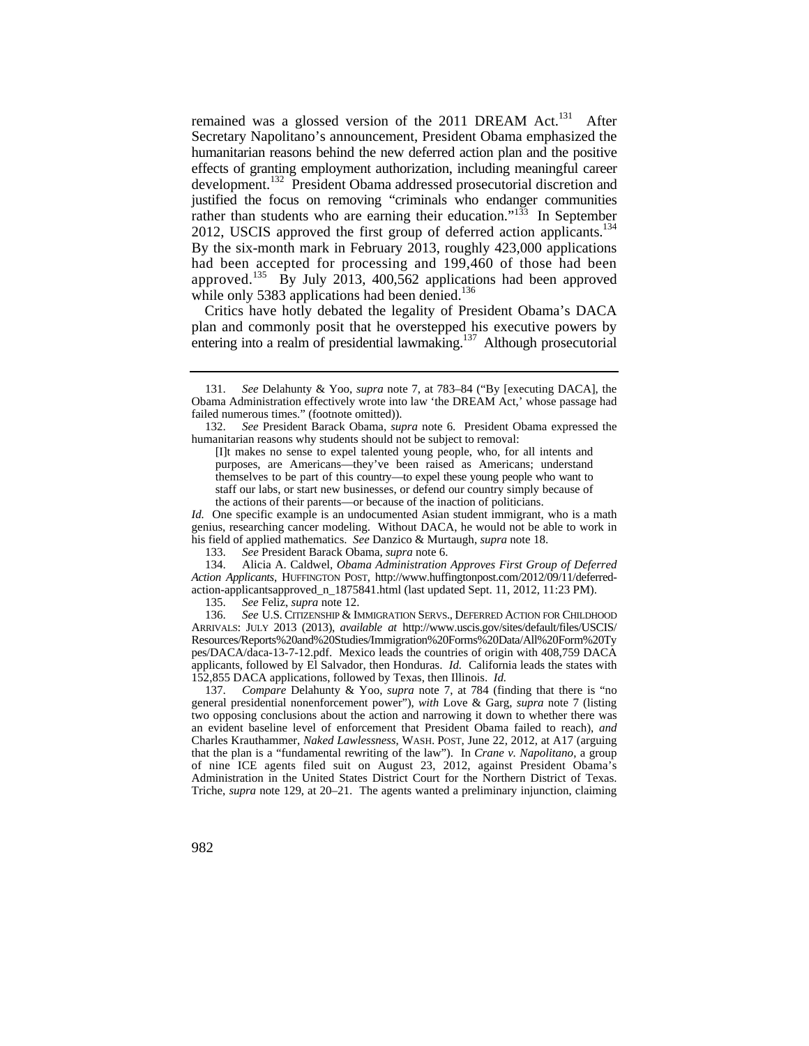remained was a glossed version of the 2011 DREAM Act.[131] After Secretary Napolitano's announcement, President Obama emphasized the humanitarian reasons behind the new deferred action plan and the positive effects of granting employment authorization, including meaningful career development.[132] President Obama addressed prosecutorial discretion and justified the focus on removing "criminals who endanger communities rather than students who are earning their education."[133] In September 2012, USCIS approved the first group of deferred action applicants.[134] By the six-month mark in February 2013, roughly 423,000 applications had been accepted for processing and 199,460 of those had been approved.[135] By July 2013, 400,562 applications had been approved while only 5383 applications had been denied.[136]

Critics have hotly debated the legality of President Obama's DACA plan and commonly posit that he overstepped his executive powers by entering into a realm of presidential lawmaking.[137] Although prosecutorial

---

131. *See* Delahunty & Yoo, *supra* note 7, at 783–84 ("By [executing DACA], the Obama Administration effectively wrote into law 'the DREAM Act,' whose passage had failed numerous times." (footnote omitted)).

132. *See* President Barack Obama, *supra* note 6. President Obama expressed the humanitarian reasons why students should not be subject to removal:

> [I]t makes no sense to expel talented young people, who, for all intents and purposes, are Americans—they've been raised as Americans; understand themselves to be part of this country—to expel these young people who want to staff our labs, or start new businesses, or defend our country simply because of the actions of their parents—or because of the inaction of politicians.

*Id.* One specific example is an undocumented Asian student immigrant, who is a math genius, researching cancer modeling. Without DACA, he would not be able to work in his field of applied mathematics. *See* Danzico & Murtaugh, *supra* note 18.

133. *See* President Barack Obama, *supra* note 6.

134. Alicia A. Caldwel, *Obama Administration Approves First Group of Deferred Action Applicants*, HUFFINGTON POST, http://www.huffingtonpost.com/2012/09/11/deferred-action-applicantsapproved_n_1875841.html (last updated Sept. 11, 2012, 11:23 PM).

135. *See* Feliz, *supra* note 12.

136. *See* U.S. CITIZENSHIP & IMMIGRATION SERVS., DEFERRED ACTION FOR CHILDHOOD ARRIVALS: JULY 2013 (2013), *available at* http://www.uscis.gov/sites/default/files/USCIS/Resources/Reports%20and%20Studies/Immigration%20Forms%20Data/All%20Form%20Types/DACA/daca-13-7-12.pdf. Mexico leads the countries of origin with 408,759 DACA applicants, followed by El Salvador, then Honduras. *Id.* California leads the states with 152,855 DACA applications, followed by Texas, then Illinois. *Id.*

137. *Compare* Delahunty & Yoo, *supra* note 7, at 784 (finding that there is "no general presidential nonenforcement power"), *with* Love & Garg, *supra* note 7 (listing two opposing conclusions about the action and narrowing it down to whether there was an evident baseline level of enforcement that President Obama failed to reach), *and* Charles Krauthammer, *Naked Lawlessness*, WASH. POST, June 22, 2012, at A17 (arguing that the plan is a "fundamental rewriting of the law"). In *Crane v. Napolitano*, a group of nine ICE agents filed suit on August 23, 2012, against President Obama's Administration in the United States District Court for the Northern District of Texas. Triche, *supra* note 129, at 20–21. The agents wanted a preliminary injunction, claiming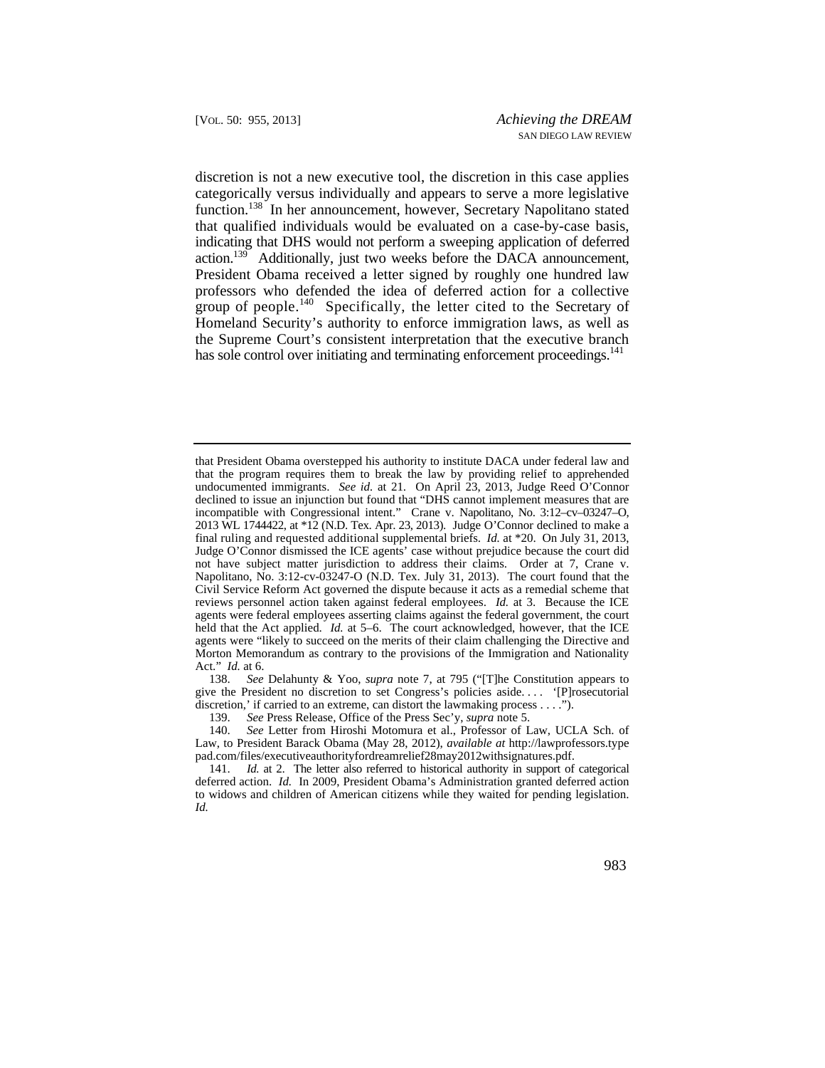discretion is not a new executive tool, the discretion in this case applies categorically versus individually and appears to serve a more legislative function.[138] In her announcement, however, Secretary Napolitano stated that qualified individuals would be evaluated on a case-by-case basis, indicating that DHS would not perform a sweeping application of deferred action.[139] Additionally, just two weeks before the DACA announcement, President Obama received a letter signed by roughly one hundred law professors who defended the idea of deferred action for a collective group of people.[140] Specifically, the letter cited to the Secretary of Homeland Security's authority to enforce immigration laws, as well as the Supreme Court's consistent interpretation that the executive branch has sole control over initiating and terminating enforcement proceedings.[141]

---

that President Obama overstepped his authority to institute DACA under federal law and that the program requires them to break the law by providing relief to apprehended undocumented immigrants. *See id.* at 21. On April 23, 2013, Judge Reed O'Connor declined to issue an injunction but found that "DHS cannot implement measures that are incompatible with Congressional intent." Crane v. Napolitano, No. 3:12–cv–03247–O, 2013 WL 1744422, at *12 (N.D. Tex. Apr. 23, 2013). Judge O'Connor declined to make a final ruling and requested additional supplemental briefs. *Id.* at *20. On July 31, 2013, Judge O'Connor dismissed the ICE agents' case without prejudice because the court did not have subject matter jurisdiction to address their claims. Order at 7, Crane v. Napolitano, No. 3:12-cv-03247-O (N.D. Tex. July 31, 2013). The court found that the Civil Service Reform Act governed the dispute because it acts as a remedial scheme that reviews personnel action taken against federal employees. *Id.* at 3. Because the ICE agents were federal employees asserting claims against the federal government, the court held that the Act applied. *Id.* at 5–6. The court acknowledged, however, that the ICE agents were "likely to succeed on the merits of their claim challenging the Directive and Morton Memorandum as contrary to the provisions of the Immigration and Nationality Act." *Id.* at 6.

138. *See* Delahunty & Yoo, *supra* note 7, at 795 ("[T]he Constitution appears to give the President no discretion to set Congress's policies aside. . . . '[P]rosecutorial discretion,' if carried to an extreme, can distort the lawmaking process . . . .").

139. *See* Press Release, Office of the Press Sec'y, *supra* note 5.

140. *See* Letter from Hiroshi Motomura et al., Professor of Law, UCLA Sch. of Law, to President Barack Obama (May 28, 2012), *available at* http://lawprofessors.typepad.com/files/executiveauthorityfordreamrelief28may2012withsignatures.pdf.

141. *Id.* at 2. The letter also referred to historical authority in support of categorical deferred action. *Id.* In 2009, President Obama's Administration granted deferred action to widows and children of American citizens while they waited for pending legislation. *Id.*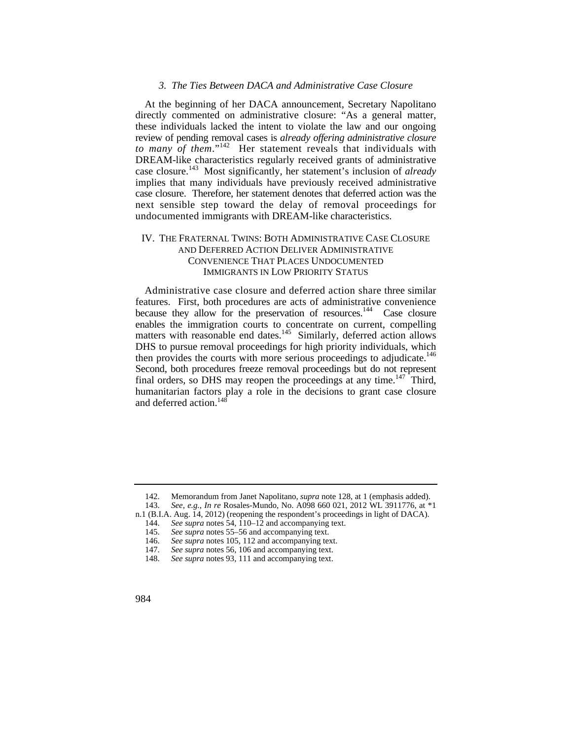### *3. The Ties Between DACA and Administrative Case Closure*

At the beginning of her DACA announcement, Secretary Napolitano directly commented on administrative closure: "As a general matter, these individuals lacked the intent to violate the law and our ongoing review of pending removal cases is *already offering administrative closure to many of them*."[142] Her statement reveals that individuals with DREAM-like characteristics regularly received grants of administrative case closure.[143] Most significantly, her statement's inclusion of *already* implies that many individuals have previously received administrative case closure. Therefore, her statement denotes that deferred action was the next sensible step toward the delay of removal proceedings for undocumented immigrants with DREAM-like characteristics.

## IV. THE FRATERNAL TWINS: BOTH ADMINISTRATIVE CASE CLOSURE AND DEFERRED ACTION DELIVER ADMINISTRATIVE CONVENIENCE THAT PLACES UNDOCUMENTED IMMIGRANTS IN LOW PRIORITY STATUS

Administrative case closure and deferred action share three similar features. First, both procedures are acts of administrative convenience because they allow for the preservation of resources.[144] Case closure enables the immigration courts to concentrate on current, compelling matters with reasonable end dates.[145] Similarly, deferred action allows DHS to pursue removal proceedings for high priority individuals, which then provides the courts with more serious proceedings to adjudicate.[146] Second, both procedures freeze removal proceedings but do not represent final orders, so DHS may reopen the proceedings at any time.[147] Third, humanitarian factors play a role in the decisions to grant case closure and deferred action.[148]

---

142. Memorandum from Janet Napolitano, *supra* note 128, at 1 (emphasis added).

143. *See, e.g.*, *In re* Rosales-Mundo, No. A098 660 021, 2012 WL 3911776, at *1 n.1 (B.I.A. Aug. 14, 2012) (reopening the respondent's proceedings in light of DACA).

144. *See supra* notes 54, 110–12 and accompanying text.

145. *See supra* notes 55–56 and accompanying text.

146. *See supra* notes 105, 112 and accompanying text.

147. *See supra* notes 56, 106 and accompanying text.

148. *See supra* notes 93, 111 and accompanying text.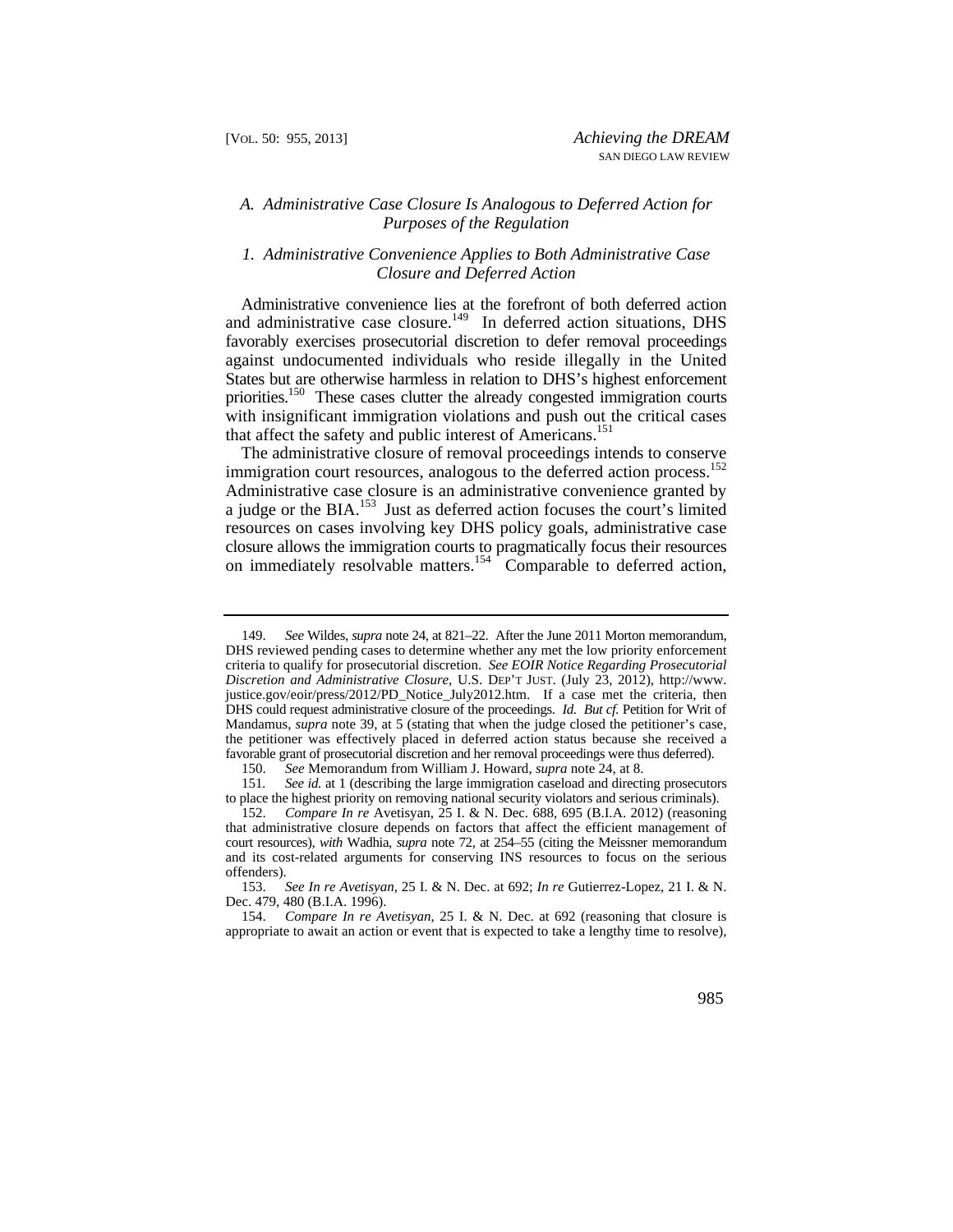### *A. Administrative Case Closure Is Analogous to Deferred Action for Purposes of the Regulation*

#### *1. Administrative Convenience Applies to Both Administrative Case Closure and Deferred Action*

Administrative convenience lies at the forefront of both deferred action and administrative case closure.[149] In deferred action situations, DHS favorably exercises prosecutorial discretion to defer removal proceedings against undocumented individuals who reside illegally in the United States but are otherwise harmless in relation to DHS's highest enforcement priorities.[150] These cases clutter the already congested immigration courts with insignificant immigration violations and push out the critical cases that affect the safety and public interest of Americans.[151]

The administrative closure of removal proceedings intends to conserve immigration court resources, analogous to the deferred action process.[152] Administrative case closure is an administrative convenience granted by a judge or the BIA.[153] Just as deferred action focuses the court's limited resources on cases involving key DHS policy goals, administrative case closure allows the immigration courts to pragmatically focus their resources on immediately resolvable matters.[154] Comparable to deferred action,

---

149. *See* Wildes, *supra* note 24, at 821–22. After the June 2011 Morton memorandum, DHS reviewed pending cases to determine whether any met the low priority enforcement criteria to qualify for prosecutorial discretion. *See EOIR Notice Regarding Prosecutorial Discretion and Administrative Closure*, U.S. DEP'T JUST. (July 23, 2012), http://www.justice.gov/eoir/press/2012/PD_Notice_July2012.htm. If a case met the criteria, then DHS could request administrative closure of the proceedings. *Id. But cf.* Petition for Writ of Mandamus, *supra* note 39, at 5 (stating that when the judge closed the petitioner's case, the petitioner was effectively placed in deferred action status because she received a favorable grant of prosecutorial discretion and her removal proceedings were thus deferred).

150. *See* Memorandum from William J. Howard, *supra* note 24, at 8.

151. *See id.* at 1 (describing the large immigration caseload and directing prosecutors to place the highest priority on removing national security violators and serious criminals).

152. *Compare In re* Avetisyan, 25 I. & N. Dec. 688, 695 (B.I.A. 2012) (reasoning that administrative closure depends on factors that affect the efficient management of court resources), *with* Wadhia, *supra* note 72, at 254–55 (citing the Meissner memorandum and its cost-related arguments for conserving INS resources to focus on the serious offenders).

153. *See In re Avetisyan*, 25 I. & N. Dec. at 692; *In re* Gutierrez-Lopez, 21 I. & N. Dec. 479, 480 (B.I.A. 1996).

154. *Compare In re Avetisyan*, 25 I. & N. Dec. at 692 (reasoning that closure is appropriate to await an action or event that is expected to take a lengthy time to resolve),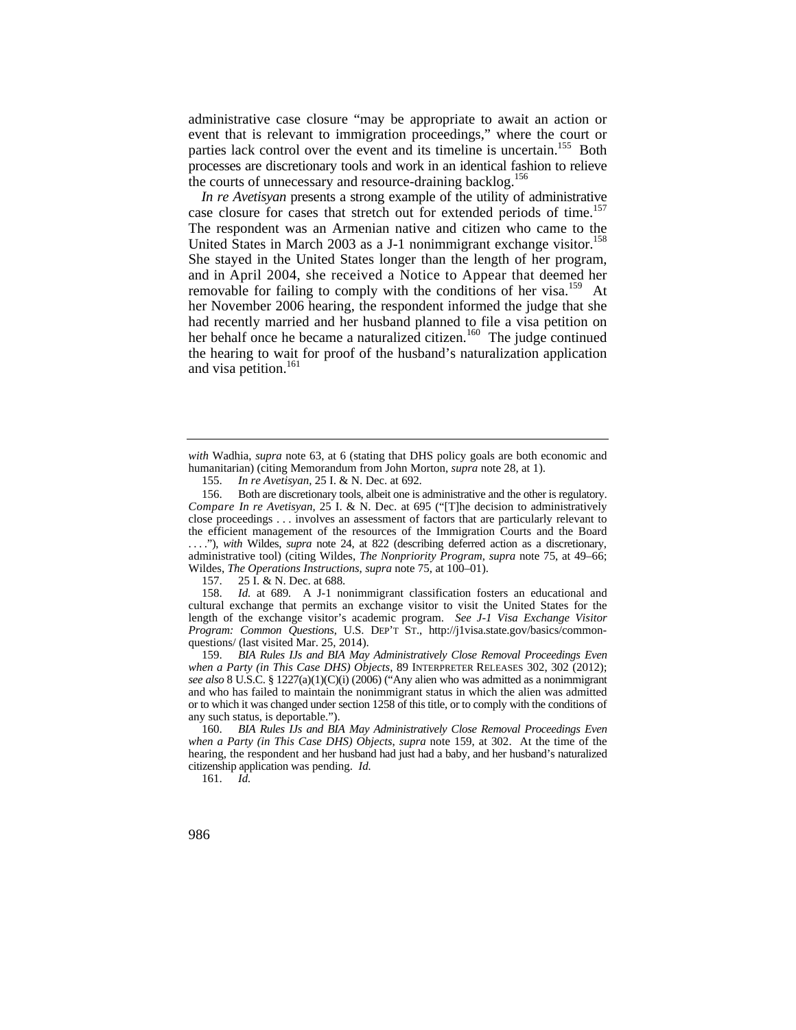administrative case closure "may be appropriate to await an action or event that is relevant to immigration proceedings," where the court or parties lack control over the event and its timeline is uncertain.[155] Both processes are discretionary tools and work in an identical fashion to relieve the courts of unnecessary and resource-draining backlog.[156]

*In re Avetisyan* presents a strong example of the utility of administrative case closure for cases that stretch out for extended periods of time.[157] The respondent was an Armenian native and citizen who came to the United States in March 2003 as a J-1 nonimmigrant exchange visitor.[158] She stayed in the United States longer than the length of her program, and in April 2004, she received a Notice to Appear that deemed her removable for failing to comply with the conditions of her visa.[159] At her November 2006 hearing, the respondent informed the judge that she had recently married and her husband planned to file a visa petition on her behalf once he became a naturalized citizen.[160] The judge continued the hearing to wait for proof of the husband's naturalization application and visa petition.[161]

---

*with* Wadhia, *supra* note 63, at 6 (stating that DHS policy goals are both economic and humanitarian) (citing Memorandum from John Morton, *supra* note 28, at 1).

155. *In re Avetisyan*, 25 I. & N. Dec. at 692.

156. Both are discretionary tools, albeit one is administrative and the other is regulatory. *Compare In re Avetisyan*, 25 I. & N. Dec. at 695 ("[T]he decision to administratively close proceedings . . . involves an assessment of factors that are particularly relevant to the efficient management of the resources of the Immigration Courts and the Board . . . ."), *with* Wildes, *supra* note 24, at 822 (describing deferred action as a discretionary, administrative tool) (citing Wildes, *The Nonpriority Program*, *supra* note 75, at 49–66; Wildes, *The Operations Instructions*, *supra* note 75, at 100–01).

157. 25 I. & N. Dec. at 688.

158. *Id.* at 689. A J-1 nonimmigrant classification fosters an educational and cultural exchange that permits an exchange visitor to visit the United States for the length of the exchange visitor's academic program. *See J-1 Visa Exchange Visitor Program: Common Questions*, U.S. DEP'T ST., http://j1visa.state.gov/basics/common-questions/ (last visited Mar. 25, 2014).

159. *BIA Rules IJs and BIA May Administratively Close Removal Proceedings Even when a Party (in This Case DHS) Objects*, 89 INTERPRETER RELEASES 302, 302 (2012); *see also* 8 U.S.C. § 1227(a)(1)(C)(i) (2006) ("Any alien who was admitted as a nonimmigrant and who has failed to maintain the nonimmigrant status in which the alien was admitted or to which it was changed under section 1258 of this title, or to comply with the conditions of any such status, is deportable.").

160. *BIA Rules IJs and BIA May Administratively Close Removal Proceedings Even when a Party (in This Case DHS) Objects*, *supra* note 159, at 302. At the time of the hearing, the respondent and her husband had just had a baby, and her husband's naturalized citizenship application was pending. *Id.*

161. *Id.*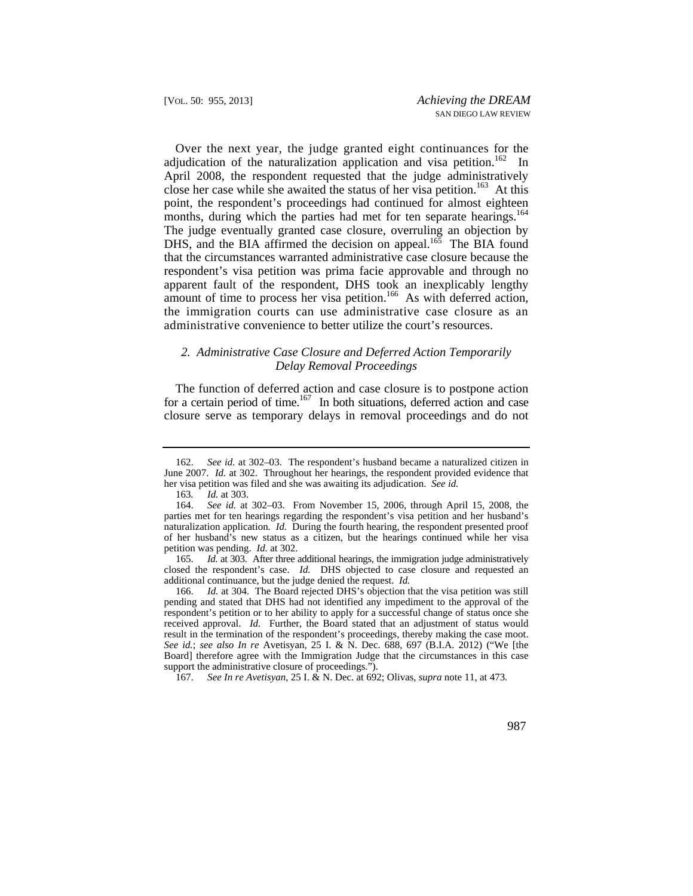Over the next year, the judge granted eight continuances for the adjudication of the naturalization application and visa petition.[162] In April 2008, the respondent requested that the judge administratively close her case while she awaited the status of her visa petition.[163] At this point, the respondent's proceedings had continued for almost eighteen months, during which the parties had met for ten separate hearings.[164] The judge eventually granted case closure, overruling an objection by DHS, and the BIA affirmed the decision on appeal.[165] The BIA found that the circumstances warranted administrative case closure because the respondent's visa petition was prima facie approvable and through no apparent fault of the respondent, DHS took an inexplicably lengthy amount of time to process her visa petition.[166] As with deferred action, the immigration courts can use administrative case closure as an administrative convenience to better utilize the court's resources.

### *2. Administrative Case Closure and Deferred Action Temporarily Delay Removal Proceedings*

The function of deferred action and case closure is to postpone action for a certain period of time.[167] In both situations, deferred action and case closure serve as temporary delays in removal proceedings and do not

---

162. *See id.* at 302–03. The respondent's husband became a naturalized citizen in June 2007. *Id.* at 302. Throughout her hearings, the respondent provided evidence that her visa petition was filed and she was awaiting its adjudication. *See id.*

163. *Id.* at 303.

164. *See id.* at 302–03. From November 15, 2006, through April 15, 2008, the parties met for ten hearings regarding the respondent's visa petition and her husband's naturalization application. *Id.* During the fourth hearing, the respondent presented proof of her husband's new status as a citizen, but the hearings continued while her visa petition was pending. *Id.* at 302.

165. *Id.* at 303. After three additional hearings, the immigration judge administratively closed the respondent's case. *Id.* DHS objected to case closure and requested an additional continuance, but the judge denied the request. *Id.*

166. *Id.* at 304. The Board rejected DHS's objection that the visa petition was still pending and stated that DHS had not identified any impediment to the approval of the respondent's petition or to her ability to apply for a successful change of status once she received approval. *Id.* Further, the Board stated that an adjustment of status would result in the termination of the respondent's proceedings, thereby making the case moot. *See id.*; *see also In re* Avetisyan, 25 I. & N. Dec. 688, 697 (B.I.A. 2012) ("We [the Board] therefore agree with the Immigration Judge that the circumstances in this case support the administrative closure of proceedings.").

167. *See In re Avetisyan*, 25 I. & N. Dec. at 692; Olivas, *supra* note 11, at 473.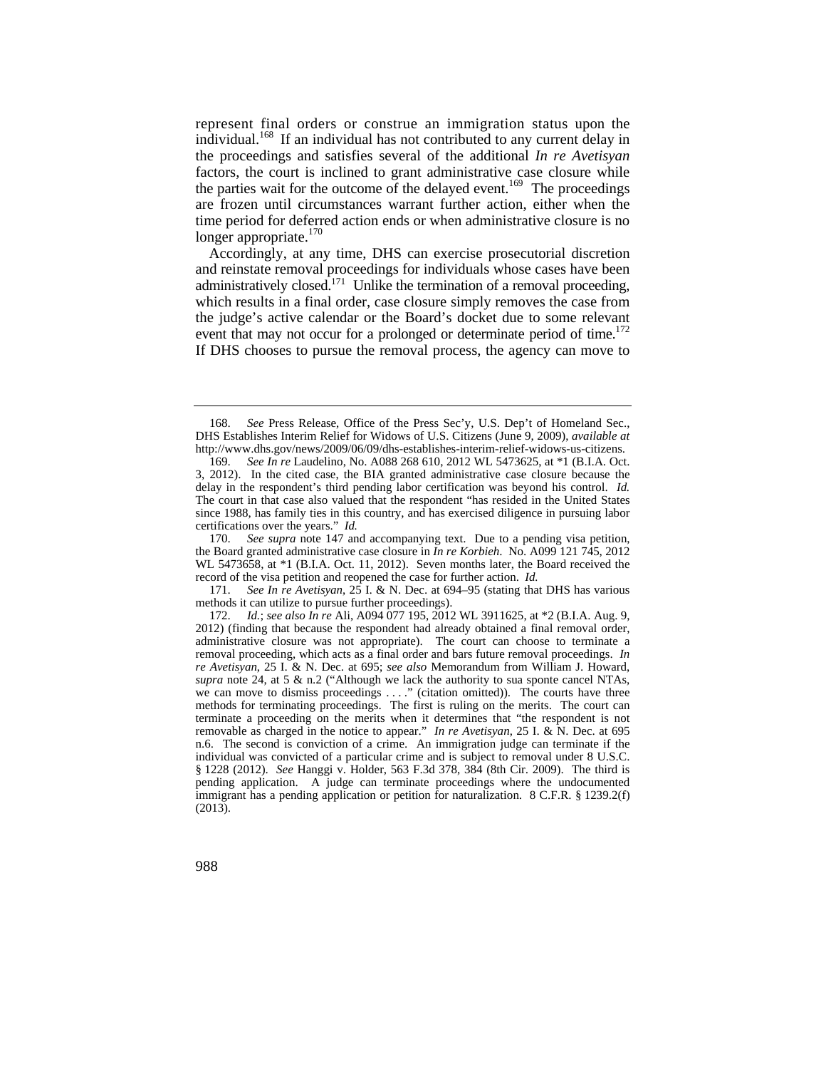represent final orders or construe an immigration status upon the individual.[168] If an individual has not contributed to any current delay in the proceedings and satisfies several of the additional *In re Avetisyan* factors, the court is inclined to grant administrative case closure while the parties wait for the outcome of the delayed event.[169] The proceedings are frozen until circumstances warrant further action, either when the time period for deferred action ends or when administrative closure is no longer appropriate.[170]

Accordingly, at any time, DHS can exercise prosecutorial discretion and reinstate removal proceedings for individuals whose cases have been administratively closed.[171] Unlike the termination of a removal proceeding, which results in a final order, case closure simply removes the case from the judge's active calendar or the Board's docket due to some relevant event that may not occur for a prolonged or determinate period of time.[172] If DHS chooses to pursue the removal process, the agency can move to

---

168. *See* Press Release, Office of the Press Sec'y, U.S. Dep't of Homeland Sec., DHS Establishes Interim Relief for Widows of U.S. Citizens (June 9, 2009), *available at* http://www.dhs.gov/news/2009/06/09/dhs-establishes-interim-relief-widows-us-citizens.

169. *See In re* Laudelino, No. A088 268 610, 2012 WL 5473625, at *1 (B.I.A. Oct. 3, 2012). In the cited case, the BIA granted administrative case closure because the delay in the respondent's third pending labor certification was beyond his control. *Id.* The court in that case also valued that the respondent "has resided in the United States since 1988, has family ties in this country, and has exercised diligence in pursuing labor certifications over the years." *Id.*

170. *See supra* note 147 and accompanying text. Due to a pending visa petition, the Board granted administrative case closure in *In re Korbieh*. No. A099 121 745, 2012 WL 5473658, at *1 (B.I.A. Oct. 11, 2012). Seven months later, the Board received the record of the visa petition and reopened the case for further action. *Id.*

171. *See In re Avetisyan*, 25 I. & N. Dec. at 694–95 (stating that DHS has various methods it can utilize to pursue further proceedings).

172. *Id.*; *see also In re* Ali, A094 077 195, 2012 WL 3911625, at *2 (B.I.A. Aug. 9, 2012) (finding that because the respondent had already obtained a final removal order, administrative closure was not appropriate). The court can choose to terminate a removal proceeding, which acts as a final order and bars future removal proceedings. *In re Avetisyan*, 25 I. & N. Dec. at 695; *see also* Memorandum from William J. Howard, *supra* note 24, at 5 & n.2 ("Although we lack the authority to sua sponte cancel NTAs, we can move to dismiss proceedings . . . ." (citation omitted)). The courts have three methods for terminating proceedings. The first is ruling on the merits. The court can terminate a proceeding on the merits when it determines that "the respondent is not removable as charged in the notice to appear." *In re Avetisyan*, 25 I. & N. Dec. at 695 n.6. The second is conviction of a crime. An immigration judge can terminate if the individual was convicted of a particular crime and is subject to removal under 8 U.S.C. § 1228 (2012). *See* Hanggi v. Holder, 563 F.3d 378, 384 (8th Cir. 2009). The third is pending application. A judge can terminate proceedings where the undocumented immigrant has a pending application or petition for naturalization. 8 C.F.R. § 1239.2(f) (2013).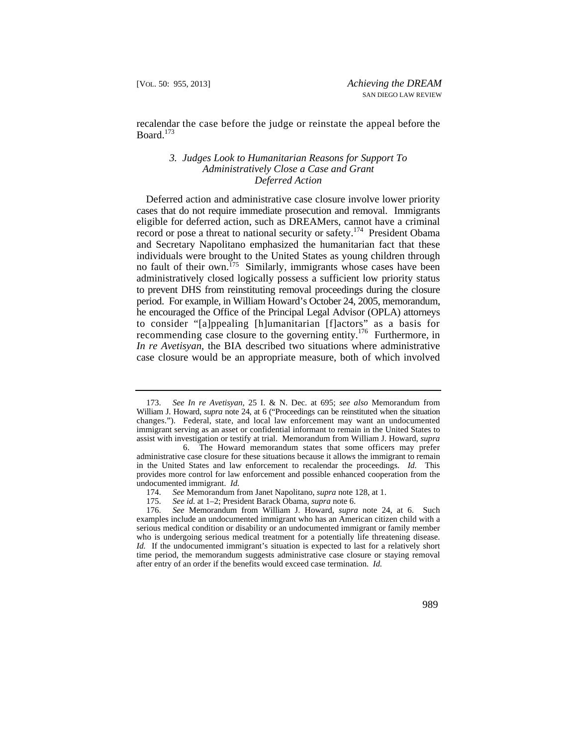recalendar the case before the judge or reinstate the appeal before the Board.[173]

### *3. Judges Look to Humanitarian Reasons for Support To Administratively Close a Case and Grant Deferred Action*

Deferred action and administrative case closure involve lower priority cases that do not require immediate prosecution and removal. Immigrants eligible for deferred action, such as DREAMers, cannot have a criminal record or pose a threat to national security or safety.[174] President Obama and Secretary Napolitano emphasized the humanitarian fact that these individuals were brought to the United States as young children through no fault of their own.[175] Similarly, immigrants whose cases have been administratively closed logically possess a sufficient low priority status to prevent DHS from reinstituting removal proceedings during the closure period. For example, in William Howard's October 24, 2005, memorandum, he encouraged the Office of the Principal Legal Advisor (OPLA) attorneys to consider "[a]ppealing [h]umanitarian [f]actors" as a basis for recommending case closure to the governing entity.[176] Furthermore, in *In re Avetisyan*, the BIA described two situations where administrative case closure would be an appropriate measure, both of which involved

---

173. *See In re Avetisyan*, 25 I. & N. Dec. at 695; *see also* Memorandum from William J. Howard, *supra* note 24, at 6 ("Proceedings can be reinstituted when the situation changes."). Federal, state, and local law enforcement may want an undocumented immigrant serving as an asset or confidential informant to remain in the United States to assist with investigation or testify at trial. Memorandum from William J. Howard, *supra* 6. The Howard memorandum states that some officers may prefer administrative case closure for these situations because it allows the immigrant to remain in the United States and law enforcement to recalendar the proceedings. *Id.* This provides more control for law enforcement and possible enhanced cooperation from the undocumented immigrant. *Id.*

174. *See* Memorandum from Janet Napolitano, *supra* note 128, at 1.

175. *See id.* at 1–2; President Barack Obama, *supra* note 6.

176. *See* Memorandum from William J. Howard, *supra* note 24, at 6. Such examples include an undocumented immigrant who has an American citizen child with a serious medical condition or disability or an undocumented immigrant or family member who is undergoing serious medical treatment for a potentially life threatening disease. *Id.* If the undocumented immigrant's situation is expected to last for a relatively short time period, the memorandum suggests administrative case closure or staying removal after entry of an order if the benefits would exceed case termination. *Id.*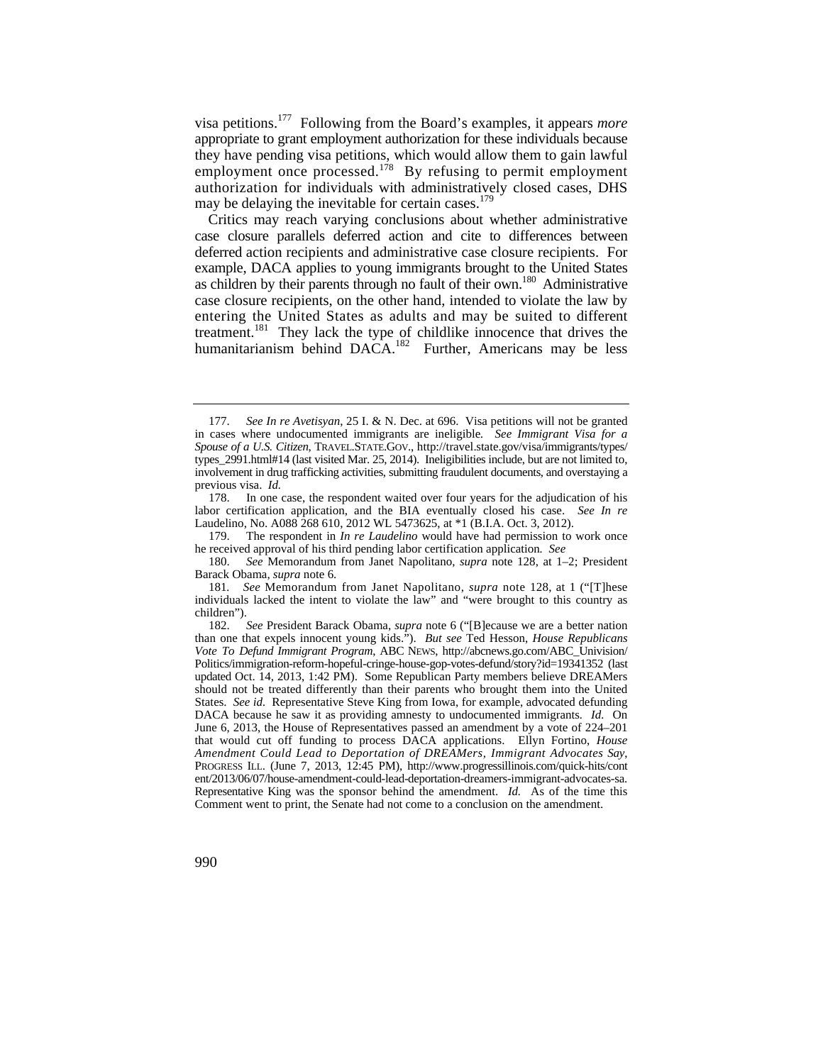visa petitions.[177] Following from the Board's examples, it appears *more* appropriate to grant employment authorization for these individuals because they have pending visa petitions, which would allow them to gain lawful employment once processed.[178] By refusing to permit employment authorization for individuals with administratively closed cases, DHS may be delaying the inevitable for certain cases.[179]

Critics may reach varying conclusions about whether administrative case closure parallels deferred action and cite to differences between deferred action recipients and administrative case closure recipients. For example, DACA applies to young immigrants brought to the United States as children by their parents through no fault of their own.[180] Administrative case closure recipients, on the other hand, intended to violate the law by entering the United States as adults and may be suited to different treatment.[181] They lack the type of childlike innocence that drives the humanitarianism behind DACA.[182] Further, Americans may be less

---

177. *See In re Avetisyan*, 25 I. & N. Dec. at 696. Visa petitions will not be granted in cases where undocumented immigrants are ineligible. *See Immigrant Visa for a Spouse of a U.S. Citizen*, TRAVEL.STATE.GOV., http://travel.state.gov/visa/immigrants/types/types_2991.html#14 (last visited Mar. 25, 2014). Ineligibilities include, but are not limited to, involvement in drug trafficking activities, submitting fraudulent documents, and overstaying a previous visa. *Id.*

178. In one case, the respondent waited over four years for the adjudication of his labor certification application, and the BIA eventually closed his case. *See In re* Laudelino, No. A088 268 610, 2012 WL 5473625, at *1 (B.I.A. Oct. 3, 2012).

179. The respondent in *In re Laudelino* would have had permission to work once he received approval of his third pending labor certification application. *See*

180. *See* Memorandum from Janet Napolitano, *supra* note 128, at 1–2; President Barack Obama, *supra* note 6.

181. *See* Memorandum from Janet Napolitano, *supra* note 128, at 1 ("[T]hese individuals lacked the intent to violate the law" and "were brought to this country as children").

182. *See* President Barack Obama, *supra* note 6 ("[B]ecause we are a better nation than one that expels innocent young kids."). *But see* Ted Hesson, *House Republicans Vote To Defund Immigrant Program*, ABC NEWS, http://abcnews.go.com/ABC_Univision/Politics/immigration-reform-hopeful-cringe-house-gop-votes-defund/story?id=19341352 (last updated Oct. 14, 2013, 1:42 PM). Some Republican Party members believe DREAMers should not be treated differently than their parents who brought them into the United States. *See id.* Representative Steve King from Iowa, for example, advocated defunding DACA because he saw it as providing amnesty to undocumented immigrants. *Id.* On June 6, 2013, the House of Representatives passed an amendment by a vote of 224–201 that would cut off funding to process DACA applications. Ellyn Fortino, *House Amendment Could Lead to Deportation of DREAMers, Immigrant Advocates Say*, PROGRESS ILL. (June 7, 2013, 12:45 PM), http://www.progressillinois.com/quick-hits/content/2013/06/07/house-amendment-could-lead-deportation-dreamers-immigrant-advocates-sa. Representative King was the sponsor behind the amendment. *Id.* As of the time this Comment went to print, the Senate had not come to a conclusion on the amendment.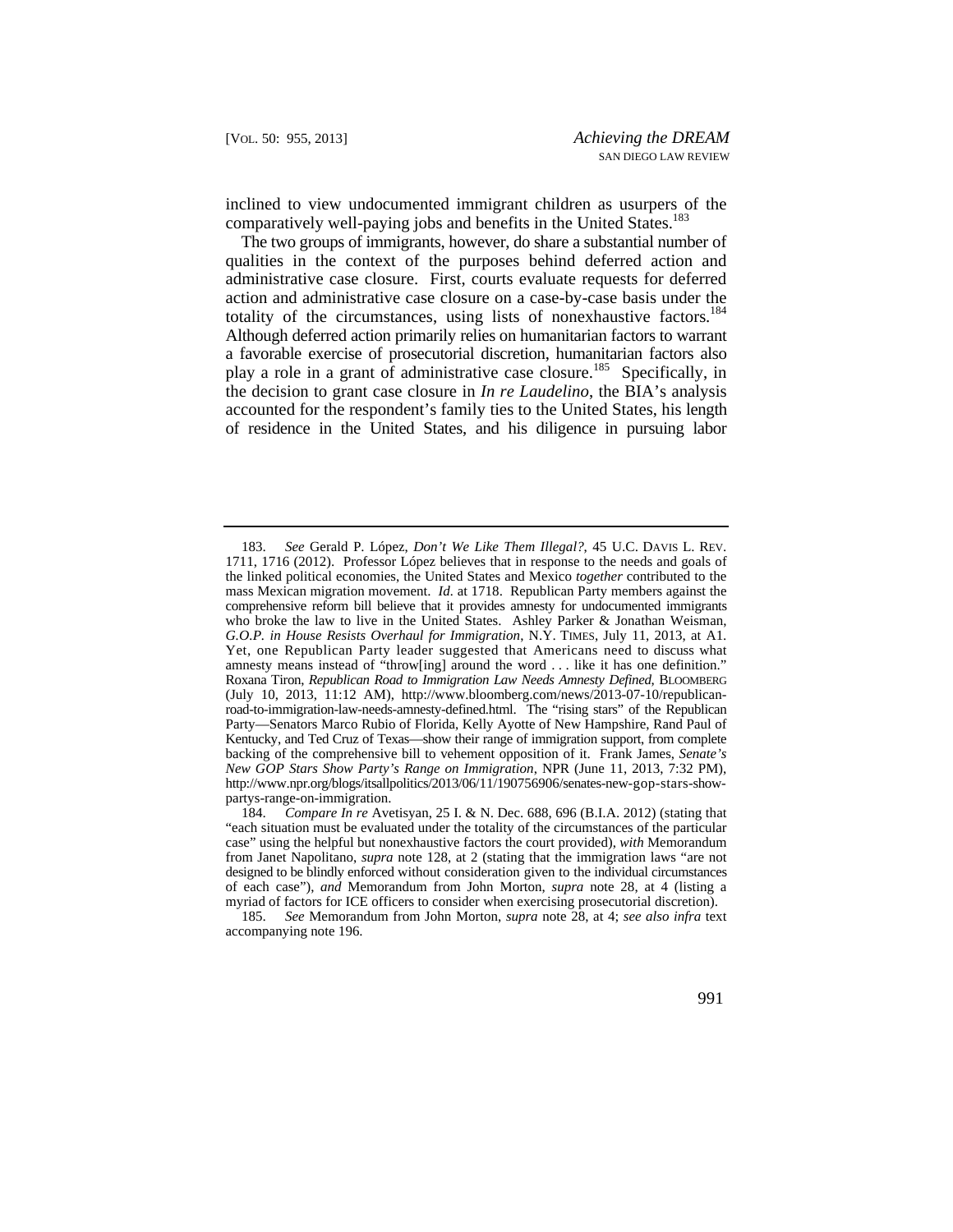inclined to view undocumented immigrant children as usurpers of the comparatively well-paying jobs and benefits in the United States.[183]

The two groups of immigrants, however, do share a substantial number of qualities in the context of the purposes behind deferred action and administrative case closure. First, courts evaluate requests for deferred action and administrative case closure on a case-by-case basis under the totality of the circumstances, using lists of nonexhaustive factors.[184] Although deferred action primarily relies on humanitarian factors to warrant a favorable exercise of prosecutorial discretion, humanitarian factors also play a role in a grant of administrative case closure.[185] Specifically, in the decision to grant case closure in *In re Laudelino*, the BIA's analysis accounted for the respondent's family ties to the United States, his length of residence in the United States, and his diligence in pursuing labor

---

183. *See* Gerald P. López, *Don't We Like Them Illegal?*, 45 U.C. DAVIS L. REV. 1711, 1716 (2012). Professor López believes that in response to the needs and goals of the linked political economies, the United States and Mexico *together* contributed to the mass Mexican migration movement. *Id.* at 1718. Republican Party members against the comprehensive reform bill believe that it provides amnesty for undocumented immigrants who broke the law to live in the United States. Ashley Parker & Jonathan Weisman, *G.O.P. in House Resists Overhaul for Immigration*, N.Y. TIMES, July 11, 2013, at A1. Yet, one Republican Party leader suggested that Americans need to discuss what amnesty means instead of "throw[ing] around the word . . . like it has one definition." Roxana Tiron, *Republican Road to Immigration Law Needs Amnesty Defined*, BLOOMBERG (July 10, 2013, 11:12 AM), http://www.bloomberg.com/news/2013-07-10/republican-road-to-immigration-law-needs-amnesty-defined.html. The "rising stars" of the Republican Party—Senators Marco Rubio of Florida, Kelly Ayotte of New Hampshire, Rand Paul of Kentucky, and Ted Cruz of Texas—show their range of immigration support, from complete backing of the comprehensive bill to vehement opposition of it. Frank James, *Senate's New GOP Stars Show Party's Range on Immigration*, NPR (June 11, 2013, 7:32 PM), http://www.npr.org/blogs/itsallpolitics/2013/06/11/190756906/senates-new-gop-stars-show-partys-range-on-immigration.

184. *Compare In re* Avetisyan, 25 I. & N. Dec. 688, 696 (B.I.A. 2012) (stating that "each situation must be evaluated under the totality of the circumstances of the particular case" using the helpful but nonexhaustive factors the court provided), *with* Memorandum from Janet Napolitano, *supra* note 128, at 2 (stating that the immigration laws "are not designed to be blindly enforced without consideration given to the individual circumstances of each case"), *and* Memorandum from John Morton, *supra* note 28, at 4 (listing a myriad of factors for ICE officers to consider when exercising prosecutorial discretion).

185. *See* Memorandum from John Morton, *supra* note 28, at 4; *see also infra* text accompanying note 196.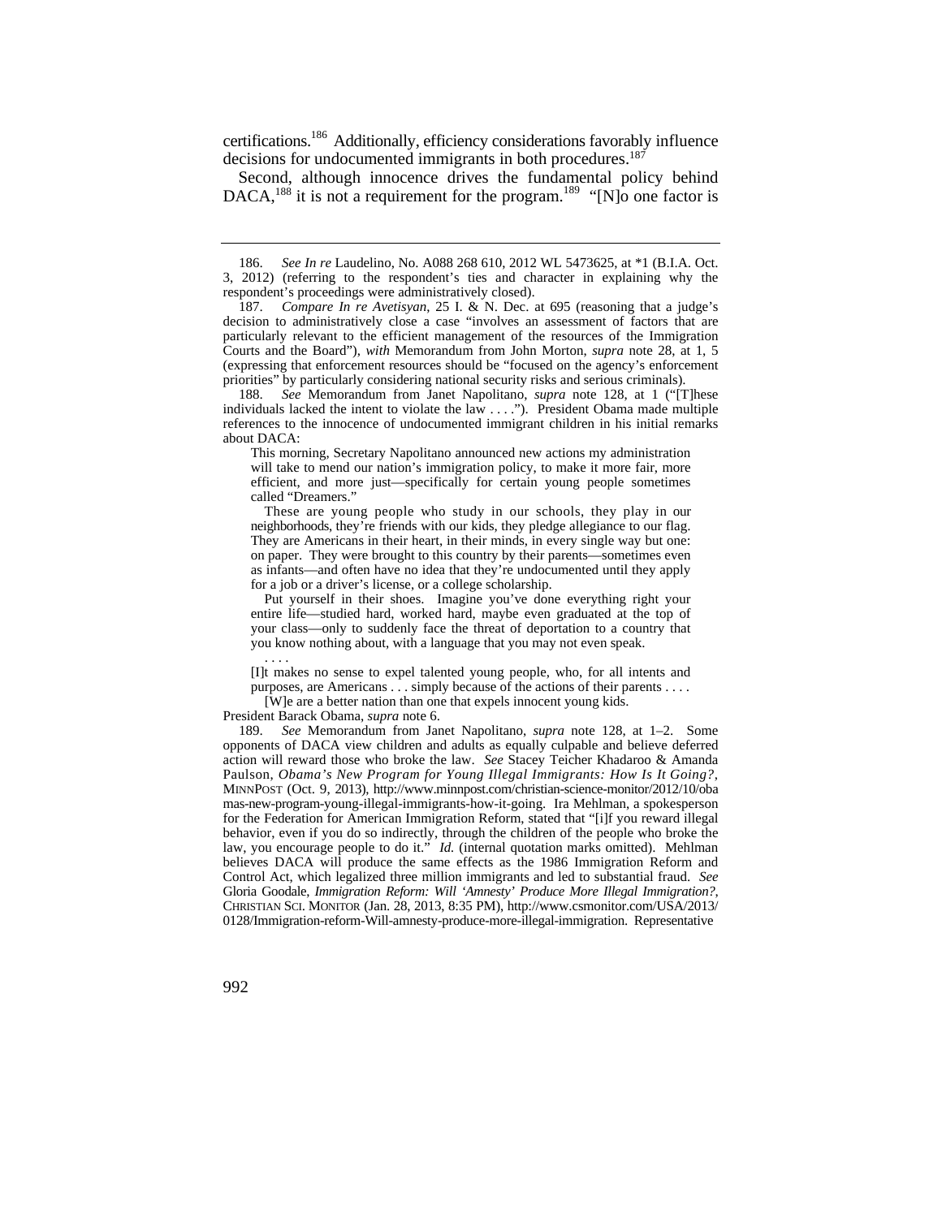certifications.[186] Additionally, efficiency considerations favorably influence decisions for undocumented immigrants in both procedures.[187]

Second, although innocence drives the fundamental policy behind DACA,[188] it is not a requirement for the program.[189] "[N]o one factor is

---

186. *See In re* Laudelino, No. A088 268 610, 2012 WL 5473625, at *1 (B.I.A. Oct. 3, 2012) (referring to the respondent's ties and character in explaining why the respondent's proceedings were administratively closed).

187. *Compare In re Avetisyan*, 25 I. & N. Dec. at 695 (reasoning that a judge's decision to administratively close a case "involves an assessment of factors that are particularly relevant to the efficient management of the resources of the Immigration Courts and the Board"), *with* Memorandum from John Morton, *supra* note 28, at 1, 5 (expressing that enforcement resources should be "focused on the agency's enforcement priorities" by particularly considering national security risks and serious criminals).

188. *See* Memorandum from Janet Napolitano, *supra* note 128, at 1 ("[T]hese individuals lacked the intent to violate the law . . . ."). President Obama made multiple references to the innocence of undocumented immigrant children in his initial remarks about DACA:

> This morning, Secretary Napolitano announced new actions my administration will take to mend our nation's immigration policy, to make it more fair, more efficient, and more just—specifically for certain young people sometimes called "Dreamers."
>
> These are young people who study in our schools, they play in our neighborhoods, they're friends with our kids, they pledge allegiance to our flag. They are Americans in their heart, in their minds, in every single way but one: on paper. They were brought to this country by their parents—sometimes even as infants—and often have no idea that they're undocumented until they apply for a job or a driver's license, or a college scholarship.
>
> Put yourself in their shoes. Imagine you've done everything right your entire life—studied hard, worked hard, maybe even graduated at the top of your class—only to suddenly face the threat of deportation to a country that you know nothing about, with a language that you may not even speak.
>
> . . . .
>
> [I]t makes no sense to expel talented young people, who, for all intents and purposes, are Americans . . . simply because of the actions of their parents . . . .
>
> [W]e are a better nation than one that expels innocent young kids.

President Barack Obama, *supra* note 6.

189. *See* Memorandum from Janet Napolitano, *supra* note 128, at 1–2. Some opponents of DACA view children and adults as equally culpable and believe deferred action will reward those who broke the law. *See* Stacey Teicher Khadaroo & Amanda Paulson, *Obama's New Program for Young Illegal Immigrants: How Is It Going?*, MINNPOST (Oct. 9, 2013), http://www.minnpost.com/christian-science-monitor/2012/10/obamas-new-program-young-illegal-immigrants-how-it-going. Ira Mehlman, a spokesperson for the Federation for American Immigration Reform, stated that "[i]f you reward illegal behavior, even if you do so indirectly, through the children of the people who broke the law, you encourage people to do it." *Id.* (internal quotation marks omitted). Mehlman believes DACA will produce the same effects as the 1986 Immigration Reform and Control Act, which legalized three million immigrants and led to substantial fraud. *See* Gloria Goodale, *Immigration Reform: Will 'Amnesty' Produce More Illegal Immigration?*, CHRISTIAN SCI. MONITOR (Jan. 28, 2013, 8:35 PM), http://www.csmonitor.com/USA/2013/0128/Immigration-reform-Will-amnesty-produce-more-illegal-immigration. Representative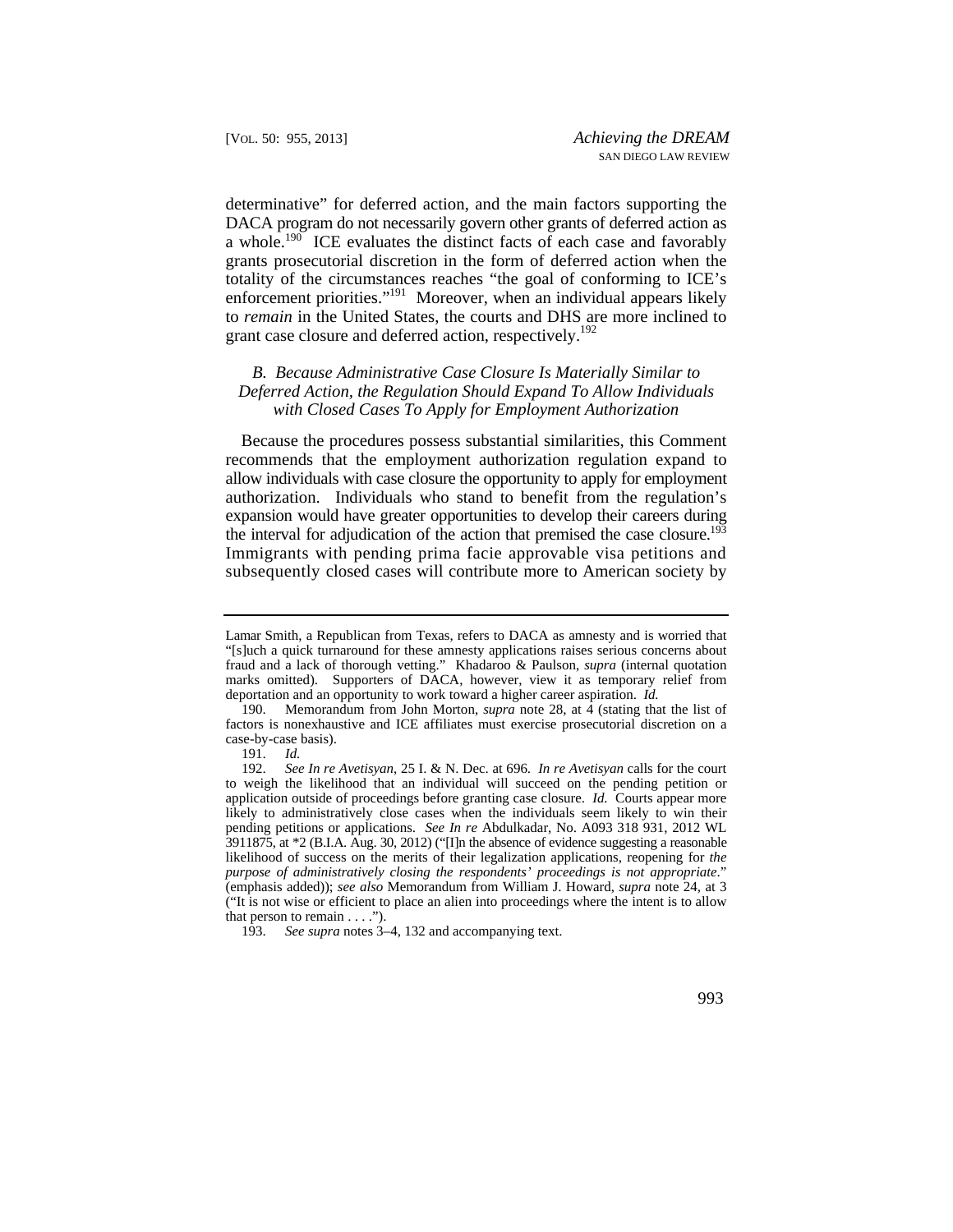determinative" for deferred action, and the main factors supporting the DACA program do not necessarily govern other grants of deferred action as a whole.[190] ICE evaluates the distinct facts of each case and favorably grants prosecutorial discretion in the form of deferred action when the totality of the circumstances reaches "the goal of conforming to ICE's enforcement priorities."[191] Moreover, when an individual appears likely to *remain* in the United States, the courts and DHS are more inclined to grant case closure and deferred action, respectively.[192]

### *B. Because Administrative Case Closure Is Materially Similar to Deferred Action, the Regulation Should Expand To Allow Individuals with Closed Cases To Apply for Employment Authorization*

Because the procedures possess substantial similarities, this Comment recommends that the employment authorization regulation expand to allow individuals with case closure the opportunity to apply for employment authorization. Individuals who stand to benefit from the regulation's expansion would have greater opportunities to develop their careers during the interval for adjudication of the action that premised the case closure.[193] Immigrants with pending prima facie approvable visa petitions and subsequently closed cases will contribute more to American society by

---

Lamar Smith, a Republican from Texas, refers to DACA as amnesty and is worried that "[s]uch a quick turnaround for these amnesty applications raises serious concerns about fraud and a lack of thorough vetting." Khadaroo & Paulson, *supra* (internal quotation marks omitted). Supporters of DACA, however, view it as temporary relief from deportation and an opportunity to work toward a higher career aspiration. *Id.*

190. Memorandum from John Morton, *supra* note 28, at 4 (stating that the list of factors is nonexhaustive and ICE affiliates must exercise prosecutorial discretion on a case-by-case basis).

191. *Id.*

192. *See In re Avetisyan*, 25 I. & N. Dec. at 696. *In re Avetisyan* calls for the court to weigh the likelihood that an individual will succeed on the pending petition or application outside of proceedings before granting case closure. *Id.* Courts appear more likely to administratively close cases when the individuals seem likely to win their pending petitions or applications. *See In re* Abdulkadar, No. A093 318 931, 2012 WL 3911875, at *2 (B.I.A. Aug. 30, 2012) ("[I]n the absence of evidence suggesting a reasonable likelihood of success on the merits of their legalization applications, reopening for *the purpose of administratively closing the respondents' proceedings is not appropriate*." (emphasis added)); *see also* Memorandum from William J. Howard, *supra* note 24, at 3 ("It is not wise or efficient to place an alien into proceedings where the intent is to allow that person to remain . . . .").

193. *See supra* notes 3–4, 132 and accompanying text.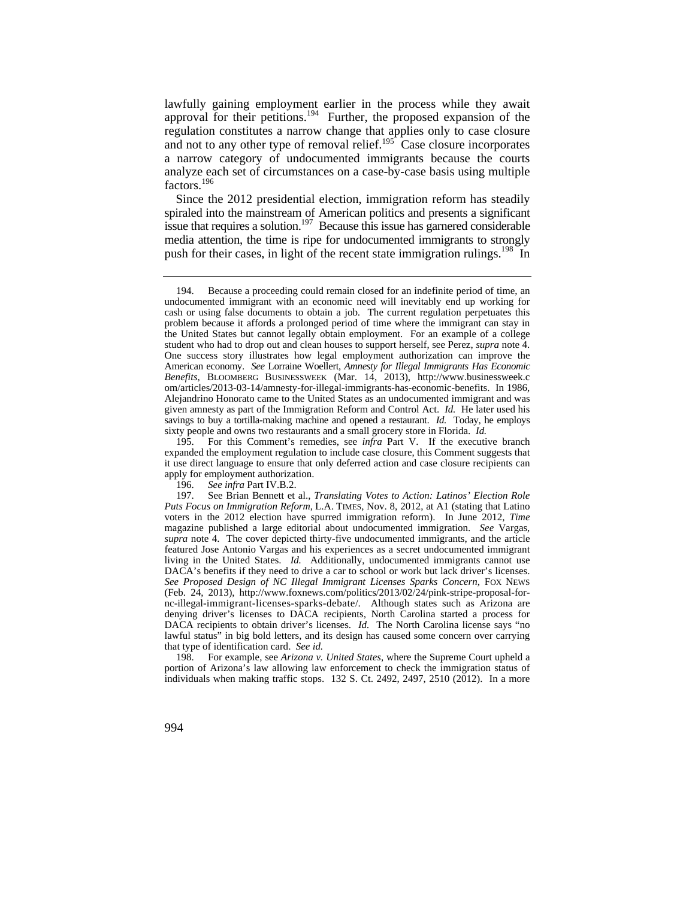lawfully gaining employment earlier in the process while they await approval for their petitions.[194] Further, the proposed expansion of the regulation constitutes a narrow change that applies only to case closure and not to any other type of removal relief.[195] Case closure incorporates a narrow category of undocumented immigrants because the courts analyze each set of circumstances on a case-by-case basis using multiple factors.[196]

Since the 2012 presidential election, immigration reform has steadily spiraled into the mainstream of American politics and presents a significant issue that requires a solution.[197] Because this issue has garnered considerable media attention, the time is ripe for undocumented immigrants to strongly push for their cases, in light of the recent state immigration rulings.[198] In

---

194. Because a proceeding could remain closed for an indefinite period of time, an undocumented immigrant with an economic need will inevitably end up working for cash or using false documents to obtain a job. The current regulation perpetuates this problem because it affords a prolonged period of time where the immigrant can stay in the United States but cannot legally obtain employment. For an example of a college student who had to drop out and clean houses to support herself, see Perez, *supra* note 4. One success story illustrates how legal employment authorization can improve the American economy. *See* Lorraine Woellert, *Amnesty for Illegal Immigrants Has Economic Benefits*, BLOOMBERG BUSINESSWEEK (Mar. 14, 2013), http://www.businessweek.com/articles/2013-03-14/amnesty-for-illegal-immigrants-has-economic-benefits. In 1986, Alejandrino Honorato came to the United States as an undocumented immigrant and was given amnesty as part of the Immigration Reform and Control Act. *Id.* He later used his savings to buy a tortilla-making machine and opened a restaurant. *Id.* Today, he employs sixty people and owns two restaurants and a small grocery store in Florida. *Id.*

195. For this Comment's remedies, see *infra* Part V. If the executive branch expanded the employment regulation to include case closure, this Comment suggests that it use direct language to ensure that only deferred action and case closure recipients can apply for employment authorization.

196. *See infra* Part IV.B.2.

197. See Brian Bennett et al., *Translating Votes to Action: Latinos' Election Role Puts Focus on Immigration Reform*, L.A. TIMES, Nov. 8, 2012, at A1 (stating that Latino voters in the 2012 election have spurred immigration reform). In June 2012, *Time* magazine published a large editorial about undocumented immigration. *See* Vargas, *supra* note 4. The cover depicted thirty-five undocumented immigrants, and the article featured Jose Antonio Vargas and his experiences as a secret undocumented immigrant living in the United States. *Id.* Additionally, undocumented immigrants cannot use DACA's benefits if they need to drive a car to school or work but lack driver's licenses. *See Proposed Design of NC Illegal Immigrant Licenses Sparks Concern*, FOX NEWS (Feb. 24, 2013), http://www.foxnews.com/politics/2013/02/24/pink-stripe-proposal-for-nc-illegal-immigrant-licenses-sparks-debate/. Although states such as Arizona are denying driver's licenses to DACA recipients, North Carolina started a process for DACA recipients to obtain driver's licenses. *Id.* The North Carolina license says "no lawful status" in big bold letters, and its design has caused some concern over carrying that type of identification card. *See id.*

198. For example, see *Arizona v. United States*, where the Supreme Court upheld a portion of Arizona's law allowing law enforcement to check the immigration status of individuals when making traffic stops. 132 S. Ct. 2492, 2497, 2510 (2012). In a more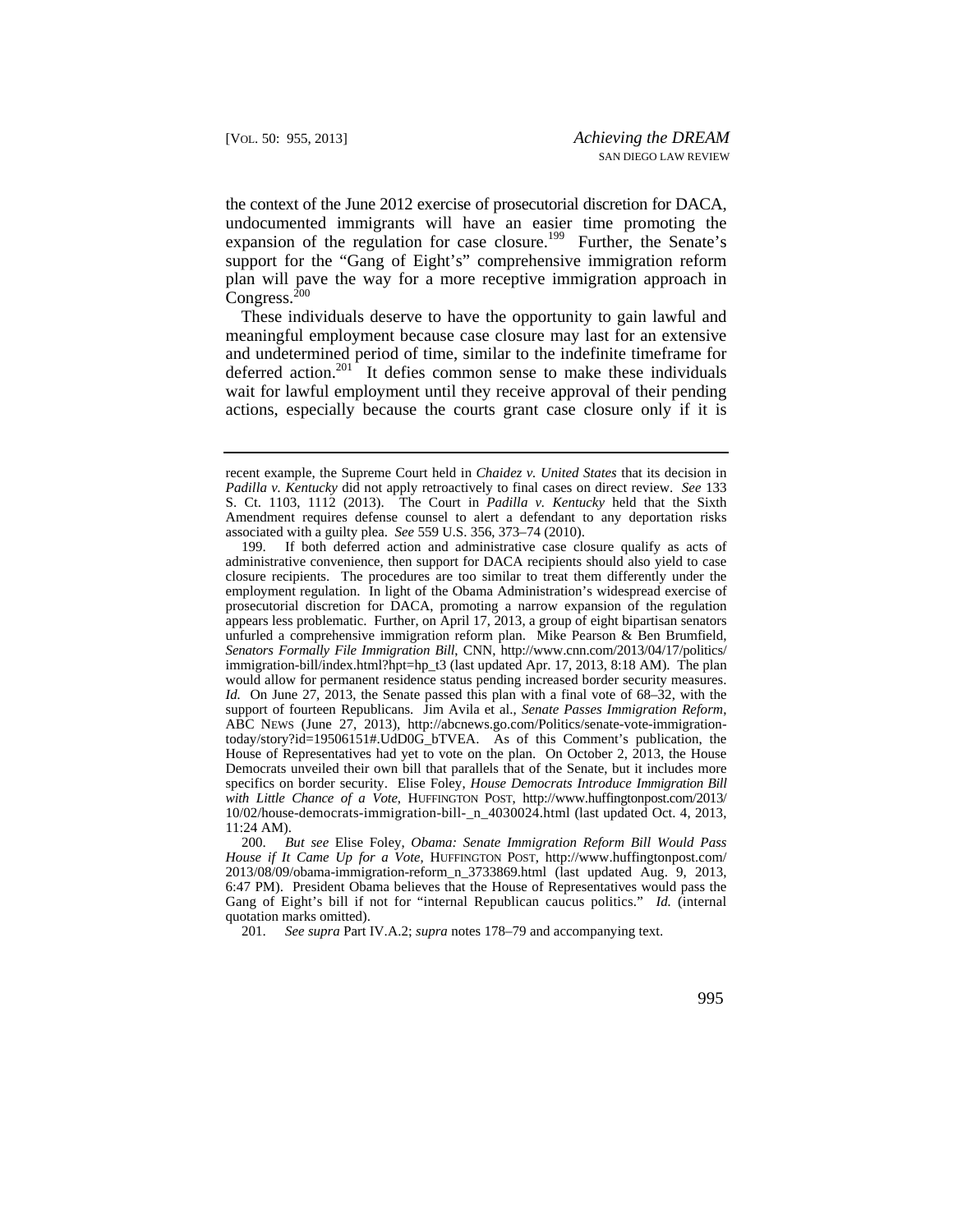the context of the June 2012 exercise of prosecutorial discretion for DACA, undocumented immigrants will have an easier time promoting the expansion of the regulation for case closure.[199] Further, the Senate's support for the "Gang of Eight's" comprehensive immigration reform plan will pave the way for a more receptive immigration approach in Congress.[200]

These individuals deserve to have the opportunity to gain lawful and meaningful employment because case closure may last for an extensive and undetermined period of time, similar to the indefinite timeframe for deferred action.[201] It defies common sense to make these individuals wait for lawful employment until they receive approval of their pending actions, especially because the courts grant case closure only if it is

---

recent example, the Supreme Court held in *Chaidez v. United States* that its decision in *Padilla v. Kentucky* did not apply retroactively to final cases on direct review. *See* 133 S. Ct. 1103, 1112 (2013). The Court in *Padilla v. Kentucky* held that the Sixth Amendment requires defense counsel to alert a defendant to any deportation risks associated with a guilty plea. *See* 559 U.S. 356, 373–74 (2010).

199. If both deferred action and administrative case closure qualify as acts of administrative convenience, then support for DACA recipients should also yield to case closure recipients. The procedures are too similar to treat them differently under the employment regulation. In light of the Obama Administration's widespread exercise of prosecutorial discretion for DACA, promoting a narrow expansion of the regulation appears less problematic. Further, on April 17, 2013, a group of eight bipartisan senators unfurled a comprehensive immigration reform plan. Mike Pearson & Ben Brumfield, *Senators Formally File Immigration Bill*, CNN, http://www.cnn.com/2013/04/17/politics/immigration-bill/index.html?hpt=hp_t3 (last updated Apr. 17, 2013, 8:18 AM). The plan would allow for permanent residence status pending increased border security measures. *Id.* On June 27, 2013, the Senate passed this plan with a final vote of 68–32, with the support of fourteen Republicans. Jim Avila et al., *Senate Passes Immigration Reform*, ABC NEWS (June 27, 2013), http://abcnews.go.com/Politics/senate-vote-immigration-today/story?id=19506151#.UdD0G_bTVEA. As of this Comment's publication, the House of Representatives had yet to vote on the plan. On October 2, 2013, the House Democrats unveiled their own bill that parallels that of the Senate, but it includes more specifics on border security. Elise Foley, *House Democrats Introduce Immigration Bill with Little Chance of a Vote*, HUFFINGTON POST, http://www.huffingtonpost.com/2013/10/02/house-democrats-immigration-bill-_n_4030024.html (last updated Oct. 4, 2013, 11:24 AM).

200. *But see* Elise Foley, *Obama: Senate Immigration Reform Bill Would Pass House if It Came Up for a Vote*, HUFFINGTON POST, http://www.huffingtonpost.com/2013/08/09/obama-immigration-reform_n_3733869.html (last updated Aug. 9, 2013, 6:47 PM). President Obama believes that the House of Representatives would pass the Gang of Eight's bill if not for "internal Republican caucus politics." *Id.* (internal quotation marks omitted).

201. *See supra* Part IV.A.2; *supra* notes 178–79 and accompanying text.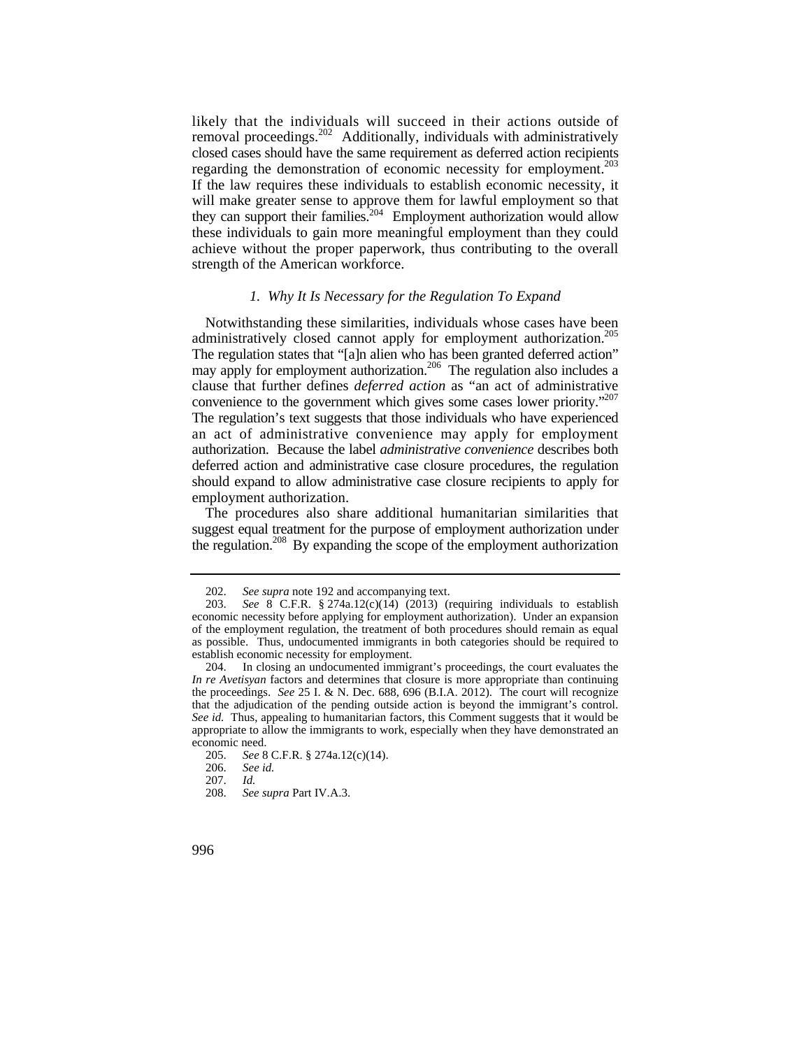likely that the individuals will succeed in their actions outside of removal proceedings.[202] Additionally, individuals with administratively closed cases should have the same requirement as deferred action recipients regarding the demonstration of economic necessity for employment.[203] If the law requires these individuals to establish economic necessity, it will make greater sense to approve them for lawful employment so that they can support their families.[204] Employment authorization would allow these individuals to gain more meaningful employment than they could achieve without the proper paperwork, thus contributing to the overall strength of the American workforce.

### *1. Why It Is Necessary for the Regulation To Expand*

Notwithstanding these similarities, individuals whose cases have been administratively closed cannot apply for employment authorization.[205] The regulation states that "[a]n alien who has been granted deferred action" may apply for employment authorization.[206] The regulation also includes a clause that further defines *deferred action* as "an act of administrative convenience to the government which gives some cases lower priority."[207] The regulation's text suggests that those individuals who have experienced an act of administrative convenience may apply for employment authorization. Because the label *administrative convenience* describes both deferred action and administrative case closure procedures, the regulation should expand to allow administrative case closure recipients to apply for employment authorization.

The procedures also share additional humanitarian similarities that suggest equal treatment for the purpose of employment authorization under the regulation.[208] By expanding the scope of the employment authorization

---

202. *See supra* note 192 and accompanying text.

203. *See* 8 C.F.R. § 274a.12(c)(14) (2013) (requiring individuals to establish economic necessity before applying for employment authorization). Under an expansion of the employment regulation, the treatment of both procedures should remain as equal as possible. Thus, undocumented immigrants in both categories should be required to establish economic necessity for employment.

204. In closing an undocumented immigrant's proceedings, the court evaluates the *In re Avetisyan* factors and determines that closure is more appropriate than continuing the proceedings. *See* 25 I. & N. Dec. 688, 696 (B.I.A. 2012). The court will recognize that the adjudication of the pending outside action is beyond the immigrant's control. *See id.* Thus, appealing to humanitarian factors, this Comment suggests that it would be appropriate to allow the immigrants to work, especially when they have demonstrated an economic need.

205. *See* 8 C.F.R. § 274a.12(c)(14).

206. *See id.*

207. *Id.*

208. *See supra* Part IV.A.3.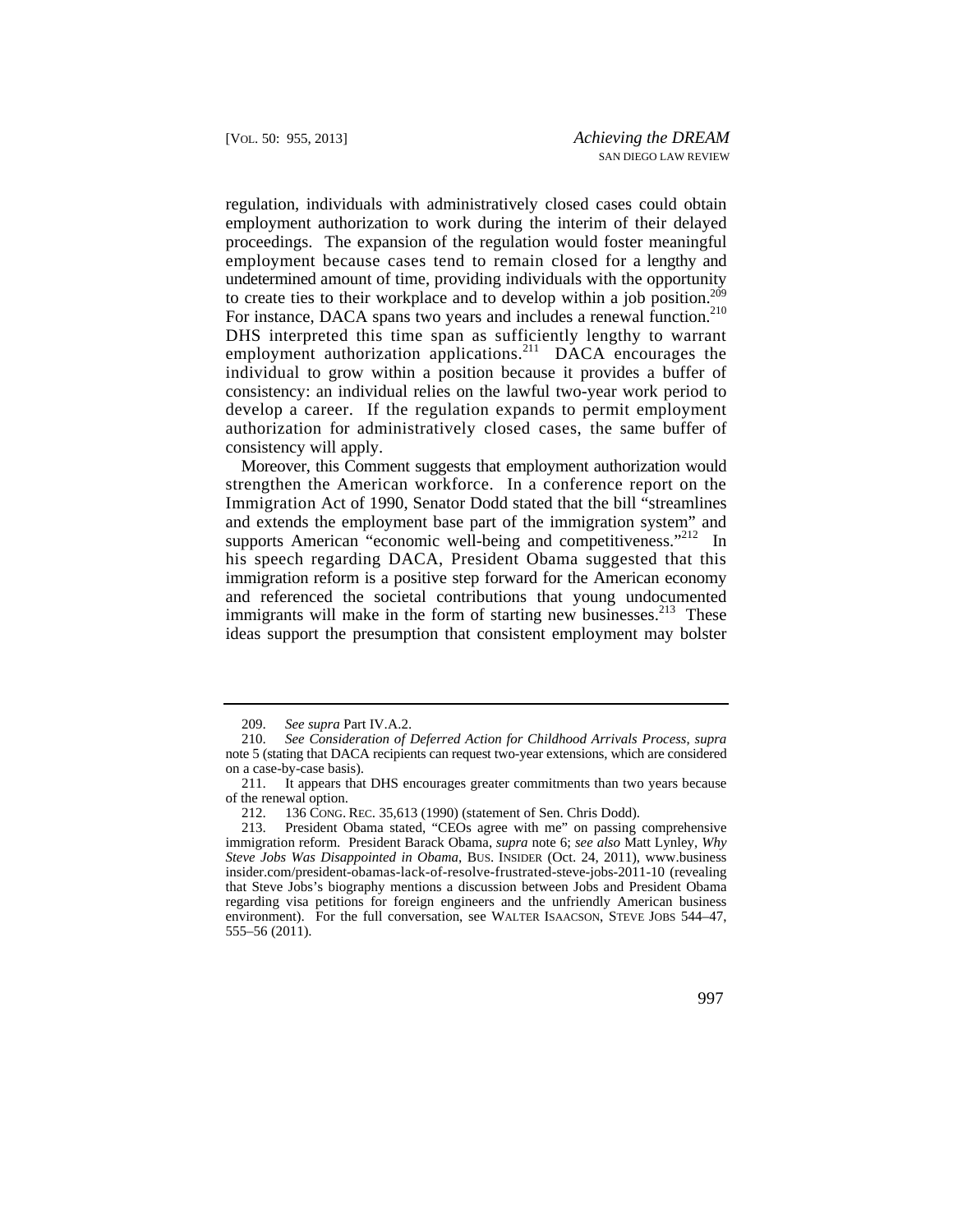regulation, individuals with administratively closed cases could obtain employment authorization to work during the interim of their delayed proceedings. The expansion of the regulation would foster meaningful employment because cases tend to remain closed for a lengthy and undetermined amount of time, providing individuals with the opportunity to create ties to their workplace and to develop within a job position.[209] For instance, DACA spans two years and includes a renewal function.[210] DHS interpreted this time span as sufficiently lengthy to warrant employment authorization applications.[211] DACA encourages the individual to grow within a position because it provides a buffer of consistency: an individual relies on the lawful two-year work period to develop a career. If the regulation expands to permit employment authorization for administratively closed cases, the same buffer of consistency will apply.

Moreover, this Comment suggests that employment authorization would strengthen the American workforce. In a conference report on the Immigration Act of 1990, Senator Dodd stated that the bill "streamlines and extends the employment base part of the immigration system" and supports American "economic well-being and competitiveness."[212] In his speech regarding DACA, President Obama suggested that this immigration reform is a positive step forward for the American economy and referenced the societal contributions that young undocumented immigrants will make in the form of starting new businesses.[213] These ideas support the presumption that consistent employment may bolster

---

209. *See supra* Part IV.A.2.

210. *See Consideration of Deferred Action for Childhood Arrivals Process*, *supra* note 5 (stating that DACA recipients can request two-year extensions, which are considered on a case-by-case basis).

211. It appears that DHS encourages greater commitments than two years because of the renewal option.

212. 136 CONG. REC. 35,613 (1990) (statement of Sen. Chris Dodd).

213. President Obama stated, "CEOs agree with me" on passing comprehensive immigration reform. President Barack Obama, *supra* note 6; *see also* Matt Lynley, *Why Steve Jobs Was Disappointed in Obama*, BUS. INSIDER (Oct. 24, 2011), www.businessinsider.com/president-obamas-lack-of-resolve-frustrated-steve-jobs-2011-10 (revealing that Steve Jobs's biography mentions a discussion between Jobs and President Obama regarding visa petitions for foreign engineers and the unfriendly American business environment). For the full conversation, see WALTER ISAACSON, STEVE JOBS 544–47, 555–56 (2011).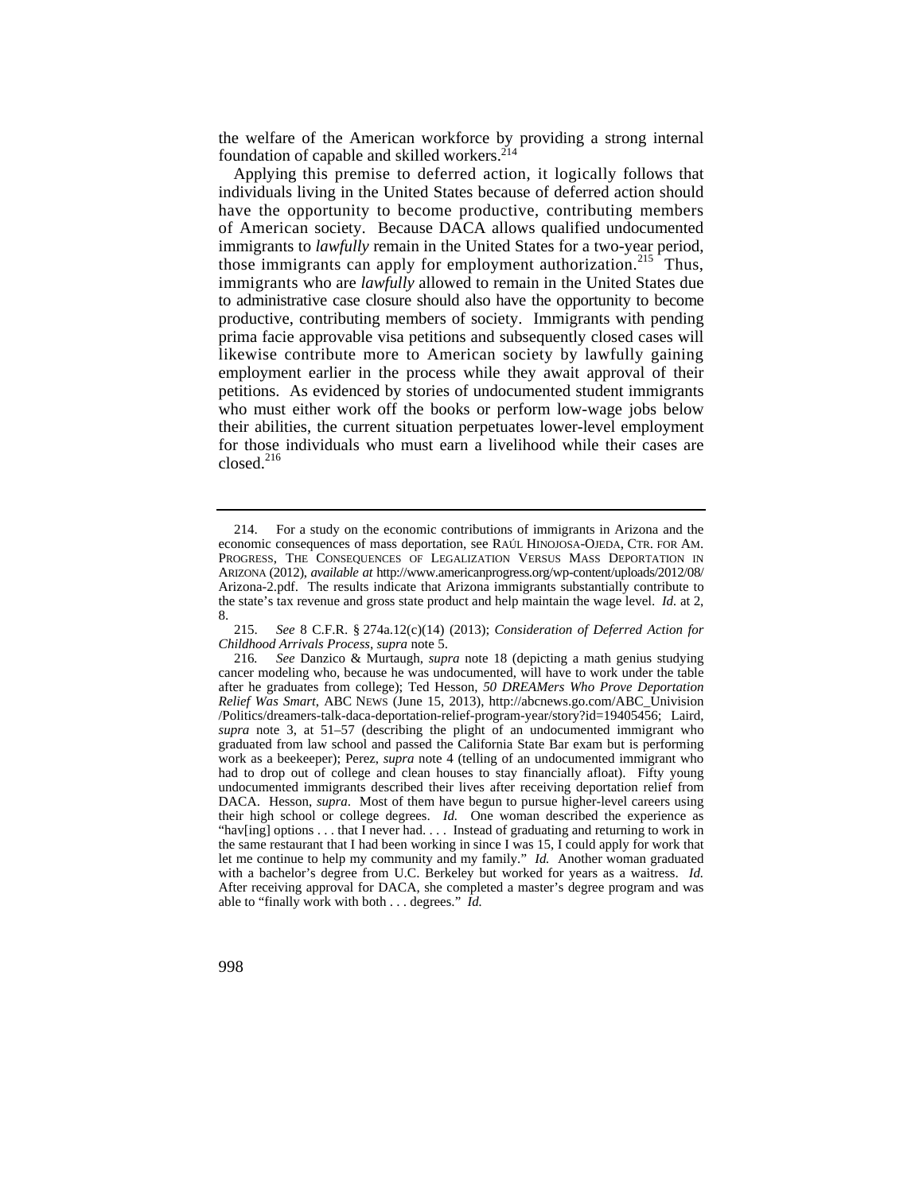the welfare of the American workforce by providing a strong internal foundation of capable and skilled workers.[214]

Applying this premise to deferred action, it logically follows that individuals living in the United States because of deferred action should have the opportunity to become productive, contributing members of American society. Because DACA allows qualified undocumented immigrants to *lawfully* remain in the United States for a two-year period, those immigrants can apply for employment authorization.[215] Thus, immigrants who are *lawfully* allowed to remain in the United States due to administrative case closure should also have the opportunity to become productive, contributing members of society. Immigrants with pending prima facie approvable visa petitions and subsequently closed cases will likewise contribute more to American society by lawfully gaining employment earlier in the process while they await approval of their petitions. As evidenced by stories of undocumented student immigrants who must either work off the books or perform low-wage jobs below their abilities, the current situation perpetuates lower-level employment for those individuals who must earn a livelihood while their cases are closed.[216]

---

214. For a study on the economic contributions of immigrants in Arizona and the economic consequences of mass deportation, see RAÚL HINOJOSA-OJEDA, CTR. FOR AM. PROGRESS, THE CONSEQUENCES OF LEGALIZATION VERSUS MASS DEPORTATION IN ARIZONA (2012), *available at* http://www.americanprogress.org/wp-content/uploads/2012/08/Arizona-2.pdf. The results indicate that Arizona immigrants substantially contribute to the state's tax revenue and gross state product and help maintain the wage level. *Id.* at 2, 8.

215. *See* 8 C.F.R. § 274a.12(c)(14) (2013); *Consideration of Deferred Action for Childhood Arrivals Process*, *supra* note 5.

216. *See* Danzico & Murtaugh, *supra* note 18 (depicting a math genius studying cancer modeling who, because he was undocumented, will have to work under the table after he graduates from college); Ted Hesson, *50 DREAMers Who Prove Deportation Relief Was Smart*, ABC NEWS (June 15, 2013), http://abcnews.go.com/ABC_Univision/Politics/dreamers-talk-daca-deportation-relief-program-year/story?id=19405456; Laird, *supra* note 3, at 51–57 (describing the plight of an undocumented immigrant who graduated from law school and passed the California State Bar exam but is performing work as a beekeeper); Perez, *supra* note 4 (telling of an undocumented immigrant who had to drop out of college and clean houses to stay financially afloat). Fifty young undocumented immigrants described their lives after receiving deportation relief from DACA. Hesson, *supra*. Most of them have begun to pursue higher-level careers using their high school or college degrees. *Id.* One woman described the experience as "hav[ing] options . . . that I never had. . . . Instead of graduating and returning to work in the same restaurant that I had been working in since I was 15, I could apply for work that let me continue to help my community and my family." *Id.* Another woman graduated with a bachelor's degree from U.C. Berkeley but worked for years as a waitress. *Id.* After receiving approval for DACA, she completed a master's degree program and was able to "finally work with both . . . degrees." *Id.*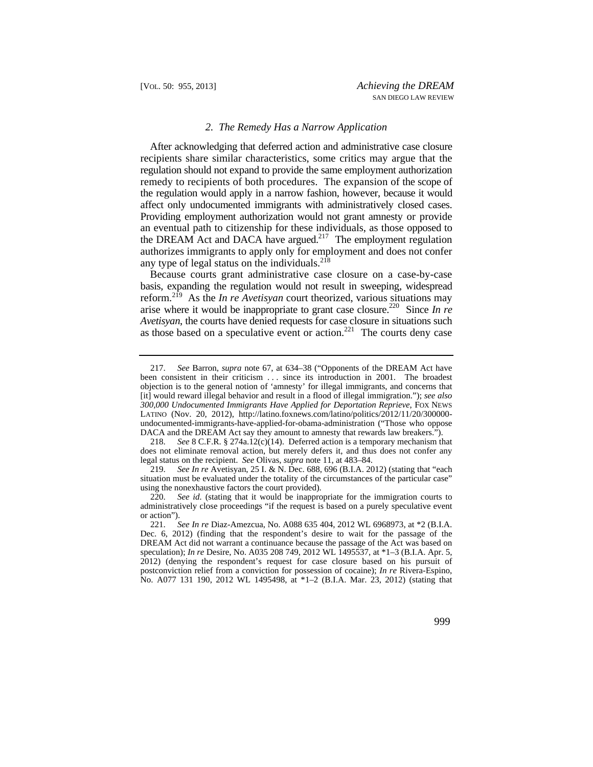### *2. The Remedy Has a Narrow Application*

After acknowledging that deferred action and administrative case closure recipients share similar characteristics, some critics may argue that the regulation should not expand to provide the same employment authorization remedy to recipients of both procedures. The expansion of the scope of the regulation would apply in a narrow fashion, however, because it would affect only undocumented immigrants with administratively closed cases. Providing employment authorization would not grant amnesty or provide an eventual path to citizenship for these individuals, as those opposed to the DREAM Act and DACA have argued.[217] The employment regulation authorizes immigrants to apply only for employment and does not confer any type of legal status on the individuals.[218]

Because courts grant administrative case closure on a case-by-case basis, expanding the regulation would not result in sweeping, widespread reform.[219] As the *In re Avetisyan* court theorized, various situations may arise where it would be inappropriate to grant case closure.[220] Since *In re Avetisyan*, the courts have denied requests for case closure in situations such as those based on a speculative event or action.[221] The courts deny case

---

217. *See* Barron, *supra* note 67, at 634–38 ("Opponents of the DREAM Act have been consistent in their criticism . . . since its introduction in 2001. The broadest objection is to the general notion of 'amnesty' for illegal immigrants, and concerns that [it] would reward illegal behavior and result in a flood of illegal immigration."); *see also 300,000 Undocumented Immigrants Have Applied for Deportation Reprieve*, FOX NEWS LATINO (Nov. 20, 2012), http://latino.foxnews.com/latino/politics/2012/11/20/300000-undocumented-immigrants-have-applied-for-obama-administration ("Those who oppose DACA and the DREAM Act say they amount to amnesty that rewards law breakers.").

218. *See* 8 C.F.R. § 274a.12(c)(14). Deferred action is a temporary mechanism that does not eliminate removal action, but merely defers it, and thus does not confer any legal status on the recipient. *See* Olivas, *supra* note 11, at 483–84.

219. *See In re* Avetisyan, 25 I. & N. Dec. 688, 696 (B.I.A. 2012) (stating that "each situation must be evaluated under the totality of the circumstances of the particular case" using the nonexhaustive factors the court provided).

220. *See id.* (stating that it would be inappropriate for the immigration courts to administratively close proceedings "if the request is based on a purely speculative event or action").

221. *See In re* Diaz-Amezcua, No. A088 635 404, 2012 WL 6968973, at *2 (B.I.A. Dec. 6, 2012) (finding that the respondent's desire to wait for the passage of the DREAM Act did not warrant a continuance because the passage of the Act was based on speculation); *In re* Desire, No. A035 208 749, 2012 WL 1495537, at *1–3 (B.I.A. Apr. 5, 2012) (denying the respondent's request for case closure based on his pursuit of postconviction relief from a conviction for possession of cocaine); *In re* Rivera-Espino, No. A077 131 190, 2012 WL 1495498, at *1–2 (B.I.A. Mar. 23, 2012) (stating that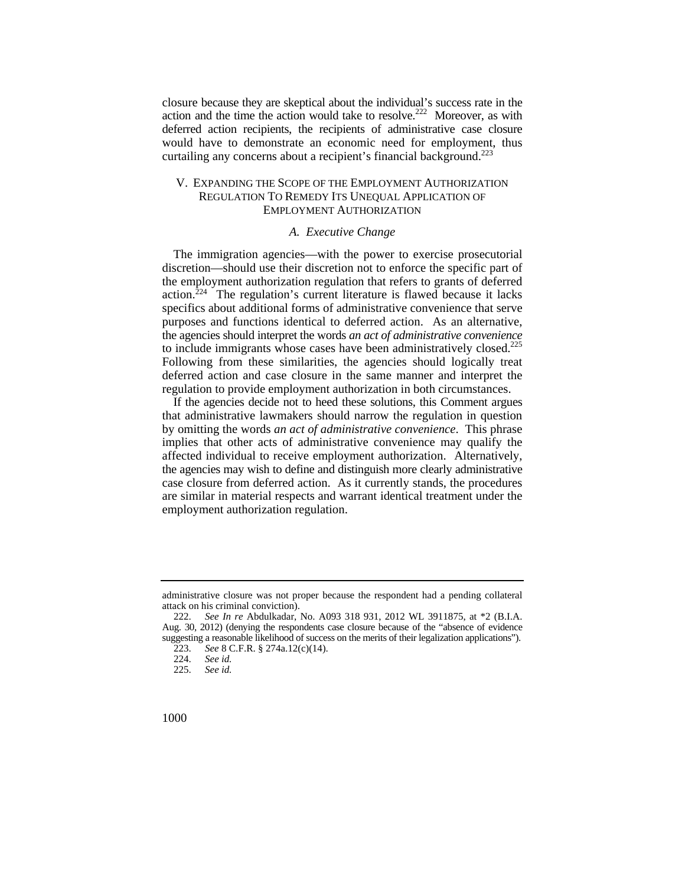closure because they are skeptical about the individual's success rate in the action and the time the action would take to resolve.[222] Moreover, as with deferred action recipients, the recipients of administrative case closure would have to demonstrate an economic need for employment, thus curtailing any concerns about a recipient's financial background.[223]

## V. Expanding the Scope of the Employment Authorization Regulation To Remedy Its Unequal Application of Employment Authorization

### *A. Executive Change*

The immigration agencies—with the power to exercise prosecutorial discretion—should use their discretion not to enforce the specific part of the employment authorization regulation that refers to grants of deferred action.[224] The regulation's current literature is flawed because it lacks specifics about additional forms of administrative convenience that serve purposes and functions identical to deferred action. As an alternative, the agencies should interpret the words *an act of administrative convenience* to include immigrants whose cases have been administratively closed.[225] Following from these similarities, the agencies should logically treat deferred action and case closure in the same manner and interpret the regulation to provide employment authorization in both circumstances.

If the agencies decide not to heed these solutions, this Comment argues that administrative lawmakers should narrow the regulation in question by omitting the words *an act of administrative convenience*. This phrase implies that other acts of administrative convenience may qualify the affected individual to receive employment authorization. Alternatively, the agencies may wish to define and distinguish more clearly administrative case closure from deferred action. As it currently stands, the procedures are similar in material respects and warrant identical treatment under the employment authorization regulation.

---

administrative closure was not proper because the respondent had a pending collateral attack on his criminal conviction).

222. *See In re* Abdulkadar, No. A093 318 931, 2012 WL 3911875, at *2 (B.I.A. Aug. 30, 2012) (denying the respondents case closure because of the "absence of evidence suggesting a reasonable likelihood of success on the merits of their legalization applications").

223. *See* 8 C.F.R. § 274a.12(c)(14).

224. *See id.*

225. *See id.*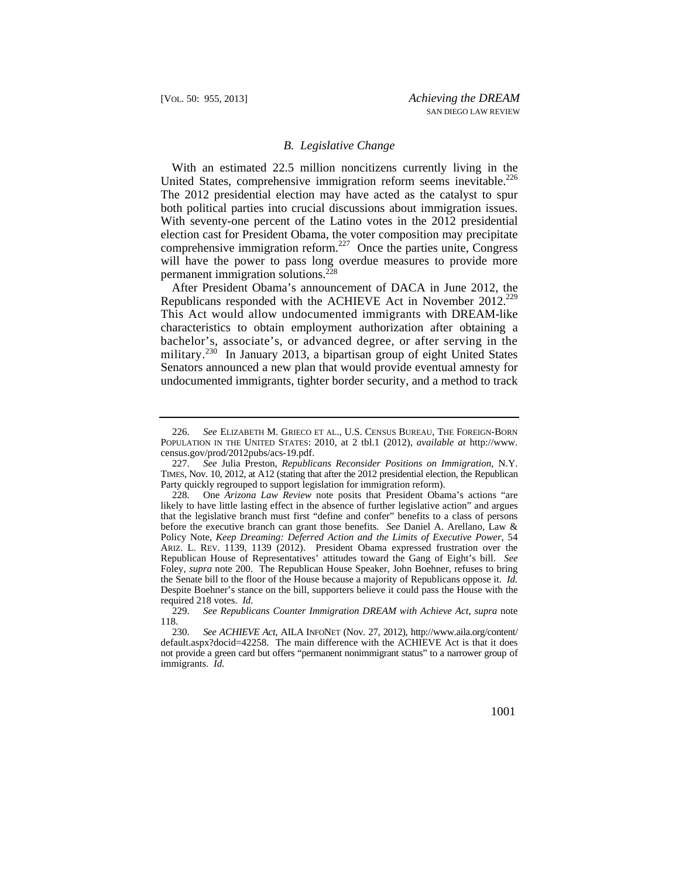### *B. Legislative Change*

With an estimated 22.5 million noncitizens currently living in the United States, comprehensive immigration reform seems inevitable.[226] The 2012 presidential election may have acted as the catalyst to spur both political parties into crucial discussions about immigration issues. With seventy-one percent of the Latino votes in the 2012 presidential election cast for President Obama, the voter composition may precipitate comprehensive immigration reform.[227] Once the parties unite, Congress will have the power to pass long overdue measures to provide more permanent immigration solutions.[228]

After President Obama's announcement of DACA in June 2012, the Republicans responded with the ACHIEVE Act in November 2012.[229] This Act would allow undocumented immigrants with DREAM-like characteristics to obtain employment authorization after obtaining a bachelor's, associate's, or advanced degree, or after serving in the military.[230] In January 2013, a bipartisan group of eight United States Senators announced a new plan that would provide eventual amnesty for undocumented immigrants, tighter border security, and a method to track

---

226. *See* ELIZABETH M. GRIECO ET AL., U.S. CENSUS BUREAU, THE FOREIGN-BORN POPULATION IN THE UNITED STATES: 2010, at 2 tbl.1 (2012), *available at* http://www.census.gov/prod/2012pubs/acs-19.pdf.

227. *See* Julia Preston, *Republicans Reconsider Positions on Immigration*, N.Y. TIMES, Nov. 10, 2012, at A12 (stating that after the 2012 presidential election, the Republican Party quickly regrouped to support legislation for immigration reform).

228. One *Arizona Law Review* note posits that President Obama's actions "are likely to have little lasting effect in the absence of further legislative action" and argues that the legislative branch must first "define and confer" benefits to a class of persons before the executive branch can grant those benefits. *See* Daniel A. Arellano, Law & Policy Note, *Keep Dreaming: Deferred Action and the Limits of Executive Power*, 54 ARIZ. L. REV. 1139, 1139 (2012). President Obama expressed frustration over the Republican House of Representatives' attitudes toward the Gang of Eight's bill. *See* Foley, *supra* note 200. The Republican House Speaker, John Boehner, refuses to bring the Senate bill to the floor of the House because a majority of Republicans oppose it. *Id.* Despite Boehner's stance on the bill, supporters believe it could pass the House with the required 218 votes. *Id.*

229. *See Republicans Counter Immigration DREAM with Achieve Act*, *supra* note 118.

230. *See ACHIEVE Act*, AILA INFONET (Nov. 27, 2012), http://www.aila.org/content/default.aspx?docid=42258. The main difference with the ACHIEVE Act is that it does not provide a green card but offers "permanent nonimmigrant status" to a narrower group of immigrants. *Id.*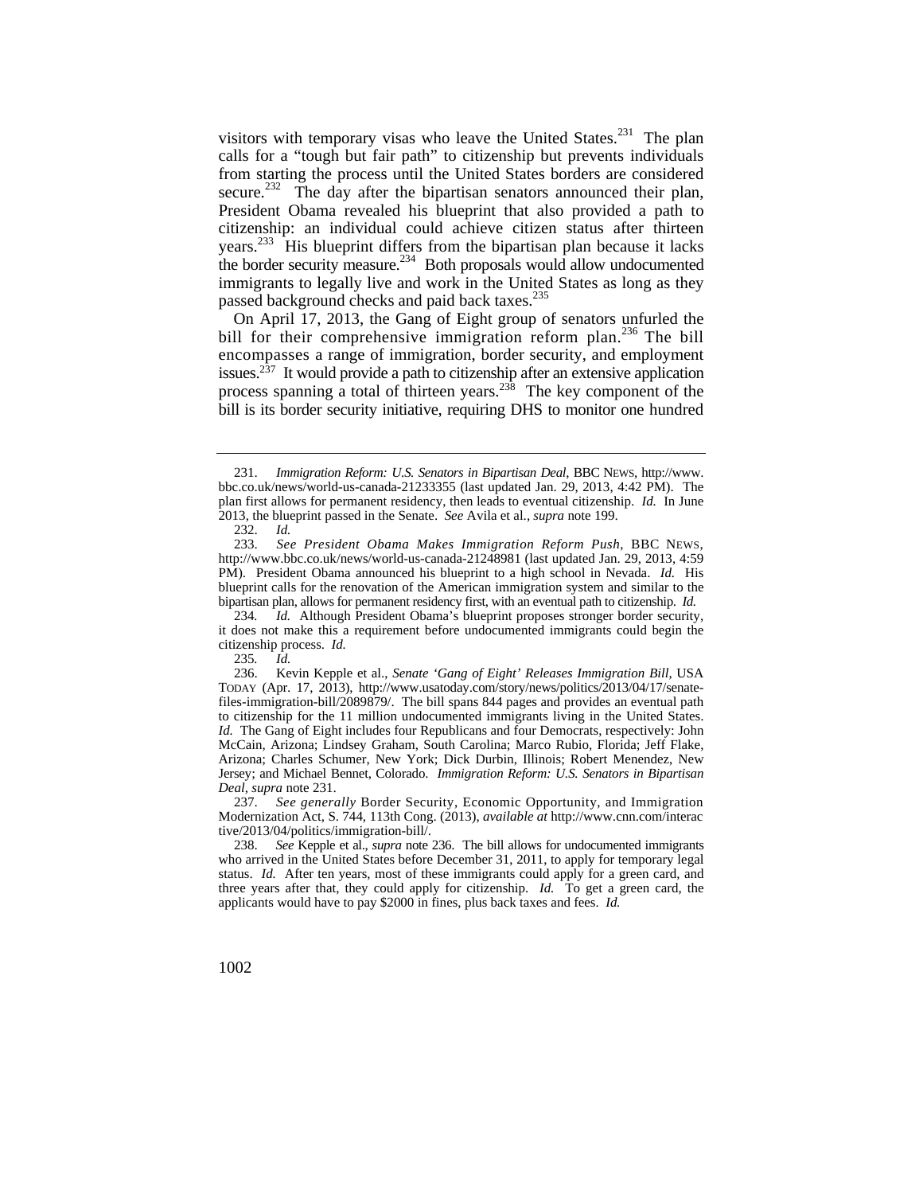visitors with temporary visas who leave the United States.[231] The plan calls for a "tough but fair path" to citizenship but prevents individuals from starting the process until the United States borders are considered secure.[232] The day after the bipartisan senators announced their plan, President Obama revealed his blueprint that also provided a path to citizenship: an individual could achieve citizen status after thirteen years.[233] His blueprint differs from the bipartisan plan because it lacks the border security measure.[234] Both proposals would allow undocumented immigrants to legally live and work in the United States as long as they passed background checks and paid back taxes.[235]

On April 17, 2013, the Gang of Eight group of senators unfurled the bill for their comprehensive immigration reform plan.[236] The bill encompasses a range of immigration, border security, and employment issues.[237] It would provide a path to citizenship after an extensive application process spanning a total of thirteen years.[238] The key component of the bill is its border security initiative, requiring DHS to monitor one hundred

---

231. *Immigration Reform: U.S. Senators in Bipartisan Deal*, BBC NEWS, http://www.bbc.co.uk/news/world-us-canada-21233355 (last updated Jan. 29, 2013, 4:42 PM). The plan first allows for permanent residency, then leads to eventual citizenship. *Id.* In June 2013, the blueprint passed in the Senate. *See* Avila et al., *supra* note 199.

232. *Id.*

233. *See President Obama Makes Immigration Reform Push*, BBC NEWS, http://www.bbc.co.uk/news/world-us-canada-21248981 (last updated Jan. 29, 2013, 4:59 PM). President Obama announced his blueprint to a high school in Nevada. *Id.* His blueprint calls for the renovation of the American immigration system and similar to the bipartisan plan, allows for permanent residency first, with an eventual path to citizenship. *Id.*

234. *Id.* Although President Obama's blueprint proposes stronger border security, it does not make this a requirement before undocumented immigrants could begin the citizenship process. *Id.*

235. *Id.*

236. Kevin Kepple et al., *Senate 'Gang of Eight' Releases Immigration Bill*, USA TODAY (Apr. 17, 2013), http://www.usatoday.com/story/news/politics/2013/04/17/senate-files-immigration-bill/2089879/. The bill spans 844 pages and provides an eventual path to citizenship for the 11 million undocumented immigrants living in the United States. *Id.* The Gang of Eight includes four Republicans and four Democrats, respectively: John McCain, Arizona; Lindsey Graham, South Carolina; Marco Rubio, Florida; Jeff Flake, Arizona; Charles Schumer, New York; Dick Durbin, Illinois; Robert Menendez, New Jersey; and Michael Bennet, Colorado. *Immigration Reform: U.S. Senators in Bipartisan Deal*, *supra* note 231.

237. *See generally* Border Security, Economic Opportunity, and Immigration Modernization Act, S. 744, 113th Cong. (2013), *available at* http://www.cnn.com/interactive/2013/04/politics/immigration-bill/.

238. *See* Kepple et al., *supra* note 236. The bill allows for undocumented immigrants who arrived in the United States before December 31, 2011, to apply for temporary legal status. *Id.* After ten years, most of these immigrants could apply for a green card, and three years after that, they could apply for citizenship. *Id.* To get a green card, the applicants would have to pay $2000 in fines, plus back taxes and fees. *Id.*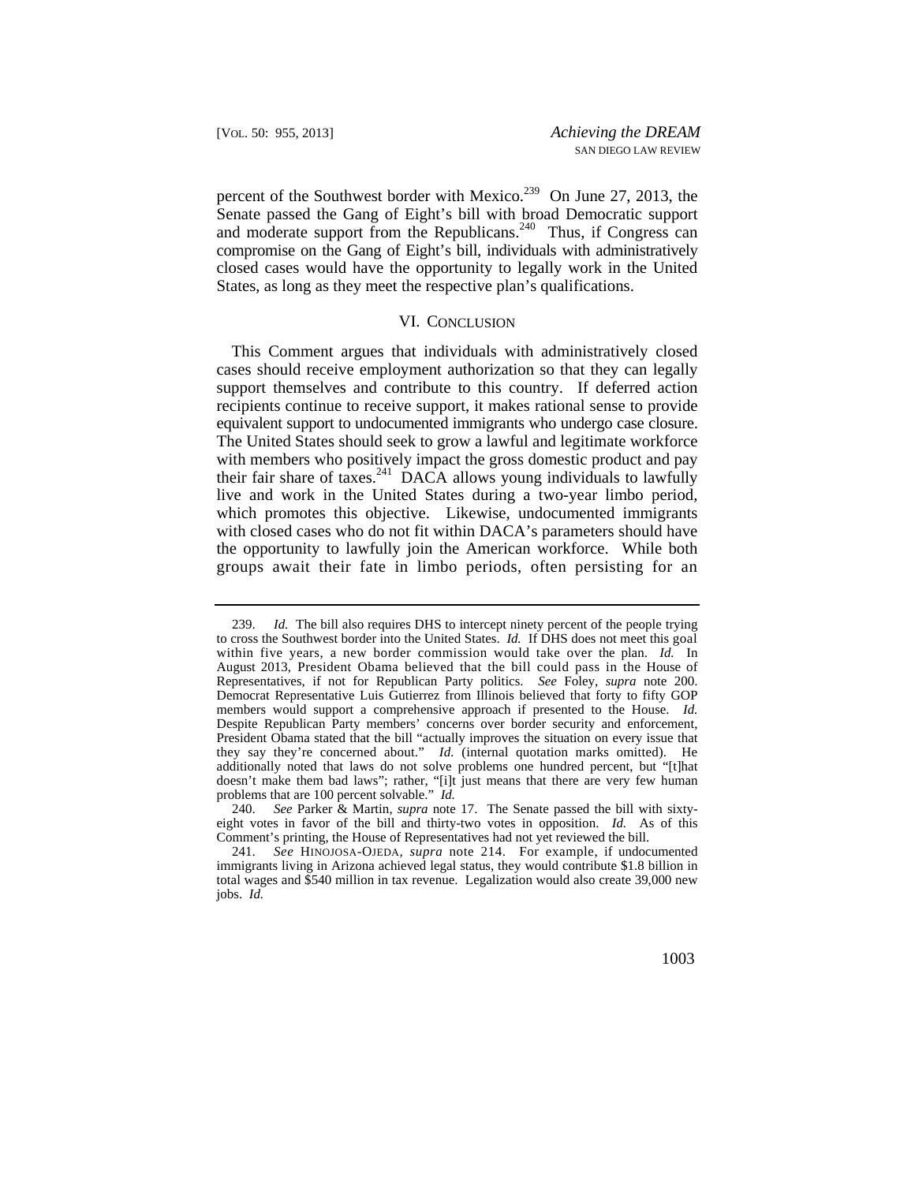percent of the Southwest border with Mexico.[239] On June 27, 2013, the Senate passed the Gang of Eight's bill with broad Democratic support and moderate support from the Republicans.[240] Thus, if Congress can compromise on the Gang of Eight's bill, individuals with administratively closed cases would have the opportunity to legally work in the United States, as long as they meet the respective plan's qualifications.

## VI. CONCLUSION

This Comment argues that individuals with administratively closed cases should receive employment authorization so that they can legally support themselves and contribute to this country. If deferred action recipients continue to receive support, it makes rational sense to provide equivalent support to undocumented immigrants who undergo case closure. The United States should seek to grow a lawful and legitimate workforce with members who positively impact the gross domestic product and pay their fair share of taxes.[241] DACA allows young individuals to lawfully live and work in the United States during a two-year limbo period, which promotes this objective. Likewise, undocumented immigrants with closed cases who do not fit within DACA's parameters should have the opportunity to lawfully join the American workforce. While both groups await their fate in limbo periods, often persisting for an

---

239. *Id.* The bill also requires DHS to intercept ninety percent of the people trying to cross the Southwest border into the United States. *Id.* If DHS does not meet this goal within five years, a new border commission would take over the plan. *Id.* In August 2013, President Obama believed that the bill could pass in the House of Representatives, if not for Republican Party politics. *See* Foley, *supra* note 200. Democrat Representative Luis Gutierrez from Illinois believed that forty to fifty GOP members would support a comprehensive approach if presented to the House. *Id.* Despite Republican Party members' concerns over border security and enforcement, President Obama stated that the bill "actually improves the situation on every issue that they say they're concerned about." *Id.* (internal quotation marks omitted). He additionally noted that laws do not solve problems one hundred percent, but "[t]hat doesn't make them bad laws"; rather, "[i]t just means that there are very few human problems that are 100 percent solvable." *Id.*

240. *See* Parker & Martin, *supra* note 17. The Senate passed the bill with sixty-eight votes in favor of the bill and thirty-two votes in opposition. *Id.* As of this Comment's printing, the House of Representatives had not yet reviewed the bill.

241. *See* HINOJOSA-OJEDA, *supra* note 214. For example, if undocumented immigrants living in Arizona achieved legal status, they would contribute $1.8 billion in total wages and $540 million in tax revenue. Legalization would also create 39,000 new jobs. *Id.*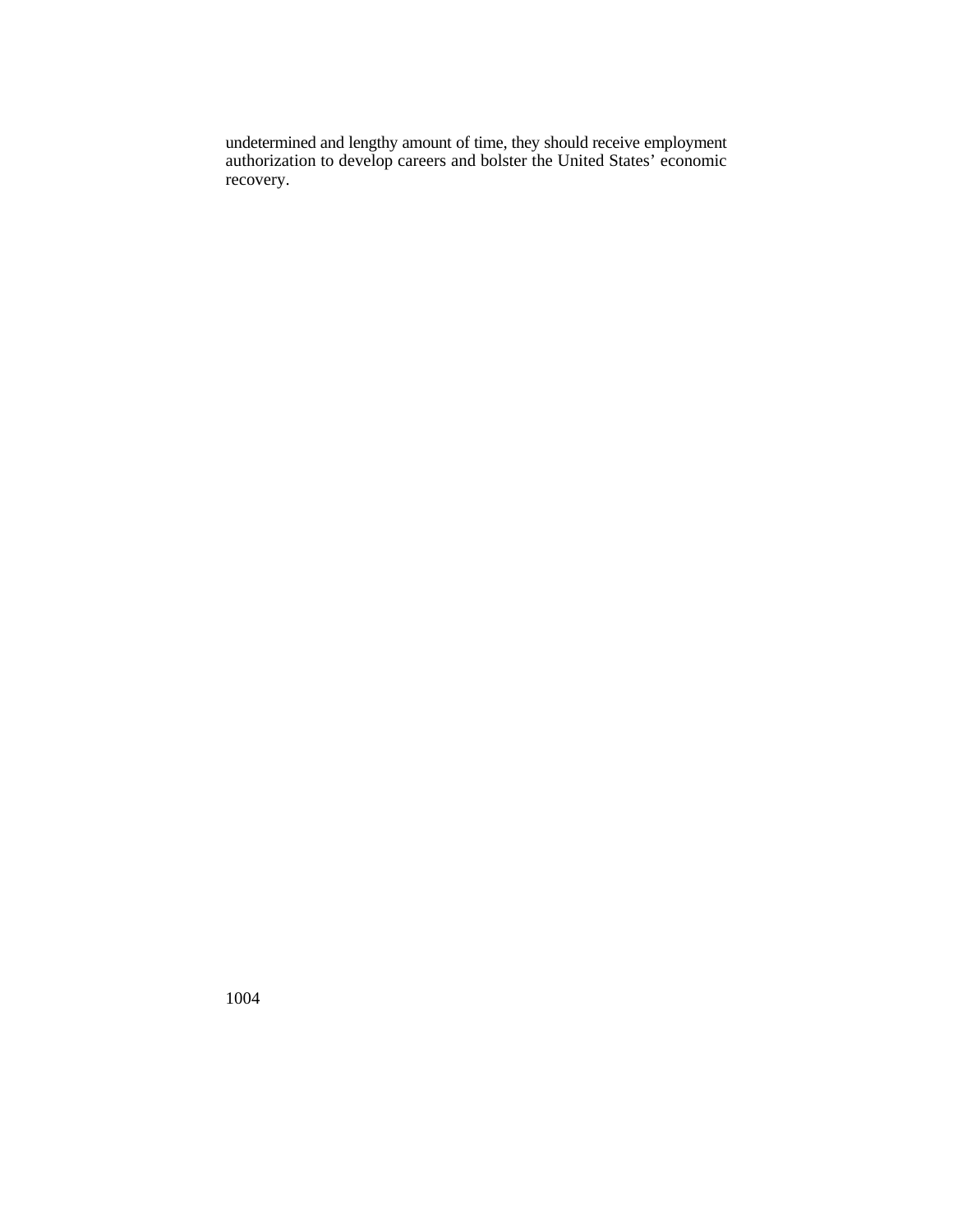undetermined and lengthy amount of time, they should receive employment authorization to develop careers and bolster the United States' economic recovery.